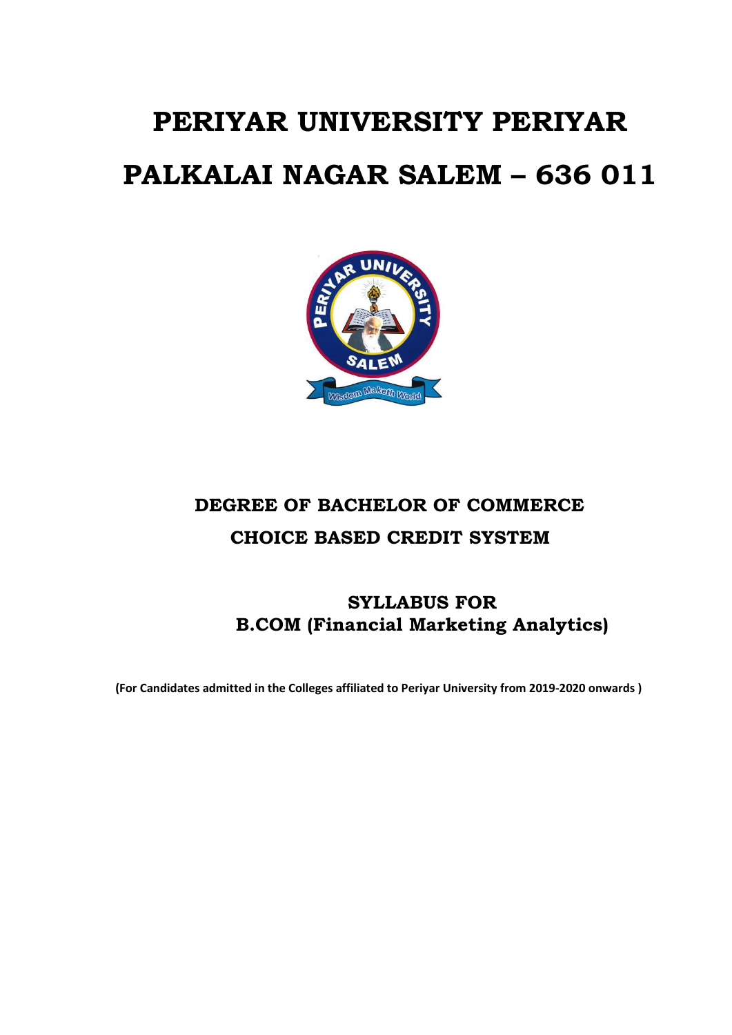# PERIYAR UNIVERSITY PERIYAR PALKALAI NAGAR SALEM – 636 011

## DEGREE OF BACHELOR OF COMMERCE
## CHOICE BASED CREDIT SYSTEM

### SYLLABUS FOR
### B.COM (Financial Marketing Analytics)

**(For Candidates admitted in the Colleges affiliated to Periyar University from 2019-2020 onwards )**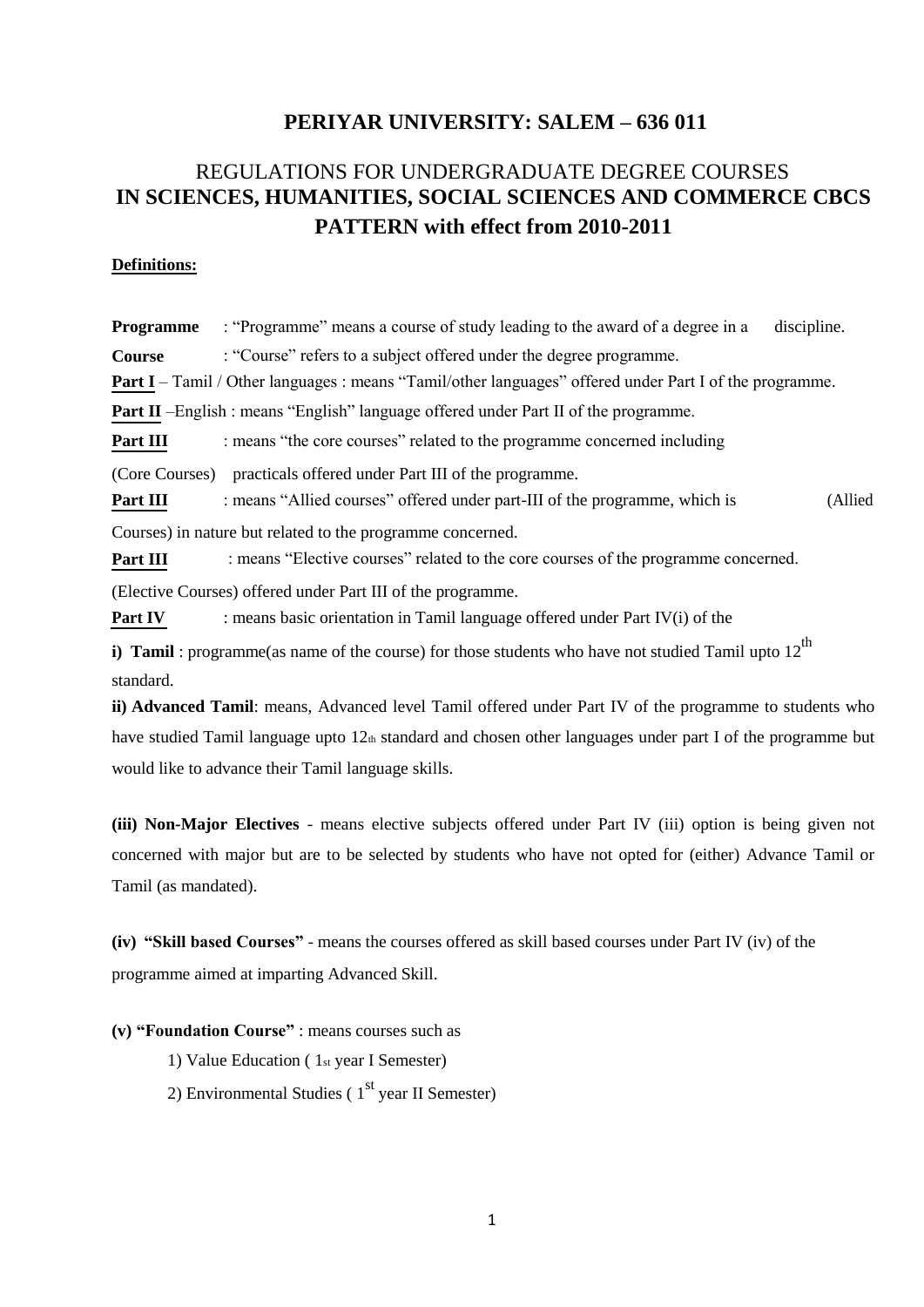# PERIYAR UNIVERSITY: SALEM – 636 011

## REGULATIONS FOR UNDERGRADUATE DEGREE COURSES
## IN SCIENCES, HUMANITIES, SOCIAL SCIENCES AND COMMERCE CBCS PATTERN with effect from 2010-2011

**Definitions:**

**Programme** : "Programme" means a course of study leading to the award of a degree in a discipline.

**Course** : "Course" refers to a subject offered under the degree programme.

**Part I** – Tamil / Other languages : means "Tamil/other languages" offered under Part I of the programme.

**Part II** –English : means "English" language offered under Part II of the programme.

**Part III** (Core Courses) : means "the core courses" related to the programme concerned including practicals offered under Part III of the programme.

**Part III** (Allied Courses) : means "Allied courses" offered under part-III of the programme, which is in nature but related to the programme concerned.

**Part III** (Elective Courses) : means "Elective courses" related to the core courses of the programme concerned. offered under Part III of the programme.

**Part IV** : means basic orientation in Tamil language offered under Part IV(i) of the

**i) Tamil** : programme(as name of the course) for those students who have not studied Tamil upto 12th standard.

**ii) Advanced Tamil**: means, Advanced level Tamil offered under Part IV of the programme to students who have studied Tamil language upto 12th standard and chosen other languages under part I of the programme but would like to advance their Tamil language skills.

**(iii) Non-Major Electives** - means elective subjects offered under Part IV (iii) option is being given not concerned with major but are to be selected by students who have not opted for (either) Advance Tamil or Tamil (as mandated).

**(iv) "Skill based Courses"** - means the courses offered as skill based courses under Part IV (iv) of the programme aimed at imparting Advanced Skill.

**(v) "Foundation Course"** : means courses such as

1) Value Education ( 1st year I Semester)
2) Environmental Studies ( 1st year II Semester)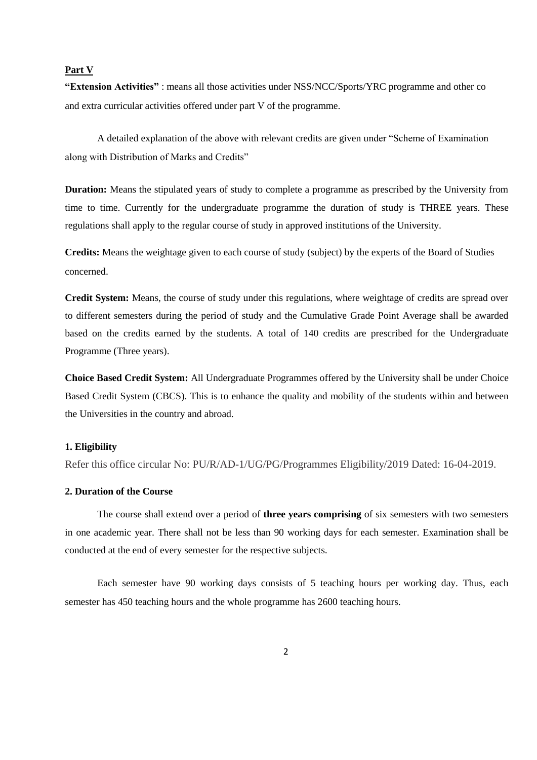**Part V**

**"Extension Activities"** : means all those activities under NSS/NCC/Sports/YRC programme and other co and extra curricular activities offered under part V of the programme.

A detailed explanation of the above with relevant credits are given under "Scheme of Examination along with Distribution of Marks and Credits"

**Duration:** Means the stipulated years of study to complete a programme as prescribed by the University from time to time. Currently for the undergraduate programme the duration of study is THREE years. These regulations shall apply to the regular course of study in approved institutions of the University.

**Credits:** Means the weightage given to each course of study (subject) by the experts of the Board of Studies concerned.

**Credit System:** Means, the course of study under this regulations, where weightage of credits are spread over to different semesters during the period of study and the Cumulative Grade Point Average shall be awarded based on the credits earned by the students. A total of 140 credits are prescribed for the Undergraduate Programme (Three years).

**Choice Based Credit System:** All Undergraduate Programmes offered by the University shall be under Choice Based Credit System (CBCS). This is to enhance the quality and mobility of the students within and between the Universities in the country and abroad.

**1. Eligibility**

Refer this office circular No: PU/R/AD-1/UG/PG/Programmes Eligibility/2019 Dated: 16-04-2019.

**2. Duration of the Course**

The course shall extend over a period of **three years comprising** of six semesters with two semesters in one academic year. There shall not be less than 90 working days for each semester. Examination shall be conducted at the end of every semester for the respective subjects.

Each semester have 90 working days consists of 5 teaching hours per working day. Thus, each semester has 450 teaching hours and the whole programme has 2600 teaching hours.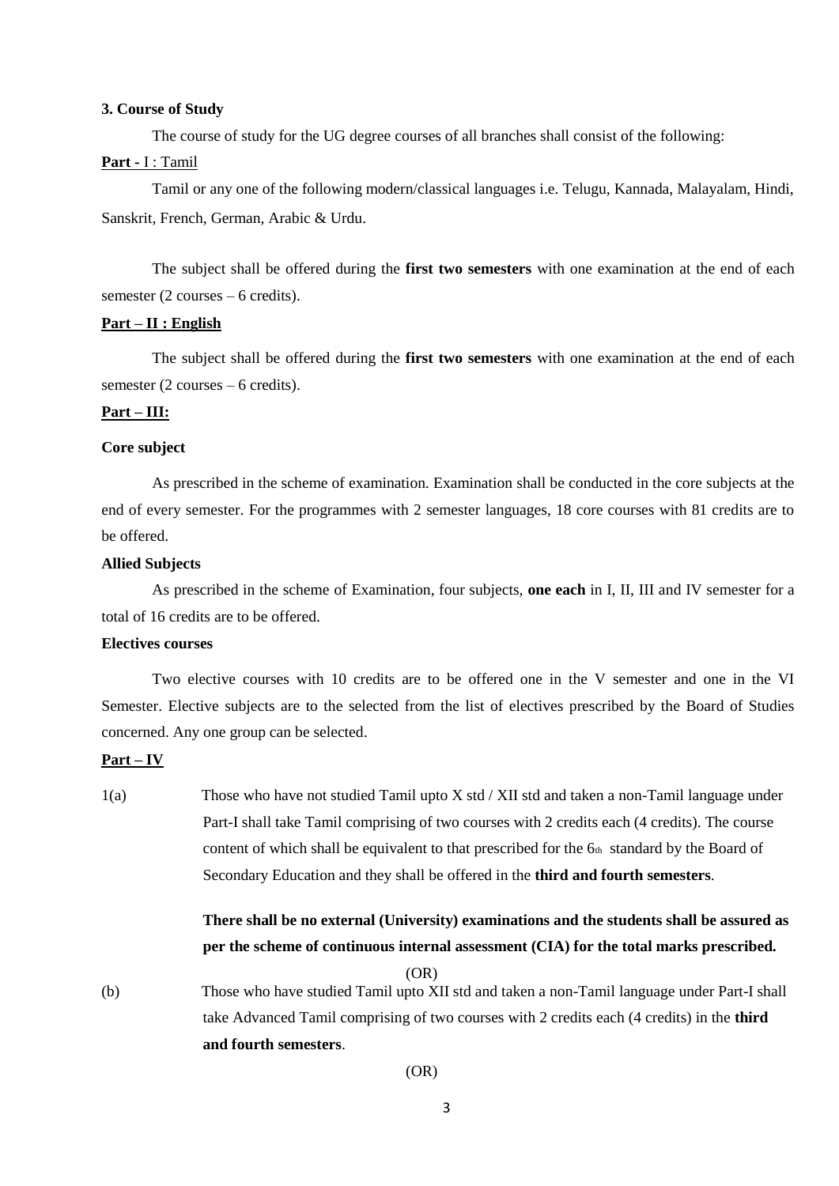**3. Course of Study**

The course of study for the UG degree courses of all branches shall consist of the following:

**Part -** I : Tamil

Tamil or any one of the following modern/classical languages i.e. Telugu, Kannada, Malayalam, Hindi, Sanskrit, French, German, Arabic & Urdu.

The subject shall be offered during the **first two semesters** with one examination at the end of each semester (2 courses – 6 credits).

**Part – II : English**

The subject shall be offered during the **first two semesters** with one examination at the end of each semester (2 courses – 6 credits).

**Part – III:**

**Core subject**

As prescribed in the scheme of examination. Examination shall be conducted in the core subjects at the end of every semester. For the programmes with 2 semester languages, 18 core courses with 81 credits are to be offered.

**Allied Subjects**

As prescribed in the scheme of Examination, four subjects, **one each** in I, II, III and IV semester for a total of 16 credits are to be offered.

**Electives courses**

Two elective courses with 10 credits are to be offered one in the V semester and one in the VI Semester. Elective subjects are to the selected from the list of electives prescribed by the Board of Studies concerned. Any one group can be selected.

**Part – IV**

1(a) Those who have not studied Tamil upto X std / XII std and taken a non-Tamil language under Part-I shall take Tamil comprising of two courses with 2 credits each (4 credits). The course content of which shall be equivalent to that prescribed for the 6th standard by the Board of Secondary Education and they shall be offered in the **third and fourth semesters**.

**There shall be no external (University) examinations and the students shall be assured as per the scheme of continuous internal assessment (CIA) for the total marks prescribed.**

(OR)

(b) Those who have studied Tamil upto XII std and taken a non-Tamil language under Part-I shall take Advanced Tamil comprising of two courses with 2 credits each (4 credits) in the **third and fourth semesters**.

(OR)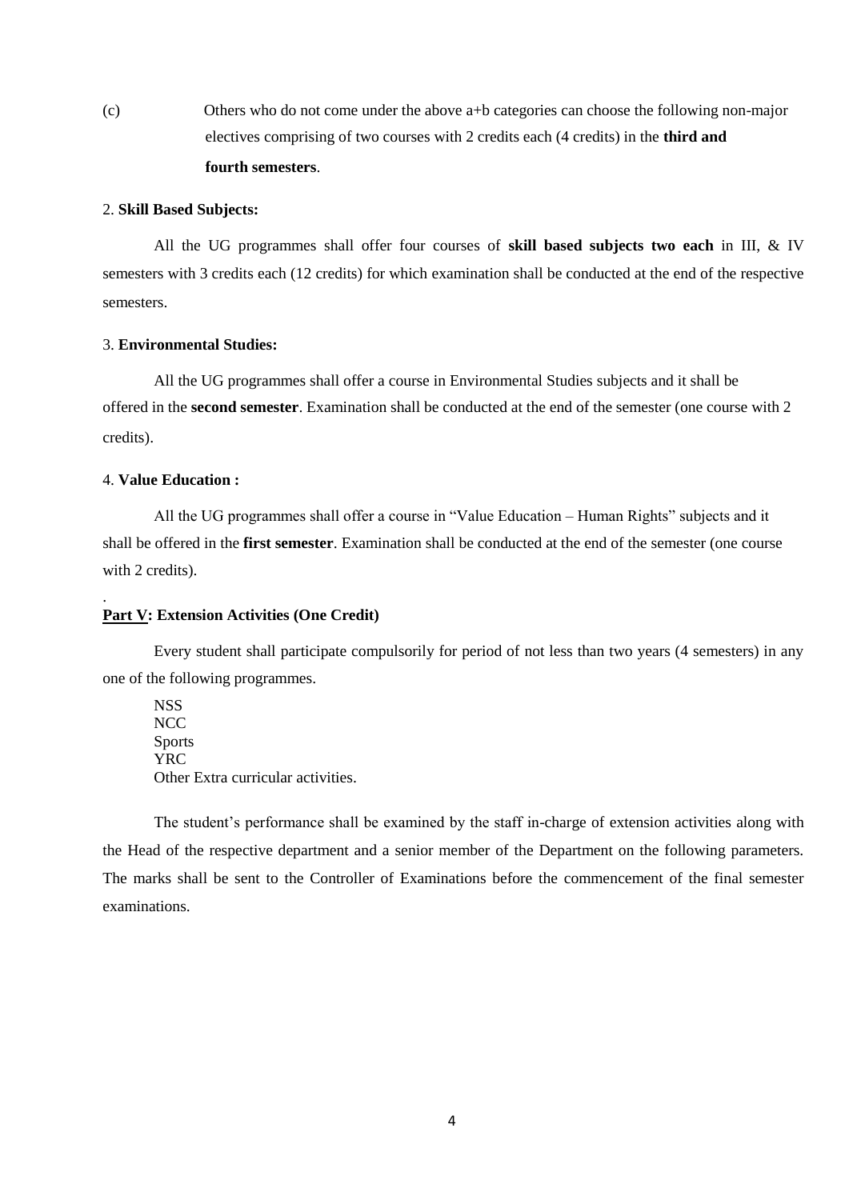(c) Others who do not come under the above a+b categories can choose the following non-major electives comprising of two courses with 2 credits each (4 credits) in the **third and fourth semesters**.

2. **Skill Based Subjects:**

All the UG programmes shall offer four courses of **skill based subjects two each** in III, & IV semesters with 3 credits each (12 credits) for which examination shall be conducted at the end of the respective semesters.

3. **Environmental Studies:**

All the UG programmes shall offer a course in Environmental Studies subjects and it shall be offered in the **second semester**. Examination shall be conducted at the end of the semester (one course with 2 credits).

4. **Value Education :**

All the UG programmes shall offer a course in "Value Education – Human Rights" subjects and it shall be offered in the **first semester**. Examination shall be conducted at the end of the semester (one course with 2 credits).

.

**<u>Part V</u>: Extension Activities (One Credit)**

Every student shall participate compulsorily for period of not less than two years (4 semesters) in any one of the following programmes.

NSS
NCC
Sports
YRC
Other Extra curricular activities.

The student's performance shall be examined by the staff in-charge of extension activities along with the Head of the respective department and a senior member of the Department on the following parameters. The marks shall be sent to the Controller of Examinations before the commencement of the final semester examinations.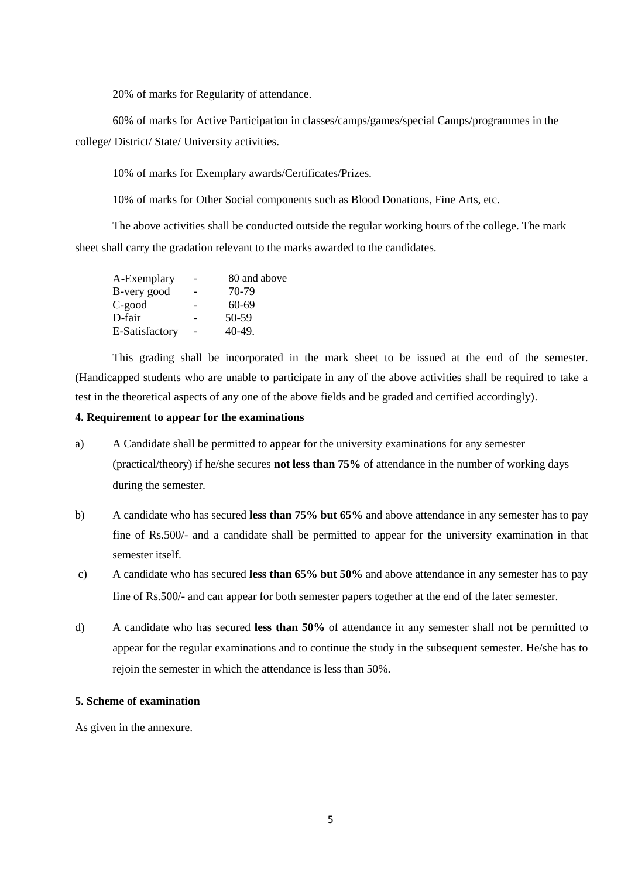20% of marks for Regularity of attendance.

60% of marks for Active Participation in classes/camps/games/special Camps/programmes in the college/ District/ State/ University activities.

10% of marks for Exemplary awards/Certificates/Prizes.

10% of marks for Other Social components such as Blood Donations, Fine Arts, etc.

The above activities shall be conducted outside the regular working hours of the college. The mark sheet shall carry the gradation relevant to the marks awarded to the candidates.

| | | |
|---|---|---|
| A-Exemplary | - | 80 and above |
| B-very good | - | 70-79 |
| C-good | - | 60-69 |
| D-fair | - | 50-59 |
| E-Satisfactory | - | 40-49. |

This grading shall be incorporated in the mark sheet to be issued at the end of the semester. (Handicapped students who are unable to participate in any of the above activities shall be required to take a test in the theoretical aspects of any one of the above fields and be graded and certified accordingly).

**4. Requirement to appear for the examinations**

a) A Candidate shall be permitted to appear for the university examinations for any semester (practical/theory) if he/she secures **not less than 75%** of attendance in the number of working days during the semester.

b) A candidate who has secured **less than 75% but 65%** and above attendance in any semester has to pay fine of Rs.500/- and a candidate shall be permitted to appear for the university examination in that semester itself.

c) A candidate who has secured **less than 65% but 50%** and above attendance in any semester has to pay fine of Rs.500/- and can appear for both semester papers together at the end of the later semester.

d) A candidate who has secured **less than 50%** of attendance in any semester shall not be permitted to appear for the regular examinations and to continue the study in the subsequent semester. He/she has to rejoin the semester in which the attendance is less than 50%.

**5. Scheme of examination**

As given in the annexure.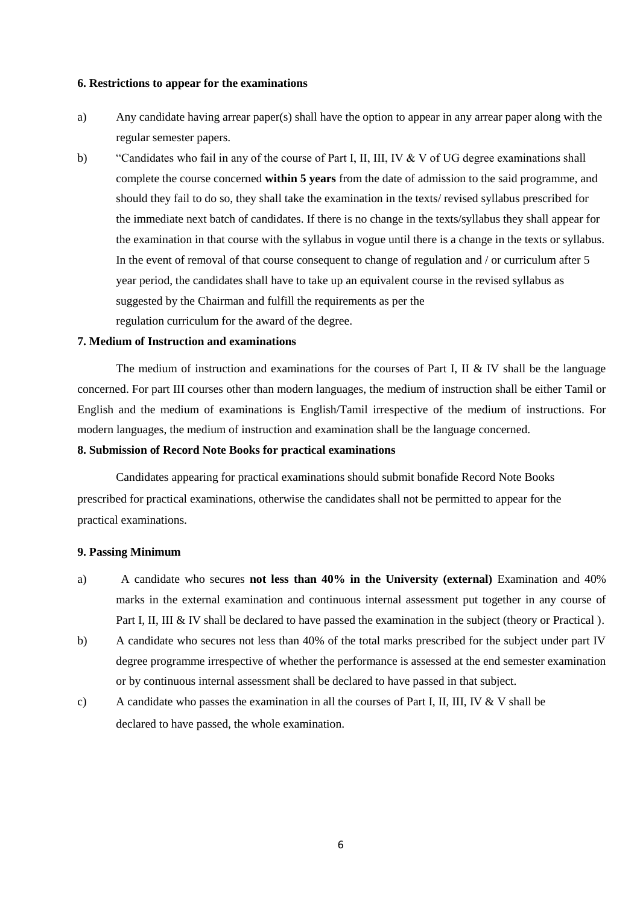**6. Restrictions to appear for the examinations**

a) Any candidate having arrear paper(s) shall have the option to appear in any arrear paper along with the regular semester papers.

b) "Candidates who fail in any of the course of Part I, II, III, IV & V of UG degree examinations shall complete the course concerned **within 5 years** from the date of admission to the said programme, and should they fail to do so, they shall take the examination in the texts/ revised syllabus prescribed for the immediate next batch of candidates. If there is no change in the texts/syllabus they shall appear for the examination in that course with the syllabus in vogue until there is a change in the texts or syllabus. In the event of removal of that course consequent to change of regulation and / or curriculum after 5 year period, the candidates shall have to take up an equivalent course in the revised syllabus as suggested by the Chairman and fulfill the requirements as per the regulation curriculum for the award of the degree.

**7. Medium of Instruction and examinations**

The medium of instruction and examinations for the courses of Part I, II & IV shall be the language concerned. For part III courses other than modern languages, the medium of instruction shall be either Tamil or English and the medium of examinations is English/Tamil irrespective of the medium of instructions. For modern languages, the medium of instruction and examination shall be the language concerned.

**8. Submission of Record Note Books for practical examinations**

Candidates appearing for practical examinations should submit bonafide Record Note Books prescribed for practical examinations, otherwise the candidates shall not be permitted to appear for the practical examinations.

**9. Passing Minimum**

a) A candidate who secures **not less than 40% in the University (external)** Examination and 40% marks in the external examination and continuous internal assessment put together in any course of Part I, II, III & IV shall be declared to have passed the examination in the subject (theory or Practical ).

b) A candidate who secures not less than 40% of the total marks prescribed for the subject under part IV degree programme irrespective of whether the performance is assessed at the end semester examination or by continuous internal assessment shall be declared to have passed in that subject.

c) A candidate who passes the examination in all the courses of Part I, II, III, IV & V shall be declared to have passed, the whole examination.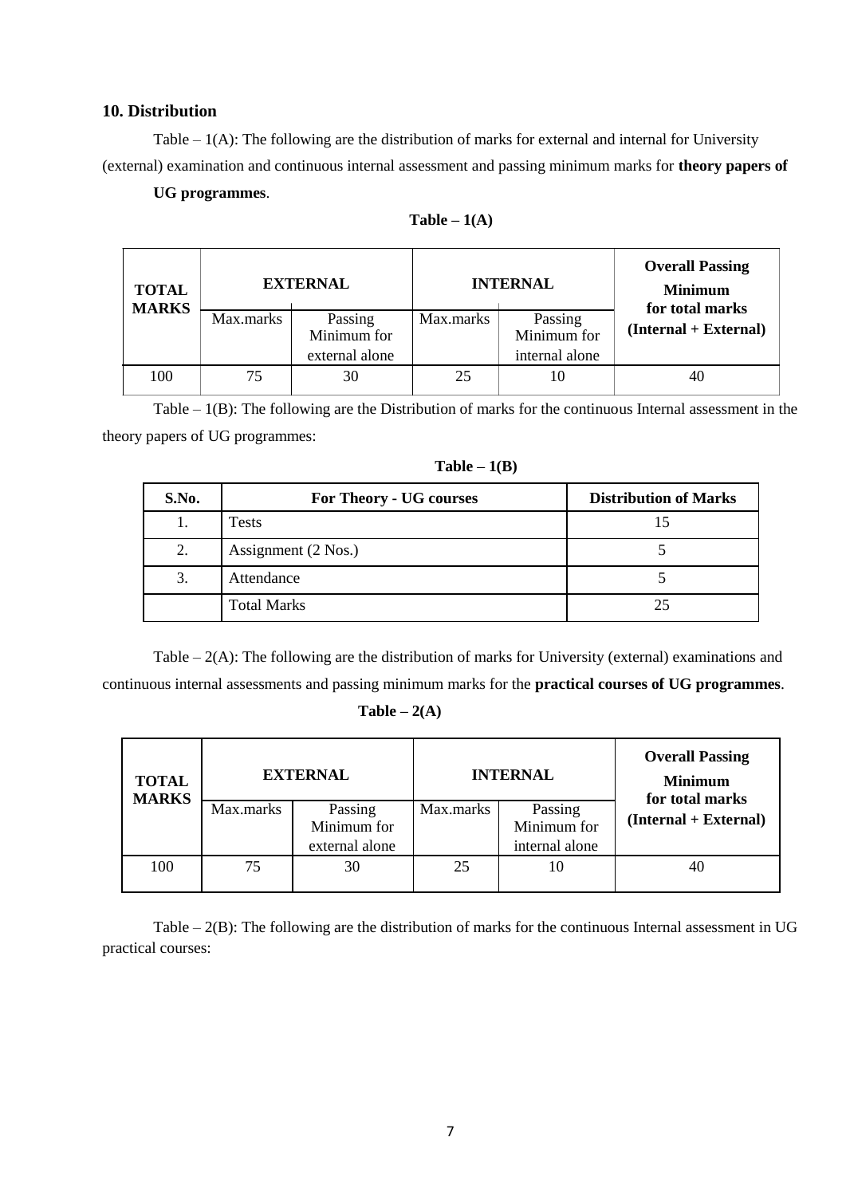## 10. Distribution

Table – 1(A): The following are the distribution of marks for external and internal for University (external) examination and continuous internal assessment and passing minimum marks for **theory papers of UG programmes**.

**Table – 1(A)**

| TOTAL MARKS | EXTERNAL | | INTERNAL | | Overall Passing Minimum for total marks (Internal + External) |
|---|---|---|---|---|---|
| | Max.marks | Passing Minimum for external alone | Max.marks | Passing Minimum for internal alone | |
| 100 | 75 | 30 | 25 | 10 | 40 |

Table – 1(B): The following are the Distribution of marks for the continuous Internal assessment in the theory papers of UG programmes:

**Table – 1(B)**

| S.No. | For Theory - UG courses | Distribution of Marks |
|---|---|---|
| 1. | Tests | 15 |
| 2. | Assignment (2 Nos.) | 5 |
| 3. | Attendance | 5 |
| | Total Marks | 25 |

Table – 2(A): The following are the distribution of marks for University (external) examinations and continuous internal assessments and passing minimum marks for the **practical courses of UG programmes**.

**Table – 2(A)**

| TOTAL MARKS | EXTERNAL | | INTERNAL | | Overall Passing Minimum for total marks (Internal + External) |
|---|---|---|---|---|---|
| | Max.marks | Passing Minimum for external alone | Max.marks | Passing Minimum for internal alone | |
| 100 | 75 | 30 | 25 | 10 | 40 |

Table – 2(B): The following are the distribution of marks for the continuous Internal assessment in UG practical courses: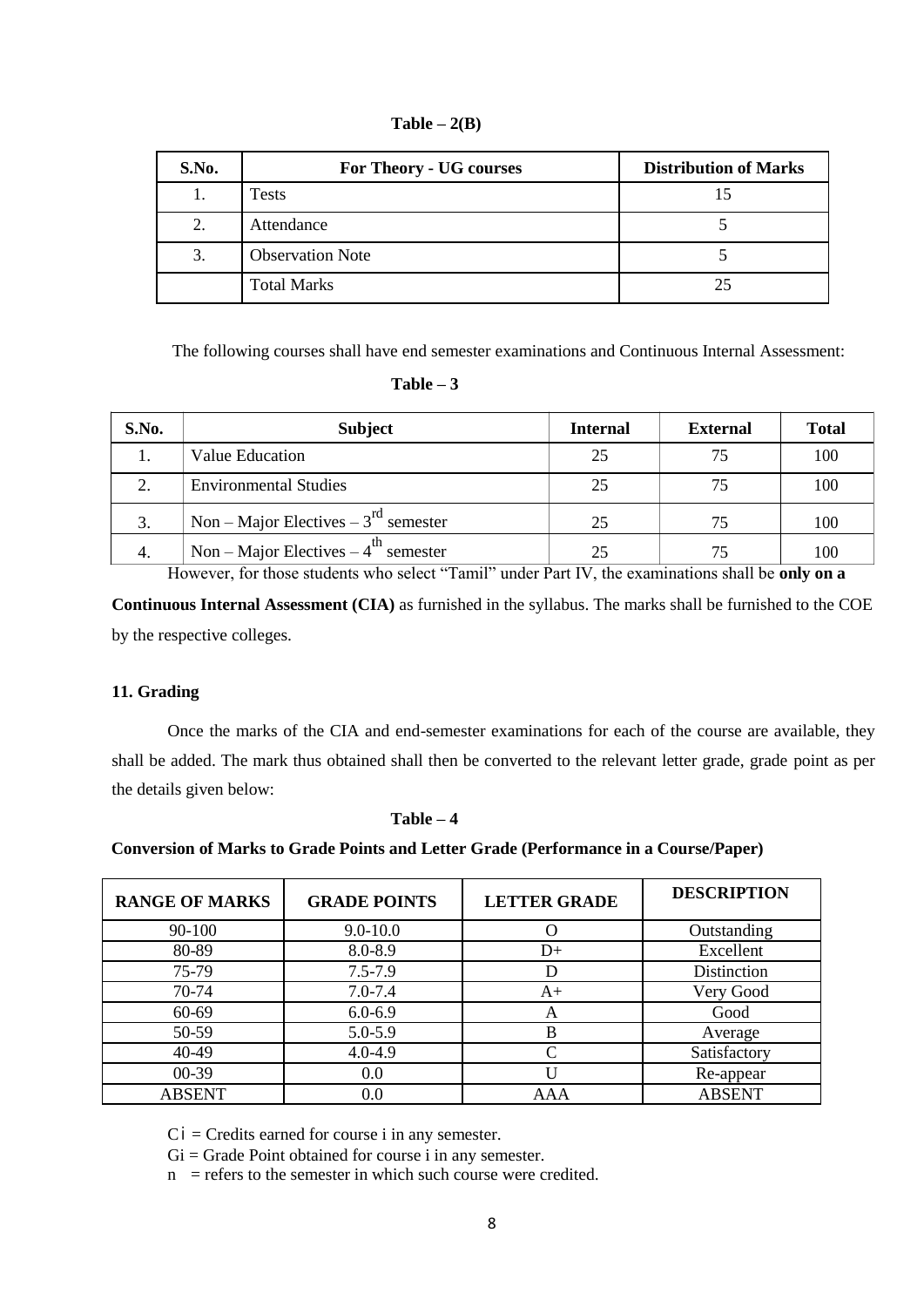**Table – 2(B)**

| S.No. | For Theory - UG courses | Distribution of Marks |
|---|---|---|
| 1. | Tests | 15 |
| 2. | Attendance | 5 |
| 3. | Observation Note | 5 |
| | Total Marks | 25 |

The following courses shall have end semester examinations and Continuous Internal Assessment:

**Table – 3**

| S.No. | Subject | Internal | External | Total |
|---|---|---|---|---|
| 1. | Value Education | 25 | 75 | 100 |
| 2. | Environmental Studies | 25 | 75 | 100 |
| 3. | Non – Major Electives – 3rd semester | 25 | 75 | 100 |
| 4. | Non – Major Electives – 4th semester | 25 | 75 | 100 |

However, for those students who select "Tamil" under Part IV, the examinations shall be **only on a Continuous Internal Assessment (CIA)** as furnished in the syllabus. The marks shall be furnished to the COE by the respective colleges.

### 11. Grading

Once the marks of the CIA and end-semester examinations for each of the course are available, they shall be added. The mark thus obtained shall then be converted to the relevant letter grade, grade point as per the details given below:

**Table – 4**

**Conversion of Marks to Grade Points and Letter Grade (Performance in a Course/Paper)**

| RANGE OF MARKS | GRADE POINTS | LETTER GRADE | DESCRIPTION |
|---|---|---|---|
| 90-100 | 9.0-10.0 | O | Outstanding |
| 80-89 | 8.0-8.9 | D+ | Excellent |
| 75-79 | 7.5-7.9 | D | Distinction |
| 70-74 | 7.0-7.4 | A+ | Very Good |
| 60-69 | 6.0-6.9 | A | Good |
| 50-59 | 5.0-5.9 | B | Average |
| 40-49 | 4.0-4.9 | C | Satisfactory |
| 00-39 | 0.0 | U | Re-appear |
| ABSENT | 0.0 | AAA | ABSENT |

$C_i$ = Credits earned for course i in any semester.

$G_i$ = Grade Point obtained for course i in any semester.

$n$ = refers to the semester in which such course were credited.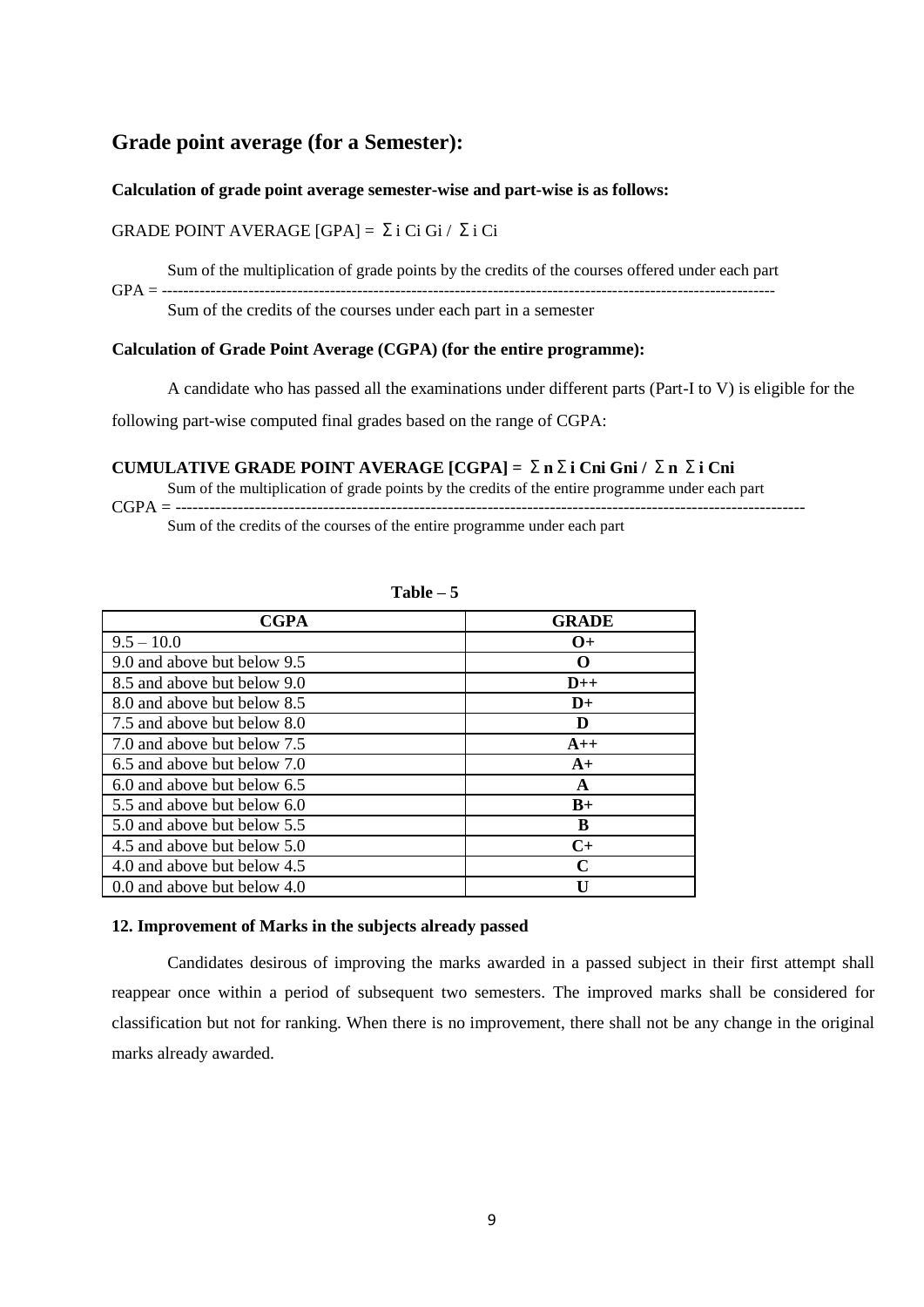## Grade point average (for a Semester):

**Calculation of grade point average semester-wise and part-wise is as follows:**

GRADE POINT AVERAGE [GPA] = $\Sigma_i C_i G_i / \Sigma_i C_i$

$$GPA = \frac{\text{Sum of the multiplication of grade points by the credits of the courses offered under each part}}{\text{Sum of the credits of the courses under each part in a semester}}$$

**Calculation of Grade Point Average (CGPA) (for the entire programme):**

A candidate who has passed all the examinations under different parts (Part-I to V) is eligible for the following part-wise computed final grades based on the range of CGPA:

**CUMULATIVE GRADE POINT AVERAGE [CGPA] = $\Sigma_n \Sigma_i C_{ni} G_{ni} / \Sigma_n \Sigma_i C_{ni}$**

$$CGPA = \frac{\text{Sum of the multiplication of grade points by the credits of the entire programme under each part}}{\text{Sum of the credits of the courses of the entire programme under each part}}$$

**Table – 5**

| CGPA | GRADE |
|---|---|
| 9.5 – 10.0 | **O+** |
| 9.0 and above but below 9.5 | **O** |
| 8.5 and above but below 9.0 | **D++** |
| 8.0 and above but below 8.5 | **D+** |
| 7.5 and above but below 8.0 | **D** |
| 7.0 and above but below 7.5 | **A++** |
| 6.5 and above but below 7.0 | **A+** |
| 6.0 and above but below 6.5 | **A** |
| 5.5 and above but below 6.0 | **B+** |
| 5.0 and above but below 5.5 | **B** |
| 4.5 and above but below 5.0 | **C+** |
| 4.0 and above but below 4.5 | **C** |
| 0.0 and above but below 4.0 | **U** |

**12. Improvement of Marks in the subjects already passed**

Candidates desirous of improving the marks awarded in a passed subject in their first attempt shall reappear once within a period of subsequent two semesters. The improved marks shall be considered for classification but not for ranking. When there is no improvement, there shall not be any change in the original marks already awarded.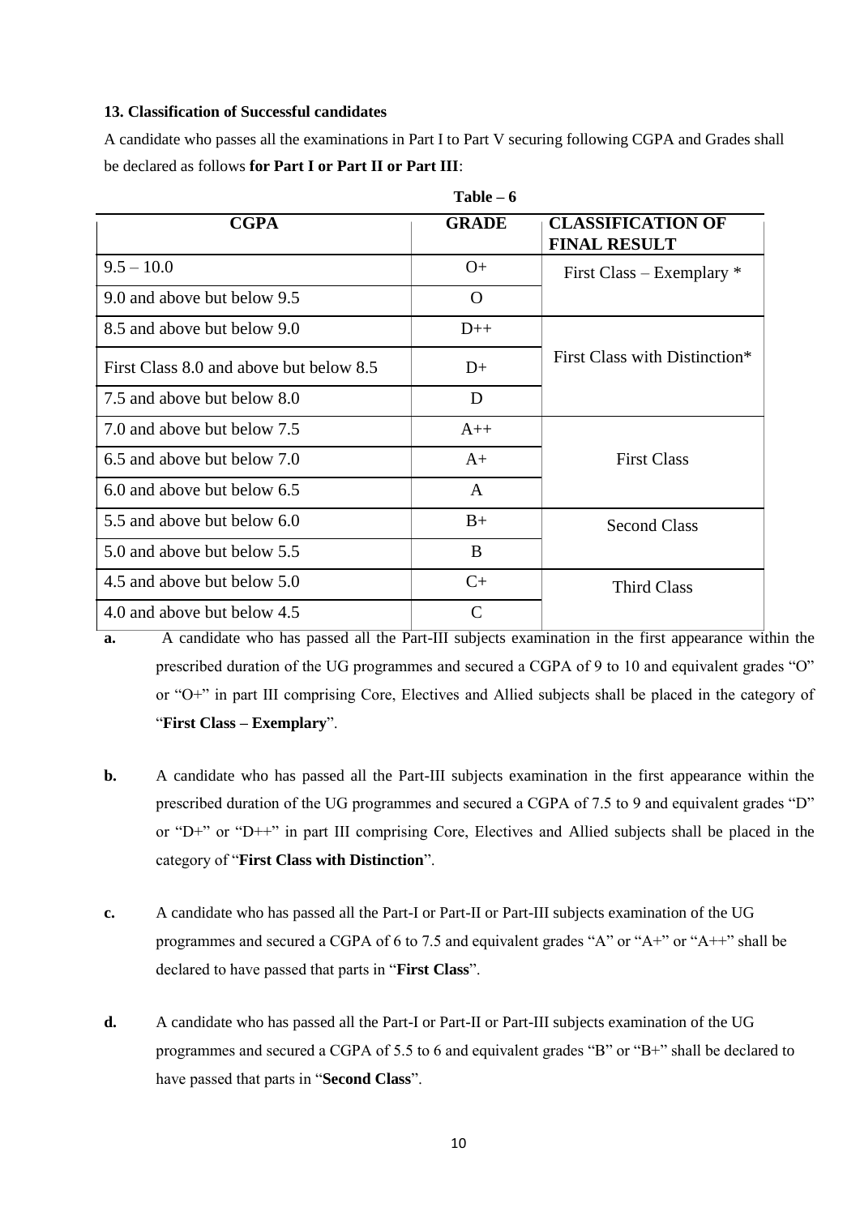**13. Classification of Successful candidates**

A candidate who passes all the examinations in Part I to Part V securing following CGPA and Grades shall be declared as follows **for Part I or Part II or Part III**:

**Table – 6**

| CGPA | GRADE | CLASSIFICATION OF FINAL RESULT |
|---|---|---|
| 9.5 – 10.0 | O+ | First Class – Exemplary * |
| 9.0 and above but below 9.5 | O | |
| 8.5 and above but below 9.0 | D++ | First Class with Distinction* |
| First Class 8.0 and above but below 8.5 | D+ | |
| 7.5 and above but below 8.0 | D | |
| 7.0 and above but below 7.5 | A++ | First Class |
| 6.5 and above but below 7.0 | A+ | |
| 6.0 and above but below 6.5 | A | |
| 5.5 and above but below 6.0 | B+ | Second Class |
| 5.0 and above but below 5.5 | B | |
| 4.5 and above but below 5.0 | C+ | Third Class |
| 4.0 and above but below 4.5 | C | |

**a.** A candidate who has passed all the Part-III subjects examination in the first appearance within the prescribed duration of the UG programmes and secured a CGPA of 9 to 10 and equivalent grades "O" or "O+" in part III comprising Core, Electives and Allied subjects shall be placed in the category of "**First Class – Exemplary**".

**b.** A candidate who has passed all the Part-III subjects examination in the first appearance within the prescribed duration of the UG programmes and secured a CGPA of 7.5 to 9 and equivalent grades "D" or "D+" or "D++" in part III comprising Core, Electives and Allied subjects shall be placed in the category of "**First Class with Distinction**".

**c.** A candidate who has passed all the Part-I or Part-II or Part-III subjects examination of the UG programmes and secured a CGPA of 6 to 7.5 and equivalent grades "A" or "A+" or "A++" shall be declared to have passed that parts in "**First Class**".

**d.** A candidate who has passed all the Part-I or Part-II or Part-III subjects examination of the UG programmes and secured a CGPA of 5.5 to 6 and equivalent grades "B" or "B+" shall be declared to have passed that parts in "**Second Class**".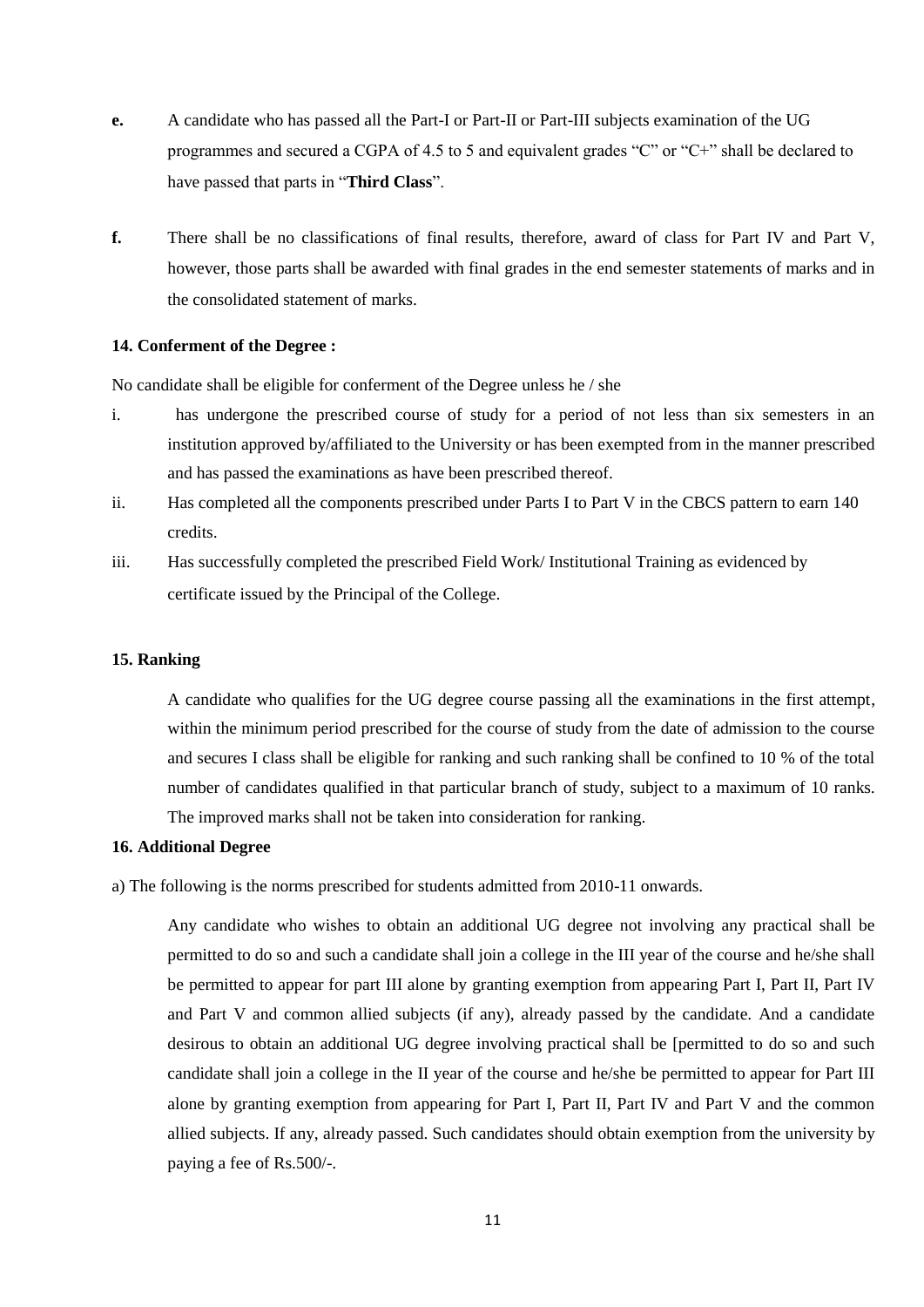**e.** A candidate who has passed all the Part-I or Part-II or Part-III subjects examination of the UG programmes and secured a CGPA of 4.5 to 5 and equivalent grades "C" or "C+" shall be declared to have passed that parts in "**Third Class**".

**f.** There shall be no classifications of final results, therefore, award of class for Part IV and Part V, however, those parts shall be awarded with final grades in the end semester statements of marks and in the consolidated statement of marks.

#### 14. Conferment of the Degree :

No candidate shall be eligible for conferment of the Degree unless he / she

i. has undergone the prescribed course of study for a period of not less than six semesters in an institution approved by/affiliated to the University or has been exempted from in the manner prescribed and has passed the examinations as have been prescribed thereof.

ii. Has completed all the components prescribed under Parts I to Part V in the CBCS pattern to earn 140 credits.

iii. Has successfully completed the prescribed Field Work/ Institutional Training as evidenced by certificate issued by the Principal of the College.

#### 15. Ranking

A candidate who qualifies for the UG degree course passing all the examinations in the first attempt, within the minimum period prescribed for the course of study from the date of admission to the course and secures I class shall be eligible for ranking and such ranking shall be confined to 10 % of the total number of candidates qualified in that particular branch of study, subject to a maximum of 10 ranks. The improved marks shall not be taken into consideration for ranking.

#### 16. Additional Degree

a) The following is the norms prescribed for students admitted from 2010-11 onwards.

Any candidate who wishes to obtain an additional UG degree not involving any practical shall be permitted to do so and such a candidate shall join a college in the III year of the course and he/she shall be permitted to appear for part III alone by granting exemption from appearing Part I, Part II, Part IV and Part V and common allied subjects (if any), already passed by the candidate. And a candidate desirous to obtain an additional UG degree involving practical shall be [permitted to do so and such candidate shall join a college in the II year of the course and he/she be permitted to appear for Part III alone by granting exemption from appearing for Part I, Part II, Part IV and Part V and the common allied subjects. If any, already passed. Such candidates should obtain exemption from the university by paying a fee of Rs.500/-.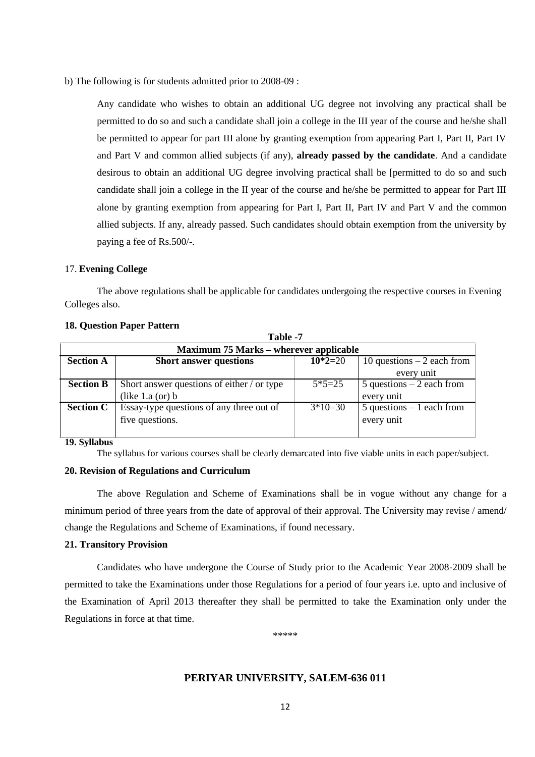b) The following is for students admitted prior to 2008-09 :

Any candidate who wishes to obtain an additional UG degree not involving any practical shall be permitted to do so and such a candidate shall join a college in the III year of the course and he/she shall be permitted to appear for part III alone by granting exemption from appearing Part I, Part II, Part IV and Part V and common allied subjects (if any), **already passed by the candidate**. And a candidate desirous to obtain an additional UG degree involving practical shall be [permitted to do so and such candidate shall join a college in the II year of the course and he/she be permitted to appear for Part III alone by granting exemption from appearing for Part I, Part II, Part IV and Part V and the common allied subjects. If any, already passed. Such candidates should obtain exemption from the university by paying a fee of Rs.500/-.

17. **Evening College**

The above regulations shall be applicable for candidates undergoing the respective courses in Evening Colleges also.

**18. Question Paper Pattern**

**Table -7**

| **Maximum 75 Marks – wherever applicable** | | | |
|---|---|---|---|
| **Section A** | **Short answer questions** | **10*2**=20 | 10 questions – 2 each from every unit |
| **Section B** | Short answer questions of either / or type (like 1.a (or) b | 5*5=25 | 5 questions – 2 each from every unit |
| **Section C** | Essay-type questions of any three out of five questions. | 3*10=30 | 5 questions – 1 each from every unit |

**19. Syllabus**

The syllabus for various courses shall be clearly demarcated into five viable units in each paper/subject.

**20. Revision of Regulations and Curriculum**

The above Regulation and Scheme of Examinations shall be in vogue without any change for a minimum period of three years from the date of approval of their approval. The University may revise / amend/ change the Regulations and Scheme of Examinations, if found necessary.

**21. Transitory Provision**

Candidates who have undergone the Course of Study prior to the Academic Year 2008-2009 shall be permitted to take the Examinations under those Regulations for a period of four years i.e. upto and inclusive of the Examination of April 2013 thereafter they shall be permitted to take the Examination only under the Regulations in force at that time.

*****

**PERIYAR UNIVERSITY, SALEM-636 011**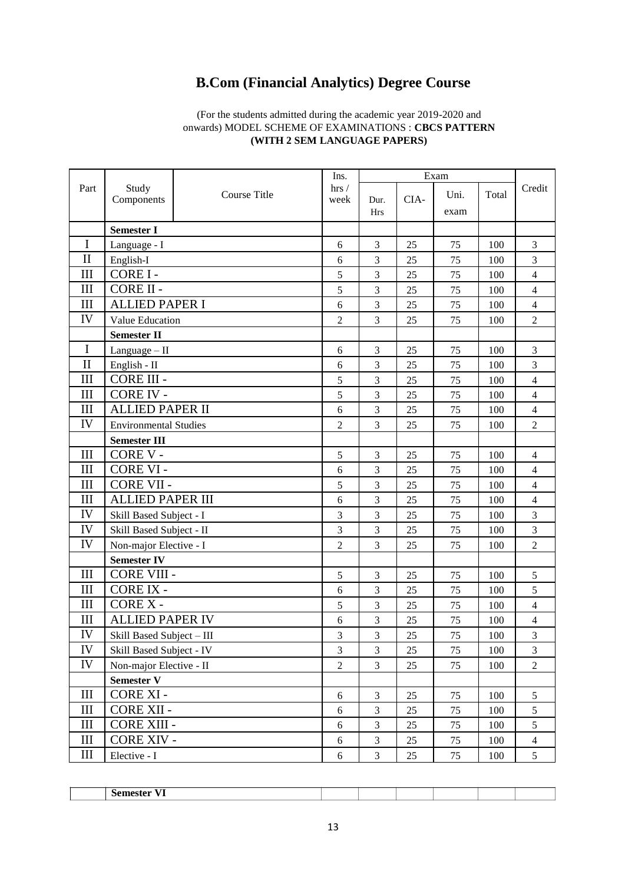# B.Com (Financial Analytics) Degree Course

(For the students admitted during the academic year 2019-2020 and onwards) MODEL SCHEME OF EXAMINATIONS : **CBCS PATTERN (WITH 2 SEM LANGUAGE PAPERS)**

| Part | Study Components | Course Title | Ins. hrs / week | Exam | | | | Credit |
|---|---|---|---|---|---|---|---|---|
| | | | | Dur. Hrs | CIA- | Uni. exam | Total | |
| | **Semester I** | | | | | | | |
| I | Language - I | | 6 | 3 | 25 | 75 | 100 | 3 |
| II | English-I | | 6 | 3 | 25 | 75 | 100 | 3 |
| III | CORE I - | | 5 | 3 | 25 | 75 | 100 | 4 |
| III | CORE II - | | 5 | 3 | 25 | 75 | 100 | 4 |
| III | ALLIED PAPER I | | 6 | 3 | 25 | 75 | 100 | 4 |
| IV | Value Education | | 2 | 3 | 25 | 75 | 100 | 2 |
| | **Semester II** | | | | | | | |
| I | Language – II | | 6 | 3 | 25 | 75 | 100 | 3 |
| II | English - II | | 6 | 3 | 25 | 75 | 100 | 3 |
| III | CORE III - | | 5 | 3 | 25 | 75 | 100 | 4 |
| III | CORE IV - | | 5 | 3 | 25 | 75 | 100 | 4 |
| III | ALLIED PAPER II | | 6 | 3 | 25 | 75 | 100 | 4 |
| IV | Environmental Studies | | 2 | 3 | 25 | 75 | 100 | 2 |
| | **Semester III** | | | | | | | |
| III | CORE V - | | 5 | 3 | 25 | 75 | 100 | 4 |
| III | CORE VI - | | 6 | 3 | 25 | 75 | 100 | 4 |
| III | CORE VII - | | 5 | 3 | 25 | 75 | 100 | 4 |
| III | ALLIED PAPER III | | 6 | 3 | 25 | 75 | 100 | 4 |
| IV | Skill Based Subject - I | | 3 | 3 | 25 | 75 | 100 | 3 |
| IV | Skill Based Subject - II | | 3 | 3 | 25 | 75 | 100 | 3 |
| IV | Non-major Elective - I | | 2 | 3 | 25 | 75 | 100 | 2 |
| | **Semester IV** | | | | | | | |
| III | CORE VIII - | | 5 | 3 | 25 | 75 | 100 | 5 |
| III | CORE IX - | | 6 | 3 | 25 | 75 | 100 | 5 |
| III | CORE X - | | 5 | 3 | 25 | 75 | 100 | 4 |
| III | ALLIED PAPER IV | | 6 | 3 | 25 | 75 | 100 | 4 |
| IV | Skill Based Subject – III | | 3 | 3 | 25 | 75 | 100 | 3 |
| IV | Skill Based Subject - IV | | 3 | 3 | 25 | 75 | 100 | 3 |
| IV | Non-major Elective - II | | 2 | 3 | 25 | 75 | 100 | 2 |
| | **Semester V** | | | | | | | |
| III | CORE XI - | | 6 | 3 | 25 | 75 | 100 | 5 |
| III | CORE XII - | | 6 | 3 | 25 | 75 | 100 | 5 |
| III | CORE XIII - | | 6 | 3 | 25 | 75 | 100 | 5 |
| III | CORE XIV - | | 6 | 3 | 25 | 75 | 100 | 4 |
| III | Elective - I | | 6 | 3 | 25 | 75 | 100 | 5 |
| | **Semester VI** | | | | | | | |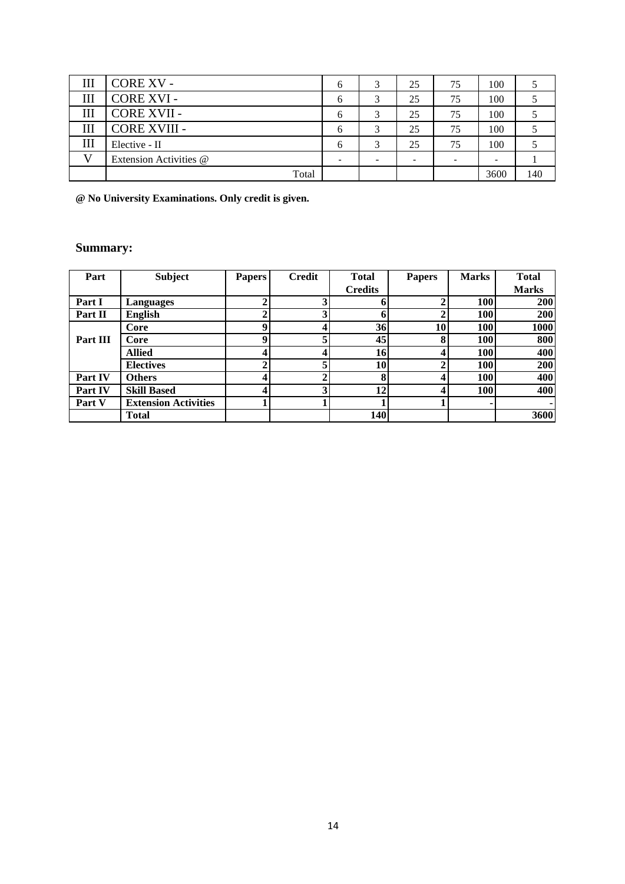| III | CORE XV - | 6 | 3 | 25 | 75 | 100 | 5 |
|---|---|---|---|---|---|---|---|
| III | CORE XVI - | 6 | 3 | 25 | 75 | 100 | 5 |
| III | CORE XVII - | 6 | 3 | 25 | 75 | 100 | 5 |
| III | CORE XVIII - | 6 | 3 | 25 | 75 | 100 | 5 |
| III | Elective - II | 6 | 3 | 25 | 75 | 100 | 5 |
| V | Extension Activities @ | - | - | - | - | - | 1 |
| | Total | | | | | 3600 | 140 |

**@ No University Examinations. Only credit is given.**

## Summary:

| Part | Subject | Papers | Credit | Total Credits | Papers | Marks | Total Marks |
|---|---|---|---|---|---|---|---|
| **Part I** | **Languages** | **2** | **3** | **6** | **2** | **100** | **200** |
| **Part II** | **English** | **2** | **3** | **6** | **2** | **100** | **200** |
| **Part III** | **Core** | **9** | **4** | **36** | **10** | **100** | **1000** |
| | **Core** | **9** | **5** | **45** | **8** | **100** | **800** |
| | **Allied** | **4** | **4** | **16** | **4** | **100** | **400** |
| | **Electives** | **2** | **5** | **10** | **2** | **100** | **200** |
| **Part IV** | **Others** | **4** | **2** | **8** | **4** | **100** | **400** |
| **Part IV** | **Skill Based** | **4** | **3** | **12** | **4** | **100** | **400** |
| **Part V** | **Extension Activities** | **1** | **1** | **1** | **1** | **-** | **-** |
| | **Total** | | | **140** | | | **3600** |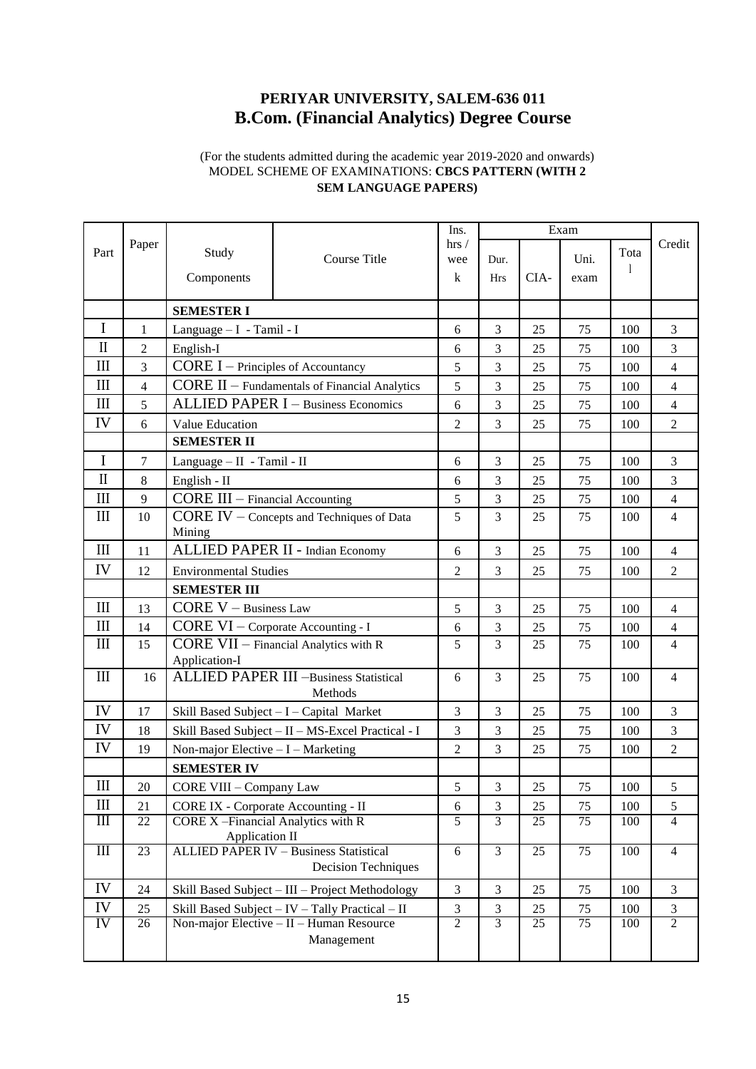# PERIYAR UNIVERSITY, SALEM-636 011
## B.Com. (Financial Analytics) Degree Course

(For the students admitted during the academic year 2019-2020 and onwards)
MODEL SCHEME OF EXAMINATIONS: **CBCS PATTERN (WITH 2 SEM LANGUAGE PAPERS)**

| Part | Paper | Study Components | Course Title | Ins. hrs / week | Exam | | | | Credit |
|---|---|---|---|---|---|---|---|---|---|
| | | | | | Dur. Hrs | CIA- | Uni. exam | Total | |
| | | **SEMESTER I** | | | | | | | |
| I | 1 | Language – I - Tamil - I | | 6 | 3 | 25 | 75 | 100 | 3 |
| II | 2 | English-I | | 6 | 3 | 25 | 75 | 100 | 3 |
| III | 3 | CORE I – Principles of Accountancy | | 5 | 3 | 25 | 75 | 100 | 4 |
| III | 4 | CORE II – Fundamentals of Financial Analytics | | 5 | 3 | 25 | 75 | 100 | 4 |
| III | 5 | ALLIED PAPER I – Business Economics | | 6 | 3 | 25 | 75 | 100 | 4 |
| IV | 6 | Value Education | | 2 | 3 | 25 | 75 | 100 | 2 |
| | | **SEMESTER II** | | | | | | | |
| I | 7 | Language – II - Tamil - II | | 6 | 3 | 25 | 75 | 100 | 3 |
| II | 8 | English - II | | 6 | 3 | 25 | 75 | 100 | 3 |
| III | 9 | CORE III – Financial Accounting | | 5 | 3 | 25 | 75 | 100 | 4 |
| III | 10 | CORE IV – Concepts and Techniques of Data Mining | | 5 | 3 | 25 | 75 | 100 | 4 |
| III | 11 | ALLIED PAPER II - Indian Economy | | 6 | 3 | 25 | 75 | 100 | 4 |
| IV | 12 | Environmental Studies | | 2 | 3 | 25 | 75 | 100 | 2 |
| | | **SEMESTER III** | | | | | | | |
| III | 13 | CORE V – Business Law | | 5 | 3 | 25 | 75 | 100 | 4 |
| III | 14 | CORE VI – Corporate Accounting - I | | 6 | 3 | 25 | 75 | 100 | 4 |
| III | 15 | CORE VII – Financial Analytics with R Application-I | | 5 | 3 | 25 | 75 | 100 | 4 |
| III | 16 | ALLIED PAPER III –Business Statistical Methods | | 6 | 3 | 25 | 75 | 100 | 4 |
| IV | 17 | Skill Based Subject – I – Capital Market | | 3 | 3 | 25 | 75 | 100 | 3 |
| IV | 18 | Skill Based Subject – II – MS-Excel Practical - I | | 3 | 3 | 25 | 75 | 100 | 3 |
| IV | 19 | Non-major Elective – I – Marketing | | 2 | 3 | 25 | 75 | 100 | 2 |
| | | **SEMESTER IV** | | | | | | | |
| III | 20 | CORE VIII – Company Law | | 5 | 3 | 25 | 75 | 100 | 5 |
| III | 21 | CORE IX - Corporate Accounting - II | | 6 | 3 | 25 | 75 | 100 | 5 |
| III | 22 | CORE X –Financial Analytics with R Application II | | 5 | 3 | 25 | 75 | 100 | 4 |
| III | 23 | ALLIED PAPER IV – Business Statistical Decision Techniques | | 6 | 3 | 25 | 75 | 100 | 4 |
| IV | 24 | Skill Based Subject – III – Project Methodology | | 3 | 3 | 25 | 75 | 100 | 3 |
| IV | 25 | Skill Based Subject – IV – Tally Practical – II | | 3 | 3 | 25 | 75 | 100 | 3 |
| IV | 26 | Non-major Elective – II – Human Resource Management | | 2 | 3 | 25 | 75 | 100 | 2 |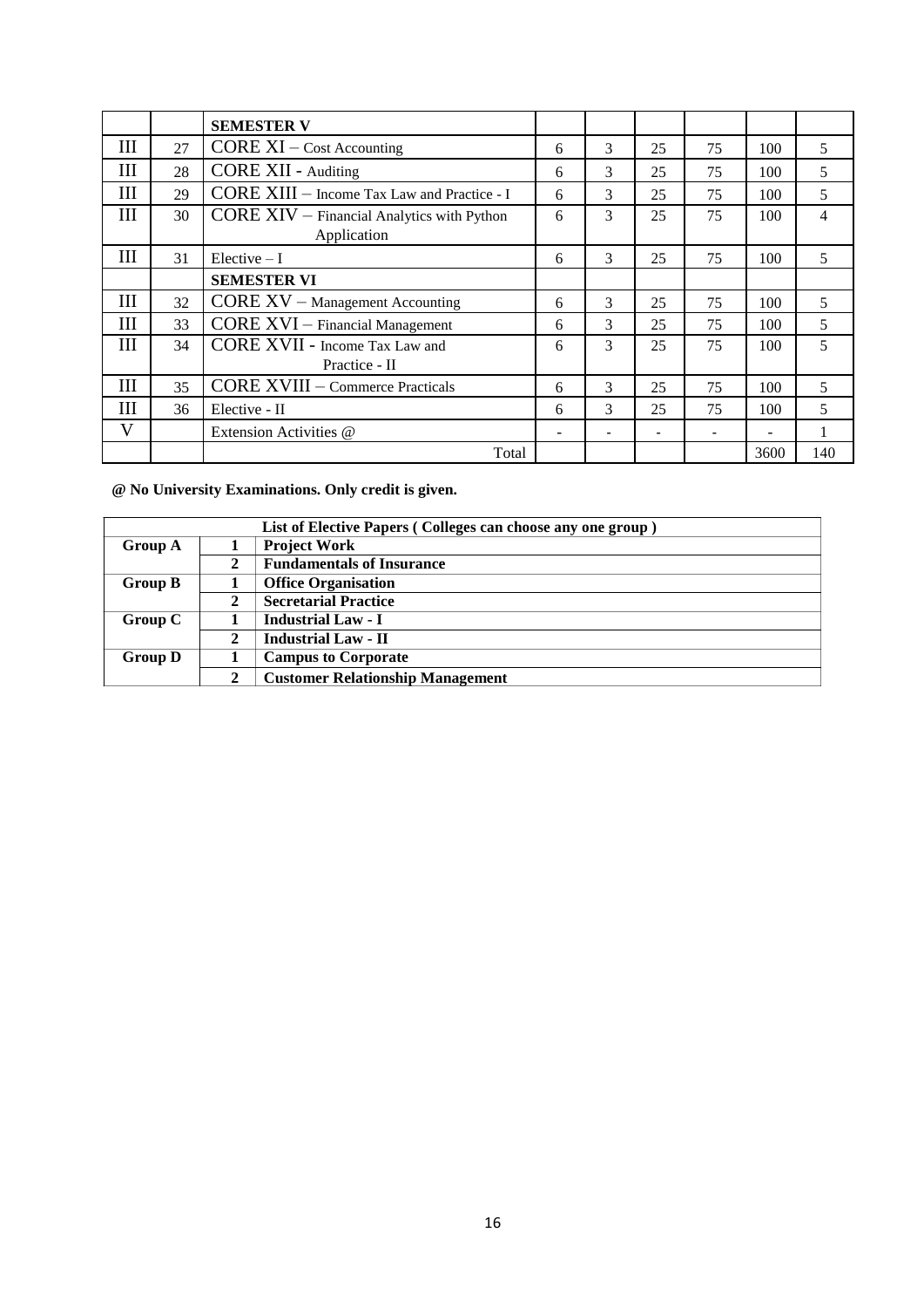| | | SEMESTER V | | | | | | |
|---|---|---|---|---|---|---|---|---|
| III | 27 | CORE XI – Cost Accounting | 6 | 3 | 25 | 75 | 100 | 5 |
| III | 28 | CORE XII - Auditing | 6 | 3 | 25 | 75 | 100 | 5 |
| III | 29 | CORE XIII – Income Tax Law and Practice - I | 6 | 3 | 25 | 75 | 100 | 5 |
| III | 30 | CORE XIV – Financial Analytics with Python Application | 6 | 3 | 25 | 75 | 100 | 4 |
| III | 31 | Elective – I | 6 | 3 | 25 | 75 | 100 | 5 |
| | | **SEMESTER VI** | | | | | | |
| III | 32 | CORE XV – Management Accounting | 6 | 3 | 25 | 75 | 100 | 5 |
| III | 33 | CORE XVI – Financial Management | 6 | 3 | 25 | 75 | 100 | 5 |
| III | 34 | CORE XVII - Income Tax Law and Practice - II | 6 | 3 | 25 | 75 | 100 | 5 |
| III | 35 | CORE XVIII – Commerce Practicals | 6 | 3 | 25 | 75 | 100 | 5 |
| III | 36 | Elective - II | 6 | 3 | 25 | 75 | 100 | 5 |
| V | | Extension Activities @ | - | - | - | - | - | 1 |
| | | Total | | | | | 3600 | 140 |

**@ No University Examinations. Only credit is given.**

| List of Elective Papers ( Colleges can choose any one group ) | | |
|---|---|---|
| **Group A** | **1** | **Project Work** |
| | **2** | **Fundamentals of Insurance** |
| **Group B** | **1** | **Office Organisation** |
| | **2** | **Secretarial Practice** |
| **Group C** | **1** | **Industrial Law - I** |
| | **2** | **Industrial Law - II** |
| **Group D** | **1** | **Campus to Corporate** |
| | **2** | **Customer Relationship Management** |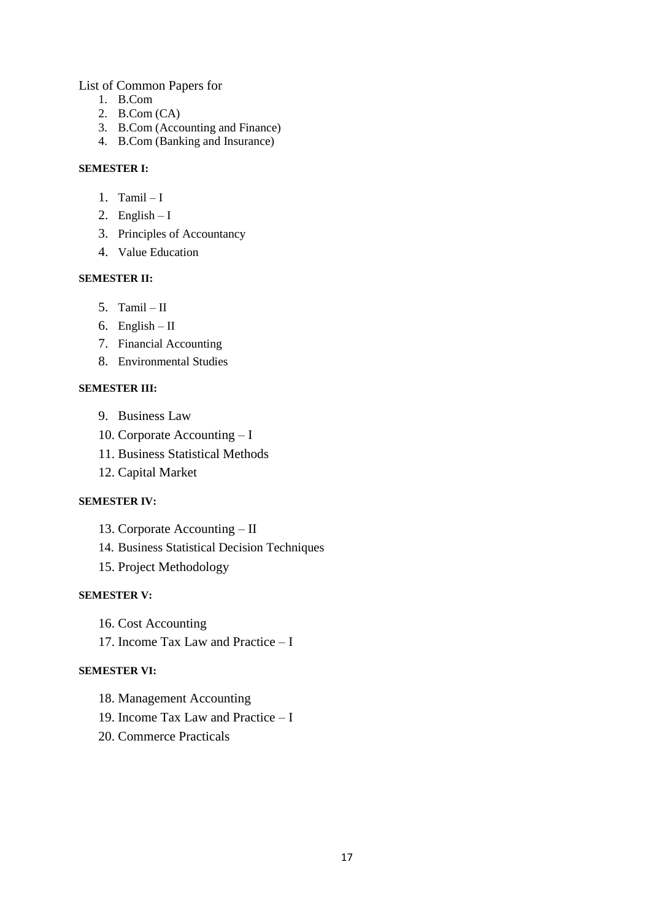List of Common Papers for

1. B.Com
2. B.Com (CA)
3. B.Com (Accounting and Finance)
4. B.Com (Banking and Insurance)

**SEMESTER I:**

1. Tamil – I
2. English – I
3. Principles of Accountancy
4. Value Education

**SEMESTER II:**

5. Tamil – II
6. English – II
7. Financial Accounting
8. Environmental Studies

**SEMESTER III:**

9. Business Law
10. Corporate Accounting – I
11. Business Statistical Methods
12. Capital Market

**SEMESTER IV:**

13. Corporate Accounting – II
14. Business Statistical Decision Techniques
15. Project Methodology

**SEMESTER V:**

16. Cost Accounting
17. Income Tax Law and Practice – I

**SEMESTER VI:**

18. Management Accounting
19. Income Tax Law and Practice – I
20. Commerce Practicals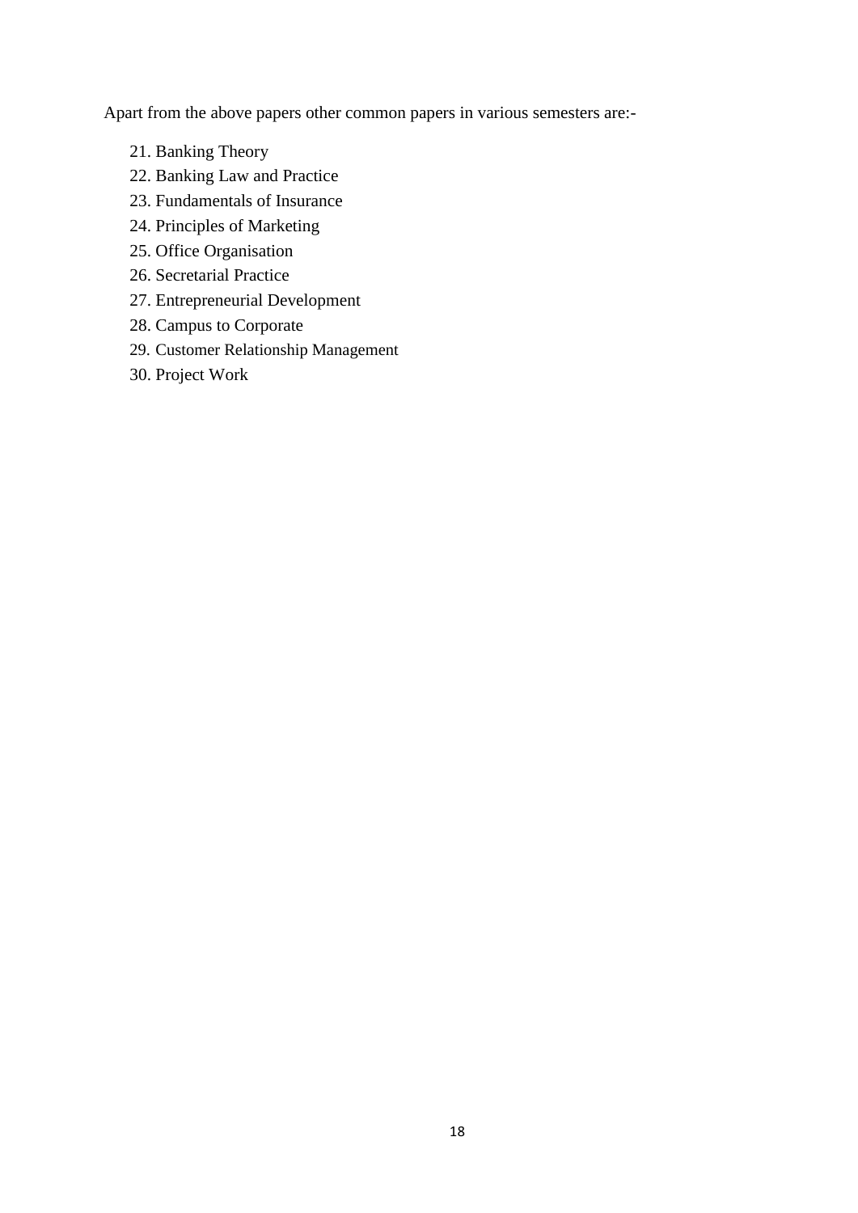Apart from the above papers other common papers in various semesters are:-

21. Banking Theory
22. Banking Law and Practice
23. Fundamentals of Insurance
24. Principles of Marketing
25. Office Organisation
26. Secretarial Practice
27. Entrepreneurial Development
28. Campus to Corporate
29. Customer Relationship Management
30. Project Work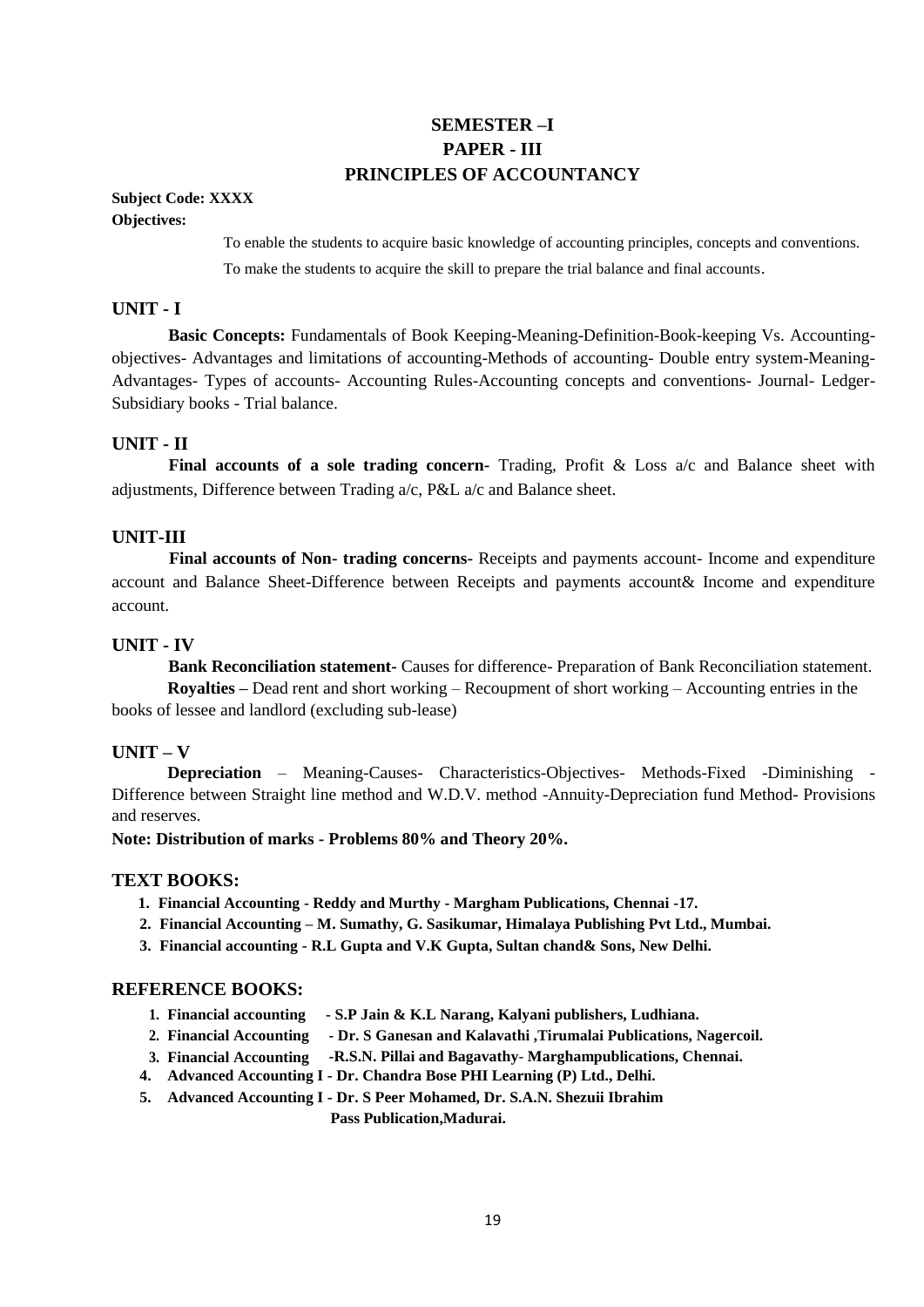# SEMESTER –I
## PAPER - III
## PRINCIPLES OF ACCOUNTANCY

**Subject Code: XXXX**

**Objectives:**

To enable the students to acquire basic knowledge of accounting principles, concepts and conventions.

To make the students to acquire the skill to prepare the trial balance and final accounts.

### UNIT - I

**Basic Concepts:** Fundamentals of Book Keeping-Meaning-Definition-Book-keeping Vs. Accounting-objectives- Advantages and limitations of accounting-Methods of accounting- Double entry system-Meaning-Advantages- Types of accounts- Accounting Rules-Accounting concepts and conventions- Journal- Ledger-Subsidiary books - Trial balance.

### UNIT - II

**Final accounts of a sole trading concern-** Trading, Profit & Loss a/c and Balance sheet with adjustments, Difference between Trading a/c, P&L a/c and Balance sheet.

### UNIT-III

**Final accounts of Non- trading concerns-** Receipts and payments account- Income and expenditure account and Balance Sheet-Difference between Receipts and payments account& Income and expenditure account.

### UNIT - IV

**Bank Reconciliation statement-** Causes for difference- Preparation of Bank Reconciliation statement.

**Royalties –** Dead rent and short working – Recoupment of short working – Accounting entries in the books of lessee and landlord (excluding sub-lease)

### UNIT – V

**Depreciation** – Meaning-Causes- Characteristics-Objectives- Methods-Fixed -Diminishing - Difference between Straight line method and W.D.V. method -Annuity-Depreciation fund Method- Provisions and reserves.

**Note: Distribution of marks - Problems 80% and Theory 20%.**

### TEXT BOOKS:

1. **Financial Accounting - Reddy and Murthy - Margham Publications, Chennai -17.**
2. **Financial Accounting – M. Sumathy, G. Sasikumar, Himalaya Publishing Pvt Ltd., Mumbai.**
3. **Financial accounting - R.L Gupta and V.K Gupta, Sultan chand& Sons, New Delhi.**

### REFERENCE BOOKS:

1. **Financial accounting - S.P Jain & K.L Narang, Kalyani publishers, Ludhiana.**
2. **Financial Accounting - Dr. S Ganesan and Kalavathi ,Tirumalai Publications, Nagercoil.**
3. **Financial Accounting -R.S.N. Pillai and Bagavathy- Marghampublications, Chennai.**
4. **Advanced Accounting I - Dr. Chandra Bose PHI Learning (P) Ltd., Delhi.**
5. **Advanced Accounting I - Dr. S Peer Mohamed, Dr. S.A.N. Shezuii Ibrahim Pass Publication,Madurai.**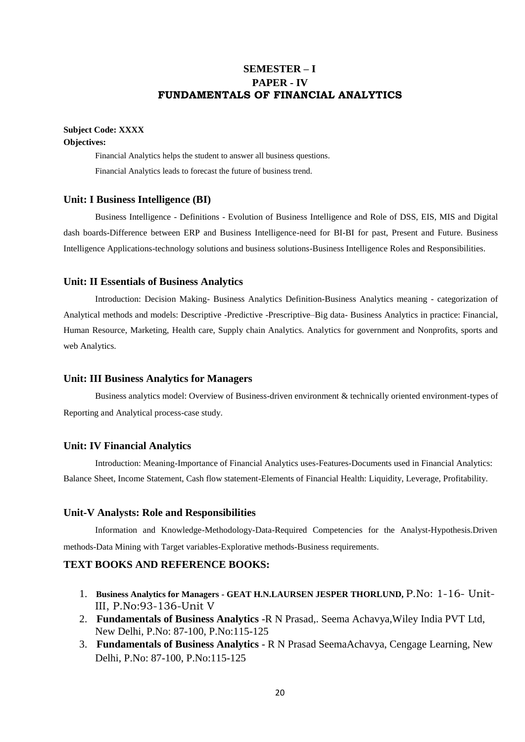# SEMESTER – I
## PAPER - IV
## FUNDAMENTALS OF FINANCIAL ANALYTICS

**Subject Code: XXXX**

**Objectives:**

Financial Analytics helps the student to answer all business questions.

Financial Analytics leads to forecast the future of business trend.

### Unit: I Business Intelligence (BI)

Business Intelligence - Definitions - Evolution of Business Intelligence and Role of DSS, EIS, MIS and Digital dash boards-Difference between ERP and Business Intelligence-need for BI-BI for past, Present and Future. Business Intelligence Applications-technology solutions and business solutions-Business Intelligence Roles and Responsibilities.

### Unit: II Essentials of Business Analytics

Introduction: Decision Making- Business Analytics Definition-Business Analytics meaning - categorization of Analytical methods and models: Descriptive -Predictive -Prescriptive–Big data- Business Analytics in practice: Financial, Human Resource, Marketing, Health care, Supply chain Analytics. Analytics for government and Nonprofits, sports and web Analytics.

### Unit: III Business Analytics for Managers

Business analytics model: Overview of Business-driven environment & technically oriented environment-types of Reporting and Analytical process-case study.

### Unit: IV Financial Analytics

Introduction: Meaning-Importance of Financial Analytics uses-Features-Documents used in Financial Analytics: Balance Sheet, Income Statement, Cash flow statement-Elements of Financial Health: Liquidity, Leverage, Profitability.

### Unit-V Analysts: Role and Responsibilities

Information and Knowledge-Methodology-Data-Required Competencies for the Analyst-Hypothesis.Driven methods-Data Mining with Target variables-Explorative methods-Business requirements.

### TEXT BOOKS AND REFERENCE BOOKS:

1. **Business Analytics for Managers - GEAT H.N.LAURSEN JESPER THORLUND**, P.No: 1-16- Unit-III, P.No:93-136-Unit V
2. **Fundamentals of Business Analytics** -R N Prasad,. Seema Achavya,Wiley India PVT Ltd, New Delhi, P.No: 87-100, P.No:115-125
3. **Fundamentals of Business Analytics** - R N Prasad SeemaAchavya, Cengage Learning, New Delhi, P.No: 87-100, P.No:115-125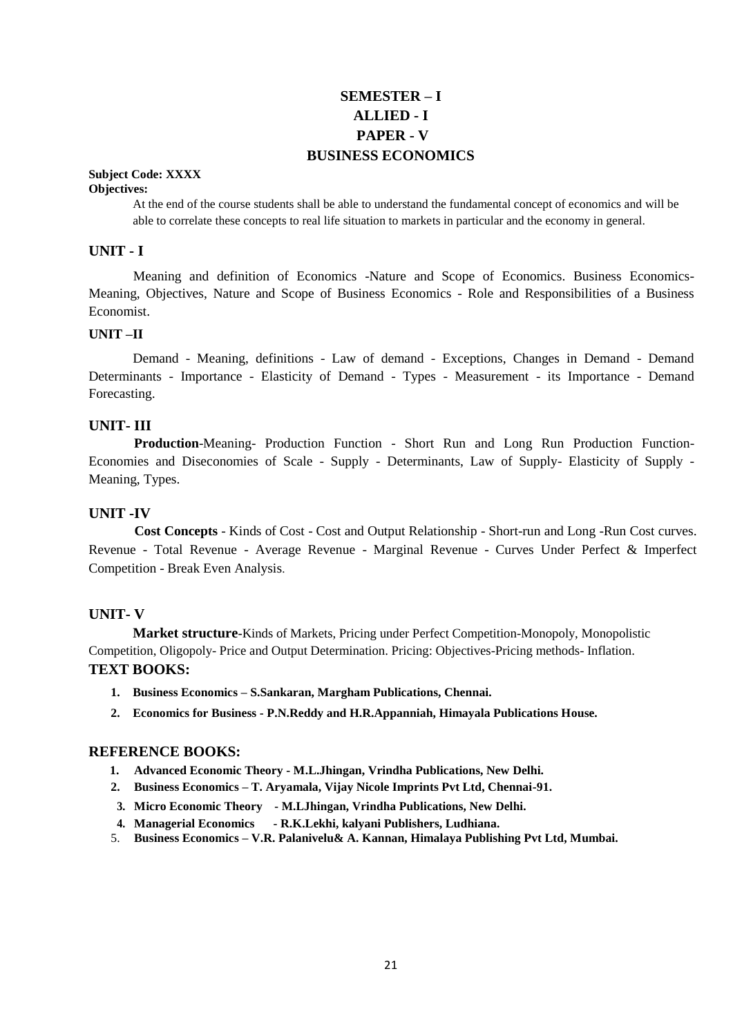# SEMESTER – I
# ALLIED - I
# PAPER - V
# BUSINESS ECONOMICS

**Subject Code: XXXX**

**Objectives:**

At the end of the course students shall be able to understand the fundamental concept of economics and will be able to correlate these concepts to real life situation to markets in particular and the economy in general.

## UNIT - I

Meaning and definition of Economics -Nature and Scope of Economics. Business Economics-Meaning, Objectives, Nature and Scope of Business Economics - Role and Responsibilities of a Business Economist.

### UNIT –II

Demand - Meaning, definitions - Law of demand - Exceptions, Changes in Demand - Demand Determinants - Importance - Elasticity of Demand - Types - Measurement - its Importance - Demand Forecasting.

## UNIT- III

**Production**-Meaning- Production Function - Short Run and Long Run Production Function-Economies and Diseconomies of Scale - Supply - Determinants, Law of Supply- Elasticity of Supply - Meaning, Types.

## UNIT -IV

**Cost Concepts** - Kinds of Cost - Cost and Output Relationship - Short-run and Long -Run Cost curves. Revenue - Total Revenue - Average Revenue - Marginal Revenue - Curves Under Perfect & Imperfect Competition - Break Even Analysis.

## UNIT- V

**Market structure**-Kinds of Markets, Pricing under Perfect Competition-Monopoly, Monopolistic Competition, Oligopoly- Price and Output Determination. Pricing: Objectives-Pricing methods- Inflation.

## TEXT BOOKS:

1. **Business Economics – S.Sankaran, Margham Publications, Chennai.**
2. **Economics for Business - P.N.Reddy and H.R.Appanniah, Himayala Publications House.**

## REFERENCE BOOKS:

1. **Advanced Economic Theory - M.L.Jhingan, Vrindha Publications, New Delhi.**
2. **Business Economics – T. Aryamala, Vijay Nicole Imprints Pvt Ltd, Chennai-91.**
3. **Micro Economic Theory - M.LJhingan, Vrindha Publications, New Delhi.**
4. **Managerial Economics - R.K.Lekhi, kalyani Publishers, Ludhiana.**
5. **Business Economics – V.R. Palanivelu& A. Kannan, Himalaya Publishing Pvt Ltd, Mumbai.**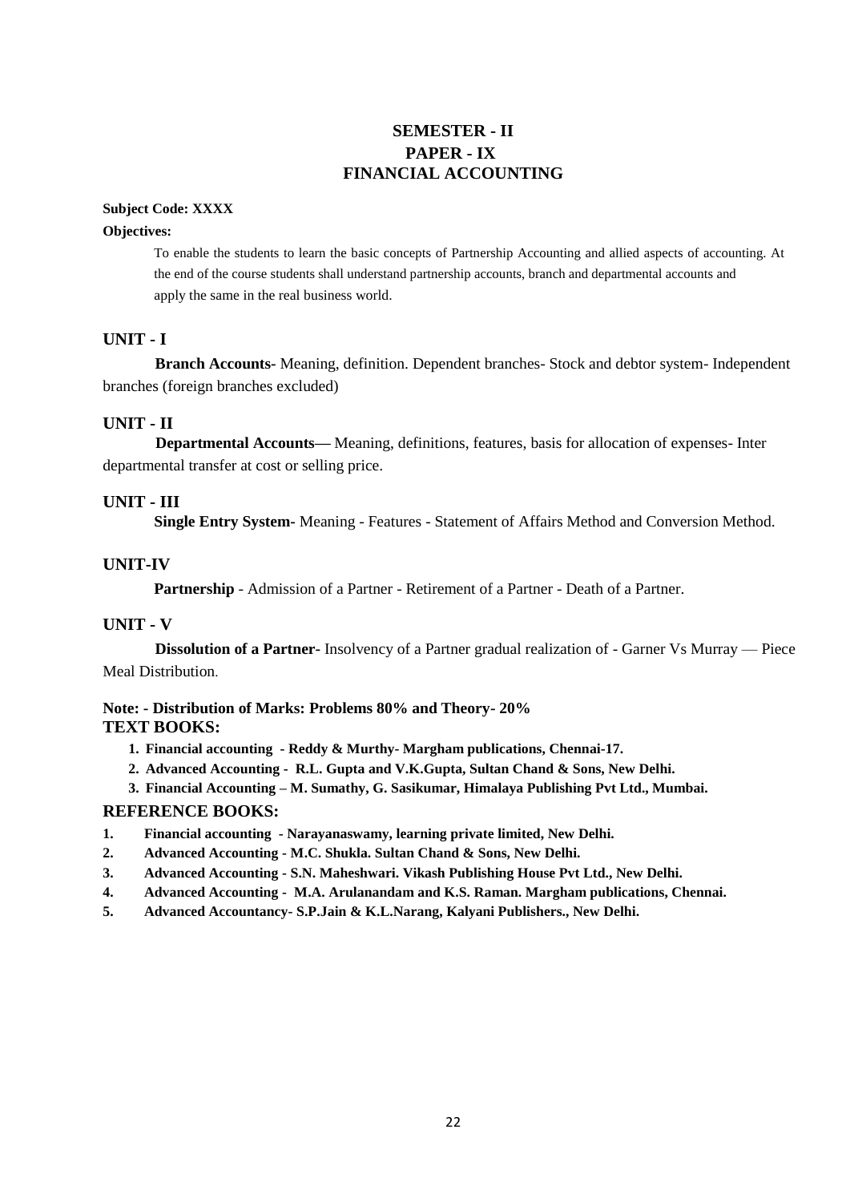# SEMESTER - II
## PAPER - IX
## FINANCIAL ACCOUNTING

**Subject Code: XXXX**

**Objectives:**

To enable the students to learn the basic concepts of Partnership Accounting and allied aspects of accounting. At the end of the course students shall understand partnership accounts, branch and departmental accounts and apply the same in the real business world.

### UNIT - I

**Branch Accounts-** Meaning, definition. Dependent branches- Stock and debtor system- Independent branches (foreign branches excluded)

### UNIT - II

**Departmental Accounts—** Meaning, definitions, features, basis for allocation of expenses- Inter departmental transfer at cost or selling price.

### UNIT - III

**Single Entry System-** Meaning - Features - Statement of Affairs Method and Conversion Method.

### UNIT-IV

**Partnership** - Admission of a Partner - Retirement of a Partner - Death of a Partner.

### UNIT - V

**Dissolution of a Partner**- Insolvency of a Partner gradual realization of - Garner Vs Murray — Piece Meal Distribution.

**Note: - Distribution of Marks: Problems 80% and Theory- 20%**

### TEXT BOOKS:

1. **Financial accounting - Reddy & Murthy- Margham publications, Chennai-17.**
2. **Advanced Accounting - R.L. Gupta and V.K.Gupta, Sultan Chand & Sons, New Delhi.**
3. **Financial Accounting – M. Sumathy, G. Sasikumar, Himalaya Publishing Pvt Ltd., Mumbai.**

### REFERENCE BOOKS:

1. **Financial accounting - Narayanaswamy, learning private limited, New Delhi.**
2. **Advanced Accounting - M.C. Shukla. Sultan Chand & Sons, New Delhi.**
3. **Advanced Accounting - S.N. Maheshwari. Vikash Publishing House Pvt Ltd., New Delhi.**
4. **Advanced Accounting - M.A. Arulanandam and K.S. Raman. Margham publications, Chennai.**
5. **Advanced Accountancy- S.P.Jain & K.L.Narang, Kalyani Publishers., New Delhi.**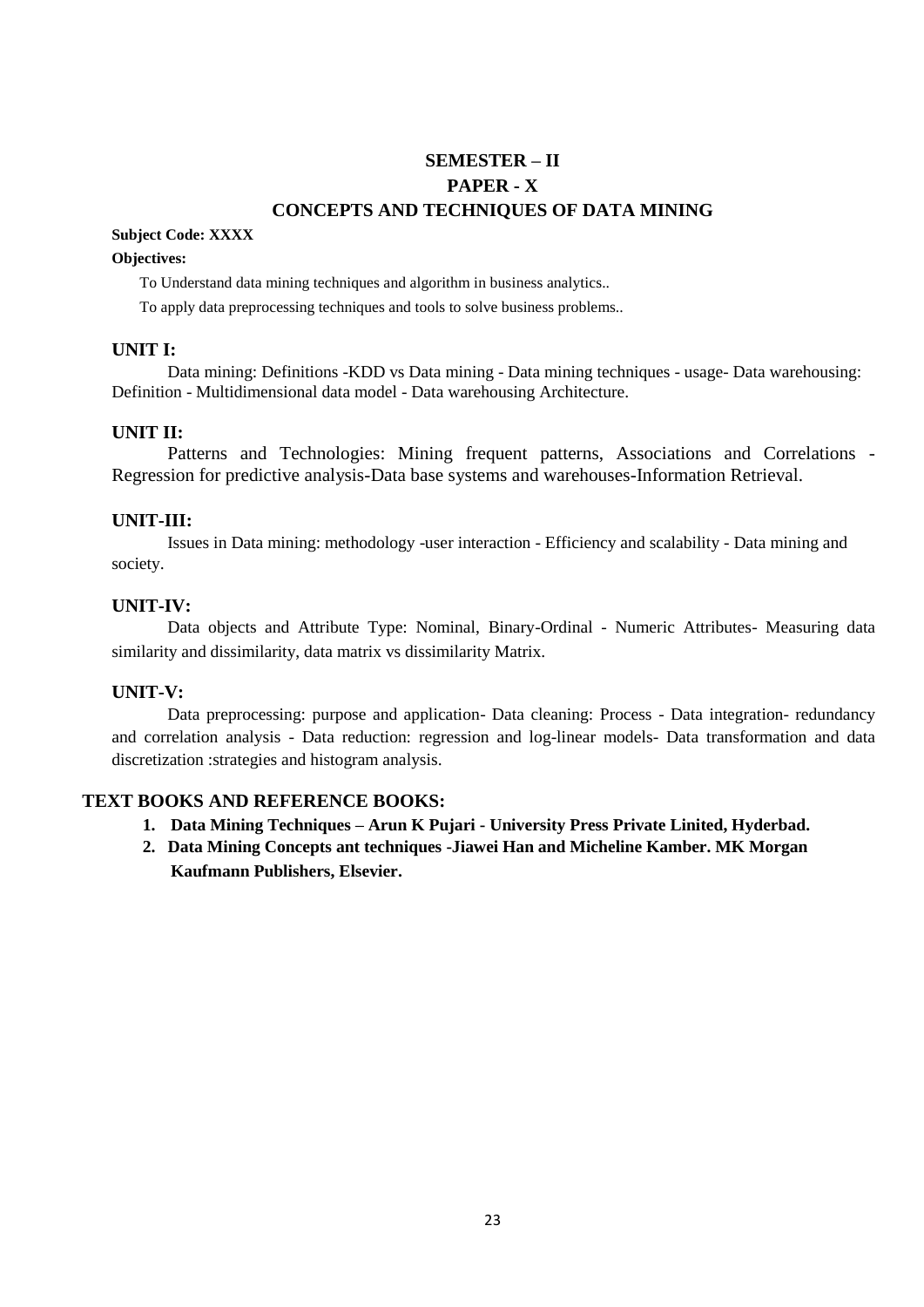# SEMESTER – II

## PAPER - X

## CONCEPTS AND TECHNIQUES OF DATA MINING

**Subject Code: XXXX**

**Objectives:**

To Understand data mining techniques and algorithm in business analytics..

To apply data preprocessing techniques and tools to solve business problems..

### UNIT I:

Data mining: Definitions -KDD vs Data mining - Data mining techniques - usage- Data warehousing: Definition - Multidimensional data model - Data warehousing Architecture.

### UNIT II:

Patterns and Technologies: Mining frequent patterns, Associations and Correlations - Regression for predictive analysis-Data base systems and warehouses-Information Retrieval.

### UNIT-III:

Issues in Data mining: methodology -user interaction - Efficiency and scalability - Data mining and society.

### UNIT-IV:

Data objects and Attribute Type: Nominal, Binary-Ordinal - Numeric Attributes- Measuring data similarity and dissimilarity, data matrix vs dissimilarity Matrix.

### UNIT-V:

Data preprocessing: purpose and application- Data cleaning: Process - Data integration- redundancy and correlation analysis - Data reduction: regression and log-linear models- Data transformation and data discretization :strategies and histogram analysis.

### TEXT BOOKS AND REFERENCE BOOKS:

1. **Data Mining Techniques – Arun K Pujari - University Press Private Linited, Hyderbad.**
2. **Data Mining Concepts ant techniques -Jiawei Han and Micheline Kamber. MK Morgan Kaufmann Publishers, Elsevier.**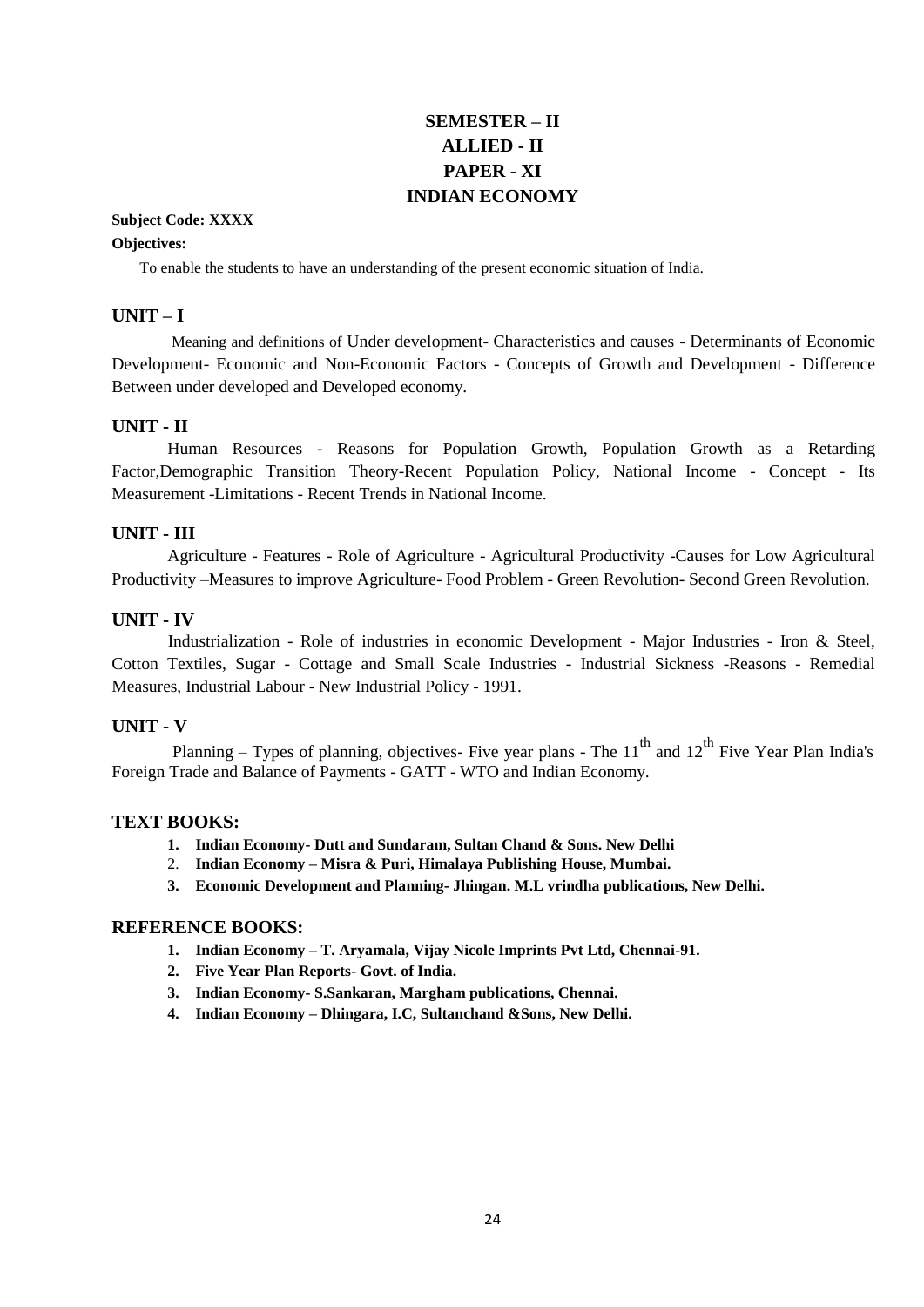# SEMESTER – II
# ALLIED - II
# PAPER - XI
# INDIAN ECONOMY

**Subject Code: XXXX**

**Objectives:**

To enable the students to have an understanding of the present economic situation of India.

## UNIT – I

Meaning and definitions of Under development- Characteristics and causes - Determinants of Economic Development- Economic and Non-Economic Factors - Concepts of Growth and Development - Difference Between under developed and Developed economy.

## UNIT - II

Human Resources - Reasons for Population Growth, Population Growth as a Retarding Factor,Demographic Transition Theory-Recent Population Policy, National Income - Concept - Its Measurement -Limitations - Recent Trends in National Income.

## UNIT - III

Agriculture - Features - Role of Agriculture - Agricultural Productivity -Causes for Low Agricultural Productivity –Measures to improve Agriculture- Food Problem - Green Revolution- Second Green Revolution.

## UNIT - IV

Industrialization - Role of industries in economic Development - Major Industries - Iron & Steel, Cotton Textiles, Sugar - Cottage and Small Scale Industries - Industrial Sickness -Reasons - Remedial Measures, Industrial Labour - New Industrial Policy - 1991.

## UNIT - V

Planning – Types of planning, objectives- Five year plans - The $11^{th}$ and $12^{th}$ Five Year Plan India's Foreign Trade and Balance of Payments - GATT - WTO and Indian Economy.

## TEXT BOOKS:

1. **Indian Economy- Dutt and Sundaram, Sultan Chand & Sons. New Delhi**
2. **Indian Economy – Misra & Puri, Himalaya Publishing House, Mumbai.**
3. **Economic Development and Planning- Jhingan. M.L vrindha publications, New Delhi.**

## REFERENCE BOOKS:

1. **Indian Economy – T. Aryamala, Vijay Nicole Imprints Pvt Ltd, Chennai-91.**
2. **Five Year Plan Reports- Govt. of India.**
3. **Indian Economy- S.Sankaran, Margham publications, Chennai.**
4. **Indian Economy – Dhingara, I.C, Sultanchand &Sons, New Delhi.**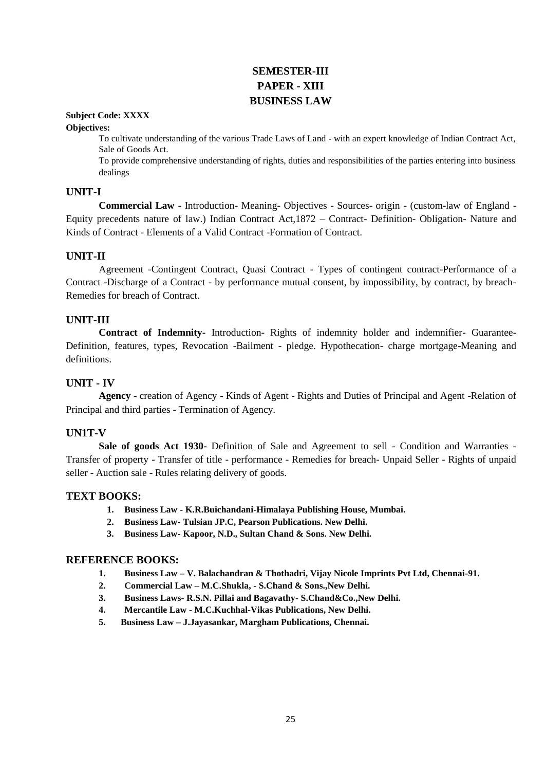# SEMESTER-III
# PAPER - XIII
# BUSINESS LAW

**Subject Code: XXXX**

**Objectives:**

To cultivate understanding of the various Trade Laws of Land - with an expert knowledge of Indian Contract Act, Sale of Goods Act.

To provide comprehensive understanding of rights, duties and responsibilities of the parties entering into business dealings

## UNIT-I

**Commercial Law** - Introduction- Meaning- Objectives - Sources- origin - (custom-law of England - Equity precedents nature of law.) Indian Contract Act,1872 – Contract- Definition- Obligation- Nature and Kinds of Contract - Elements of a Valid Contract -Formation of Contract.

## UNIT-II

Agreement -Contingent Contract, Quasi Contract - Types of contingent contract-Performance of a Contract -Discharge of a Contract - by performance mutual consent, by impossibility, by contract, by breach-Remedies for breach of Contract.

## UNIT-III

**Contract of Indemnity-** Introduction- Rights of indemnity holder and indemnifier- Guarantee-Definition, features, types, Revocation -Bailment - pledge. Hypothecation- charge mortgage-Meaning and definitions.

## UNIT - IV

**Agency** - creation of Agency - Kinds of Agent - Rights and Duties of Principal and Agent -Relation of Principal and third parties - Termination of Agency.

## UN1T-V

**Sale of goods Act 1930-** Definition of Sale and Agreement to sell - Condition and Warranties - Transfer of property - Transfer of title - performance - Remedies for breach- Unpaid Seller - Rights of unpaid seller - Auction sale - Rules relating delivery of goods.

## TEXT BOOKS:

1. **Business Law - K.R.Buichandani-Himalaya Publishing House, Mumbai.**
2. **Business Law- Tulsian JP.C, Pearson Publications. New Delhi.**
3. **Business Law- Kapoor, N.D., Sultan Chand & Sons. New Delhi.**

## REFERENCE BOOKS:

1. **Business Law – V. Balachandran & Thothadri, Vijay Nicole Imprints Pvt Ltd, Chennai-91.**
2. **Commercial Law – M.C.Shukla, - S.Chand & Sons.,New Delhi.**
3. **Business Laws- R.S.N. Pillai and Bagavathy- S.Chand&Co.,New Delhi.**
4. **Mercantile Law - M.C.Kuchhal-Vikas Publications, New Delhi.**
5. **Business Law – J.Jayasankar, Margham Publications, Chennai.**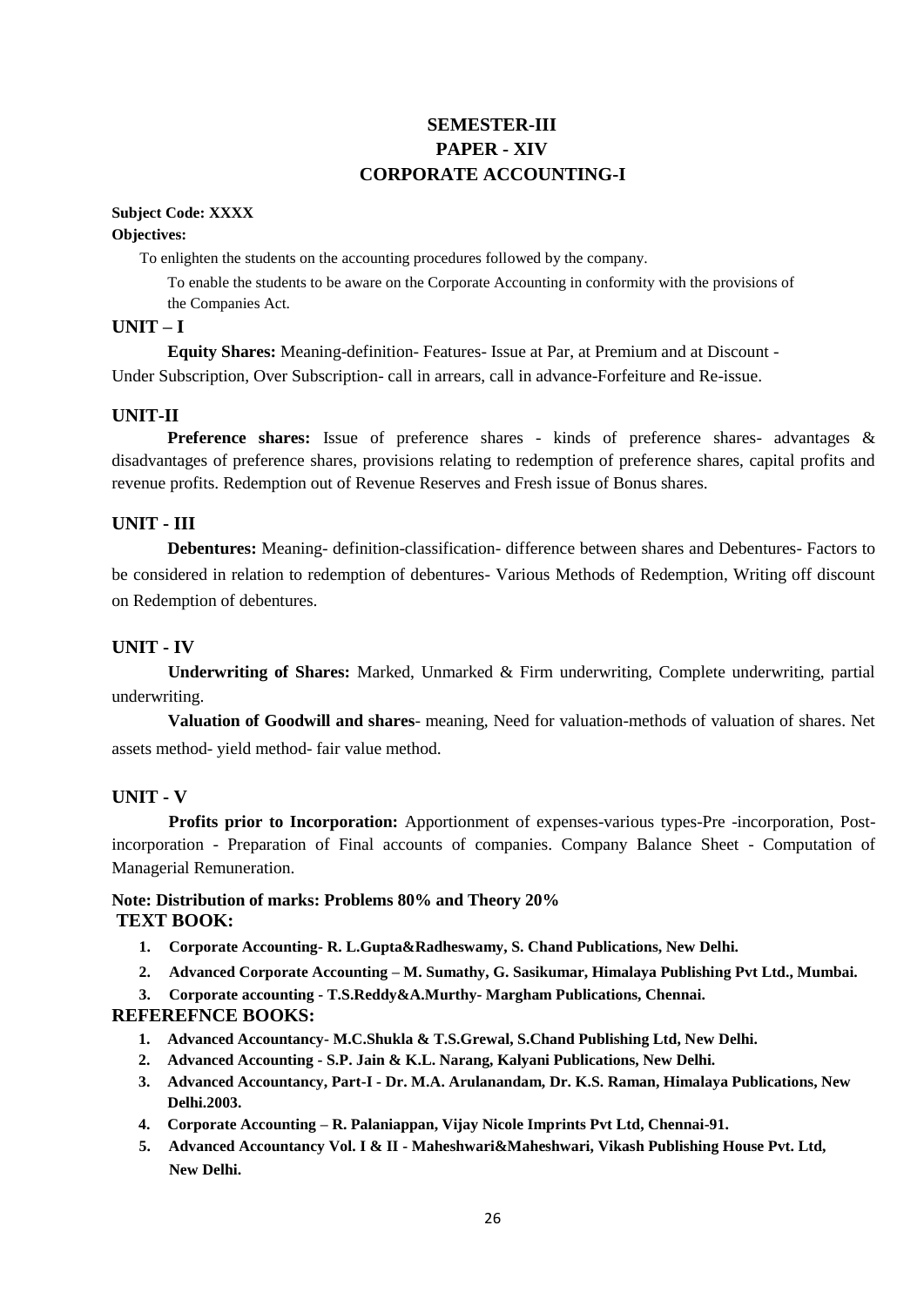# SEMESTER-III
# PAPER - XIV
# CORPORATE ACCOUNTING-I

**Subject Code: XXXX**

**Objectives:**

To enlighten the students on the accounting procedures followed by the company.

To enable the students to be aware on the Corporate Accounting in conformity with the provisions of the Companies Act.

## UNIT – I

**Equity Shares:** Meaning-definition- Features- Issue at Par, at Premium and at Discount - Under Subscription, Over Subscription- call in arrears, call in advance-Forfeiture and Re-issue.

## UNIT-II

**Preference shares:** Issue of preference shares - kinds of preference shares- advantages & disadvantages of preference shares, provisions relating to redemption of preference shares, capital profits and revenue profits. Redemption out of Revenue Reserves and Fresh issue of Bonus shares.

## UNIT - III

**Debentures:** Meaning- definition-classification- difference between shares and Debentures- Factors to be considered in relation to redemption of debentures- Various Methods of Redemption, Writing off discount on Redemption of debentures.

## UNIT - IV

**Underwriting of Shares:** Marked, Unmarked & Firm underwriting, Complete underwriting, partial underwriting.

**Valuation of Goodwill and shares**- meaning, Need for valuation-methods of valuation of shares. Net assets method- yield method- fair value method.

## UNIT - V

**Profits prior to Incorporation:** Apportionment of expenses-various types-Pre -incorporation, Post-incorporation - Preparation of Final accounts of companies. Company Balance Sheet - Computation of Managerial Remuneration.

**Note: Distribution of marks: Problems 80% and Theory 20%**

## TEXT BOOK:

1. **Corporate Accounting- R. L.Gupta&Radheswamy, S. Chand Publications, New Delhi.**
2. **Advanced Corporate Accounting – M. Sumathy, G. Sasikumar, Himalaya Publishing Pvt Ltd., Mumbai.**
3. **Corporate accounting - T.S.Reddy&A.Murthy- Margham Publications, Chennai.**

## REFEREFNCE BOOKS:

1. **Advanced Accountancy- M.C.Shukla & T.S.Grewal, S.Chand Publishing Ltd, New Delhi.**
2. **Advanced Accounting - S.P. Jain & K.L. Narang, Kalyani Publications, New Delhi.**
3. **Advanced Accountancy, Part-I - Dr. M.A. Arulanandam, Dr. K.S. Raman, Himalaya Publications, New Delhi.2003.**
4. **Corporate Accounting – R. Palaniappan, Vijay Nicole Imprints Pvt Ltd, Chennai-91.**
5. **Advanced Accountancy Vol. I & II - Maheshwari&Maheshwari, Vikash Publishing House Pvt. Ltd, New Delhi.**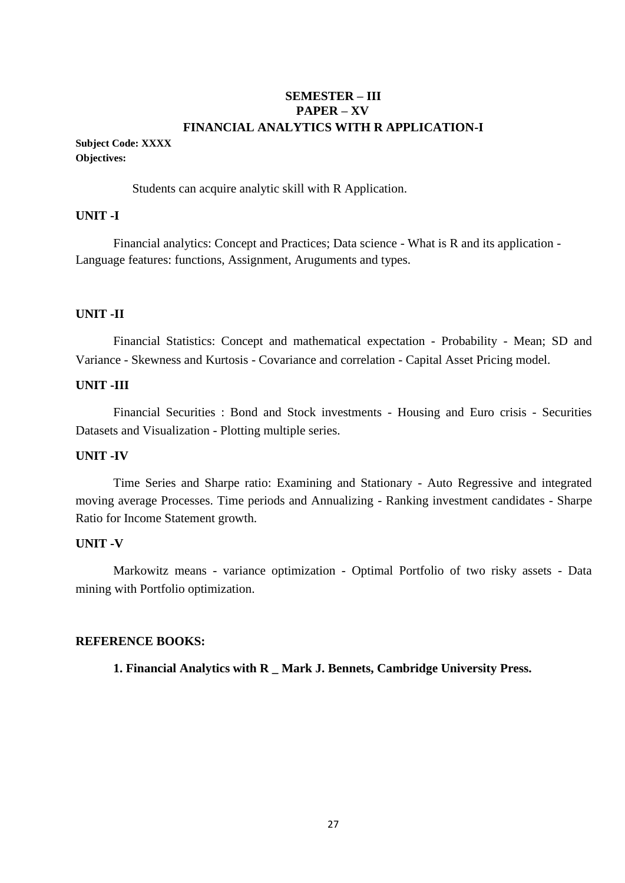# SEMESTER – III
# PAPER – XV
# FINANCIAL ANALYTICS WITH R APPLICATION-I

**Subject Code: XXXX**

**Objectives:**

Students can acquire analytic skill with R Application.

## UNIT -I

Financial analytics: Concept and Practices; Data science - What is R and its application - Language features: functions, Assignment, Aruguments and types.

## UNIT -II

Financial Statistics: Concept and mathematical expectation - Probability - Mean; SD and Variance - Skewness and Kurtosis - Covariance and correlation - Capital Asset Pricing model.

## UNIT -III

Financial Securities : Bond and Stock investments - Housing and Euro crisis - Securities Datasets and Visualization - Plotting multiple series.

## UNIT -IV

Time Series and Sharpe ratio: Examining and Stationary - Auto Regressive and integrated moving average Processes. Time periods and Annualizing - Ranking investment candidates - Sharpe Ratio for Income Statement growth.

## UNIT -V

Markowitz means - variance optimization - Optimal Portfolio of two risky assets - Data mining with Portfolio optimization.

## REFERENCE BOOKS:

**1. Financial Analytics with R _ Mark J. Bennets, Cambridge University Press.**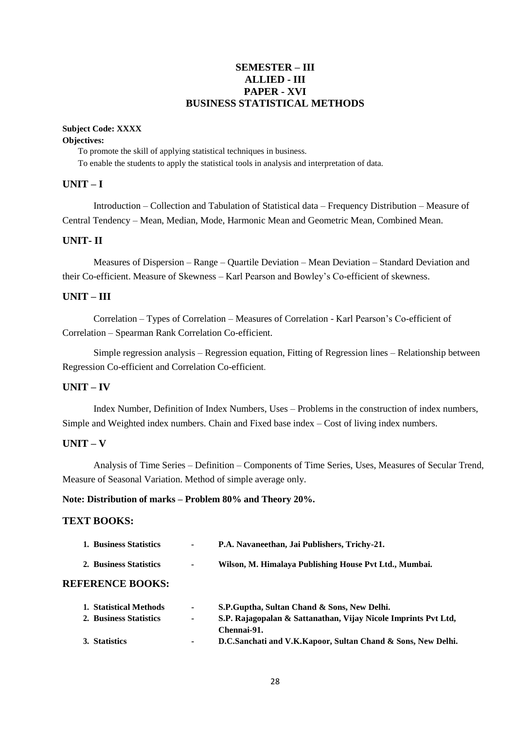# SEMESTER – III
# ALLIED - III
# PAPER - XVI
# BUSINESS STATISTICAL METHODS

**Subject Code: XXXX**

**Objectives:**

To promote the skill of applying statistical techniques in business.

To enable the students to apply the statistical tools in analysis and interpretation of data.

## UNIT – I

Introduction – Collection and Tabulation of Statistical data – Frequency Distribution – Measure of Central Tendency – Mean, Median, Mode, Harmonic Mean and Geometric Mean, Combined Mean.

## UNIT- II

Measures of Dispersion – Range – Quartile Deviation – Mean Deviation – Standard Deviation and their Co-efficient. Measure of Skewness – Karl Pearson and Bowley's Co-efficient of skewness.

## UNIT – III

Correlation – Types of Correlation – Measures of Correlation - Karl Pearson's Co-efficient of Correlation – Spearman Rank Correlation Co-efficient.

Simple regression analysis – Regression equation, Fitting of Regression lines – Relationship between Regression Co-efficient and Correlation Co-efficient.

## UNIT – IV

Index Number, Definition of Index Numbers, Uses – Problems in the construction of index numbers, Simple and Weighted index numbers. Chain and Fixed base index – Cost of living index numbers.

## UNIT – V

Analysis of Time Series – Definition – Components of Time Series, Uses, Measures of Secular Trend, Measure of Seasonal Variation. Method of simple average only.

**Note: Distribution of marks – Problem 80% and Theory 20%.**

## TEXT BOOKS:

1. **Business Statistics - P.A. Navaneethan, Jai Publishers, Trichy-21.**
2. **Business Statistics - Wilson, M. Himalaya Publishing House Pvt Ltd., Mumbai.**

## REFERENCE BOOKS:

1. **Statistical Methods - S.P.Guptha, Sultan Chand & Sons, New Delhi.**
2. **Business Statistics - S.P. Rajagopalan & Sattanathan, Vijay Nicole Imprints Pvt Ltd, Chennai-91.**
3. **Statistics - D.C.Sanchati and V.K.Kapoor, Sultan Chand & Sons, New Delhi.**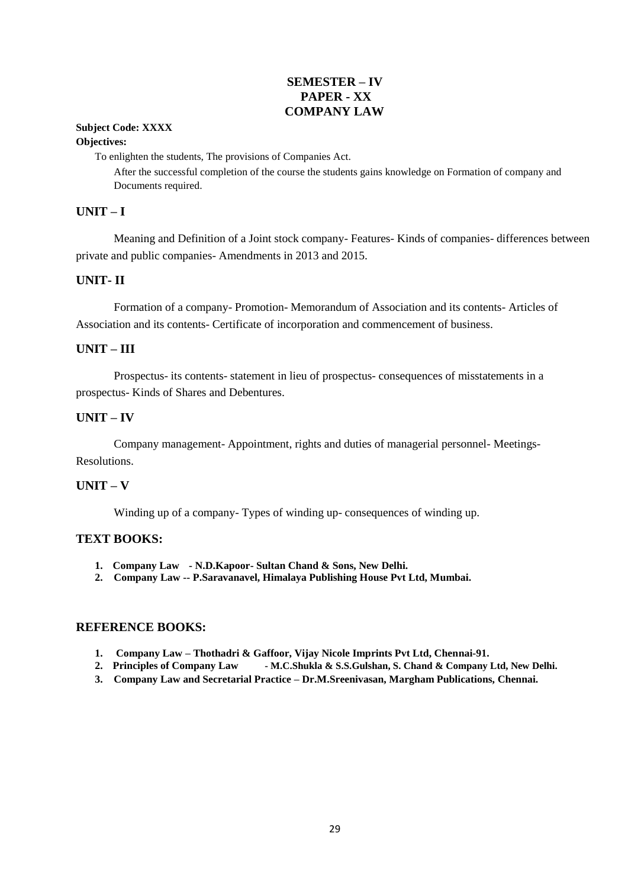# SEMESTER – IV
# PAPER - XX
# COMPANY LAW

**Subject Code: XXXX**

**Objectives:**

To enlighten the students, The provisions of Companies Act.

After the successful completion of the course the students gains knowledge on Formation of company and Documents required.

## UNIT – I

Meaning and Definition of a Joint stock company- Features- Kinds of companies- differences between private and public companies- Amendments in 2013 and 2015.

## UNIT- II

Formation of a company- Promotion- Memorandum of Association and its contents- Articles of Association and its contents- Certificate of incorporation and commencement of business.

## UNIT – III

Prospectus- its contents- statement in lieu of prospectus- consequences of misstatements in a prospectus- Kinds of Shares and Debentures.

## UNIT – IV

Company management- Appointment, rights and duties of managerial personnel- Meetings- Resolutions.

## UNIT – V

Winding up of a company- Types of winding up- consequences of winding up.

## TEXT BOOKS:

1. **Company Law - N.D.Kapoor- Sultan Chand & Sons, New Delhi.**
2. **Company Law -- P.Saravanavel, Himalaya Publishing House Pvt Ltd, Mumbai.**

## REFERENCE BOOKS:

1. **Company Law – Thothadri & Gaffoor, Vijay Nicole Imprints Pvt Ltd, Chennai-91.**
2. **Principles of Company Law - M.C.Shukla & S.S.Gulshan, S. Chand & Company Ltd, New Delhi.**
3. **Company Law and Secretarial Practice – Dr.M.Sreenivasan, Margham Publications, Chennai.**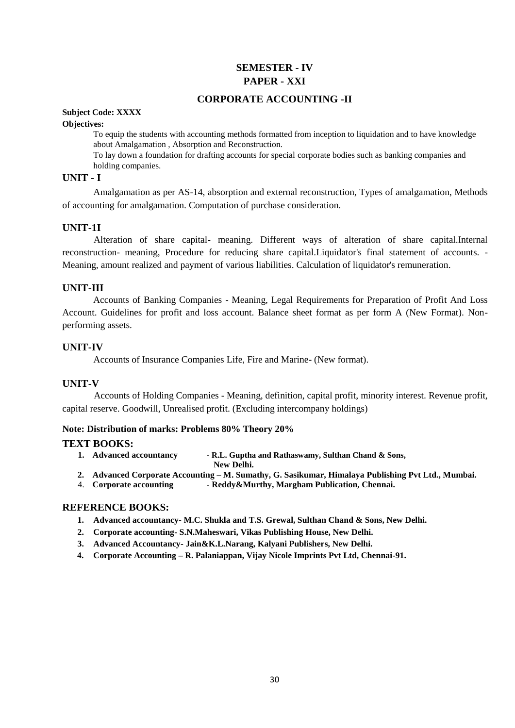# SEMESTER - IV

# PAPER - XXI

## CORPORATE ACCOUNTING -II

**Subject Code: XXXX**

**Objectives:**

To equip the students with accounting methods formatted from inception to liquidation and to have knowledge about Amalgamation , Absorption and Reconstruction.

To lay down a foundation for drafting accounts for special corporate bodies such as banking companies and holding companies.

### UNIT - I

Amalgamation as per AS-14, absorption and external reconstruction, Types of amalgamation, Methods of accounting for amalgamation. Computation of purchase consideration.

### UNIT-1I

Alteration of share capital- meaning. Different ways of alteration of share capital.Internal reconstruction- meaning, Procedure for reducing share capital.Liquidator's final statement of accounts. - Meaning, amount realized and payment of various liabilities. Calculation of liquidator's remuneration.

### UNIT-III

Accounts of Banking Companies - Meaning, Legal Requirements for Preparation of Profit And Loss Account. Guidelines for profit and loss account. Balance sheet format as per form A (New Format). Non-performing assets.

### UNIT-IV

Accounts of Insurance Companies Life, Fire and Marine- (New format).

### UNIT-V

Accounts of Holding Companies - Meaning, definition, capital profit, minority interest. Revenue profit, capital reserve. Goodwill, Unrealised profit. (Excluding intercompany holdings)

**Note: Distribution of marks: Problems 80% Theory 20%**

### TEXT BOOKS:

1. **Advanced accountancy - R.L. Guptha and Rathaswamy, Sulthan Chand & Sons, New Delhi.**
2. **Advanced Corporate Accounting – M. Sumathy, G. Sasikumar, Himalaya Publishing Pvt Ltd., Mumbai.**
4. **Corporate accounting - Reddy&Murthy, Margham Publication, Chennai.**

### REFERENCE BOOKS:

1. **Advanced accountancy- M.C. Shukla and T.S. Grewal, Sulthan Chand & Sons, New Delhi.**
2. **Corporate accounting- S.N.Maheswari, Vikas Publishing House, New Delhi.**
3. **Advanced Accountancy- Jain&K.L.Narang, Kalyani Publishers, New Delhi.**
4. **Corporate Accounting – R. Palaniappan, Vijay Nicole Imprints Pvt Ltd, Chennai-91.**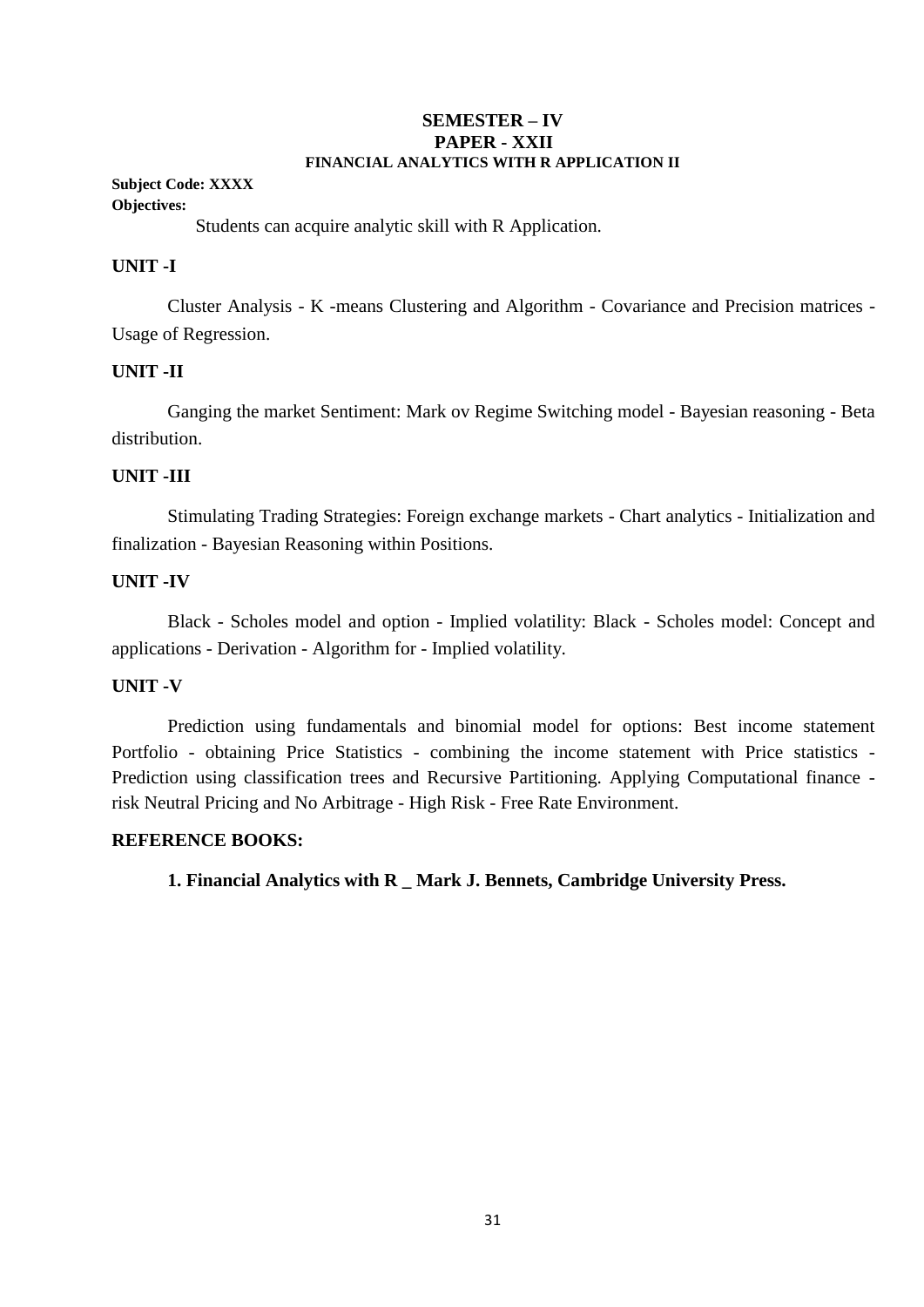## SEMESTER – IV
## PAPER - XXII
### FINANCIAL ANALYTICS WITH R APPLICATION II

**Subject Code: XXXX**

**Objectives:**

Students can acquire analytic skill with R Application.

**UNIT -I**

Cluster Analysis - K -means Clustering and Algorithm - Covariance and Precision matrices - Usage of Regression.

**UNIT -II**

Ganging the market Sentiment: Mark ov Regime Switching model - Bayesian reasoning - Beta distribution.

**UNIT -III**

Stimulating Trading Strategies: Foreign exchange markets - Chart analytics - Initialization and finalization - Bayesian Reasoning within Positions.

**UNIT -IV**

Black - Scholes model and option - Implied volatility: Black - Scholes model: Concept and applications - Derivation - Algorithm for - Implied volatility.

**UNIT -V**

Prediction using fundamentals and binomial model for options: Best income statement Portfolio - obtaining Price Statistics - combining the income statement with Price statistics - Prediction using classification trees and Recursive Partitioning. Applying Computational finance - risk Neutral Pricing and No Arbitrage - High Risk - Free Rate Environment.

**REFERENCE BOOKS:**

**1. Financial Analytics with R _ Mark J. Bennets, Cambridge University Press.**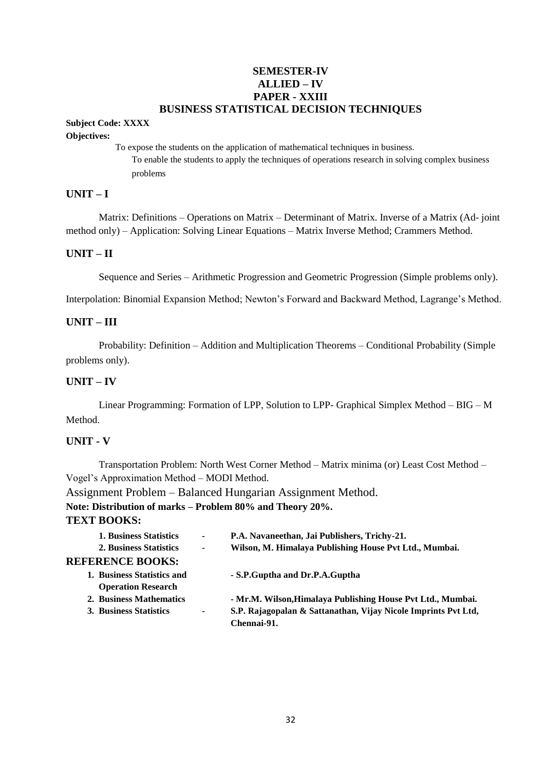# SEMESTER-IV
## ALLIED – IV
## PAPER - XXIII
## BUSINESS STATISTICAL DECISION TECHNIQUES

**Subject Code: XXXX**

**Objectives:**

To expose the students on the application of mathematical techniques in business.

To enable the students to apply the techniques of operations research in solving complex business problems

### UNIT – I

Matrix: Definitions – Operations on Matrix – Determinant of Matrix. Inverse of a Matrix (Ad- joint method only) – Application: Solving Linear Equations – Matrix Inverse Method; Crammers Method.

### UNIT – II

Sequence and Series – Arithmetic Progression and Geometric Progression (Simple problems only).

Interpolation: Binomial Expansion Method; Newton's Forward and Backward Method, Lagrange's Method.

### UNIT – III

Probability: Definition – Addition and Multiplication Theorems – Conditional Probability (Simple problems only).

### UNIT – IV

Linear Programming: Formation of LPP, Solution to LPP- Graphical Simplex Method – BIG – M Method.

### UNIT - V

Transportation Problem: North West Corner Method – Matrix minima (or) Least Cost Method – Vogel's Approximation Method – MODI Method.

Assignment Problem – Balanced Hungarian Assignment Method.

**Note: Distribution of marks – Problem 80% and Theory 20%.**

### TEXT BOOKS:

1. **Business Statistics - P.A. Navaneethan, Jai Publishers, Trichy-21.**
2. **Business Statistics - Wilson, M. Himalaya Publishing House Pvt Ltd., Mumbai.**

### REFERENCE BOOKS:

1. **Business Statistics and Operation Research - S.P.Guptha and Dr.P.A.Guptha**
2. **Business Mathematics - Mr.M. Wilson,Himalaya Publishing House Pvt Ltd., Mumbai.**
3. **Business Statistics - S.P. Rajagopalan & Sattanathan, Vijay Nicole Imprints Pvt Ltd, Chennai-91.**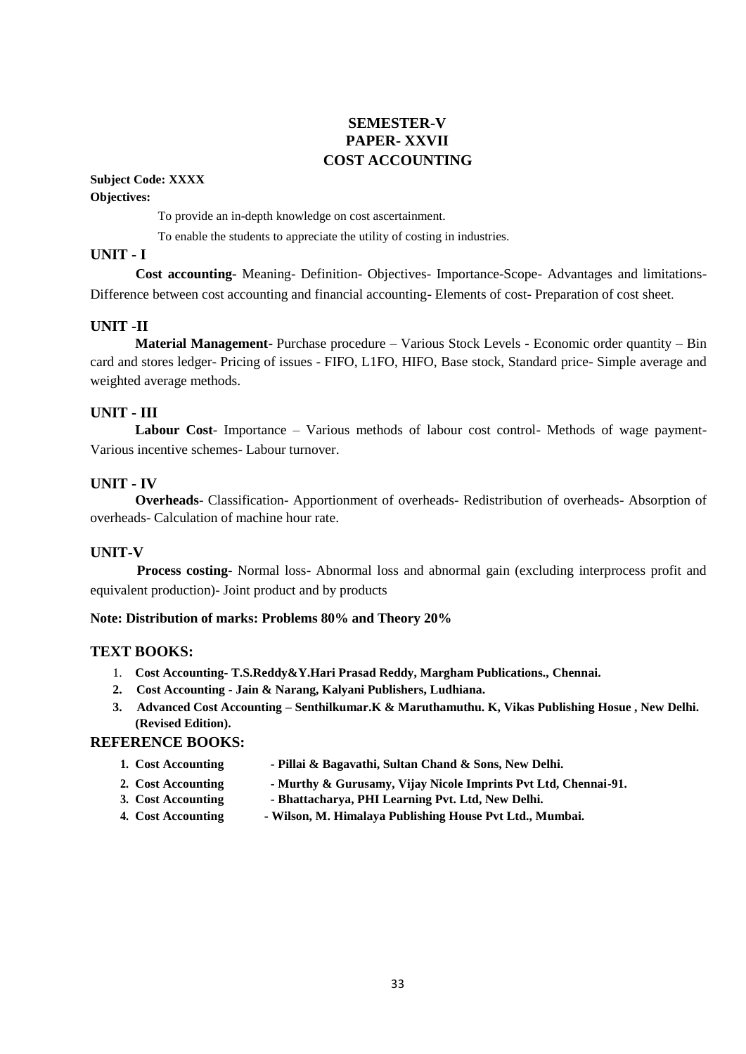# SEMESTER-V
# PAPER- XXVII
# COST ACCOUNTING

**Subject Code: XXXX**

**Objectives:**

To provide an in-depth knowledge on cost ascertainment.

To enable the students to appreciate the utility of costing in industries.

## UNIT - I

**Cost accounting**- Meaning- Definition- Objectives- Importance-Scope- Advantages and limitations- Difference between cost accounting and financial accounting- Elements of cost- Preparation of cost sheet.

## UNIT -II

**Material Management**- Purchase procedure – Various Stock Levels - Economic order quantity – Bin card and stores ledger- Pricing of issues - FIFO, L1FO, HIFO, Base stock, Standard price- Simple average and weighted average methods.

## UNIT - III

**Labour Cost**- Importance – Various methods of labour cost control- Methods of wage payment- Various incentive schemes- Labour turnover.

## UNIT - IV

**Overheads**- Classification- Apportionment of overheads- Redistribution of overheads- Absorption of overheads- Calculation of machine hour rate.

## UNIT-V

**Process costing**- Normal loss- Abnormal loss and abnormal gain (excluding interprocess profit and equivalent production)- Joint product and by products

**Note: Distribution of marks: Problems 80% and Theory 20%**

## TEXT BOOKS:

1. **Cost Accounting- T.S.Reddy&Y.Hari Prasad Reddy, Margham Publications., Chennai.**
2. **Cost Accounting - Jain & Narang, Kalyani Publishers, Ludhiana.**
3. **Advanced Cost Accounting – Senthilkumar.K & Maruthamuthu. K, Vikas Publishing Hosue , New Delhi. (Revised Edition).**

## REFERENCE BOOKS:

1. **Cost Accounting - Pillai & Bagavathi, Sultan Chand & Sons, New Delhi.**
2. **Cost Accounting - Murthy & Gurusamy, Vijay Nicole Imprints Pvt Ltd, Chennai-91.**
3. **Cost Accounting - Bhattacharya, PHI Learning Pvt. Ltd, New Delhi.**
4. **Cost Accounting - Wilson, M. Himalaya Publishing House Pvt Ltd., Mumbai.**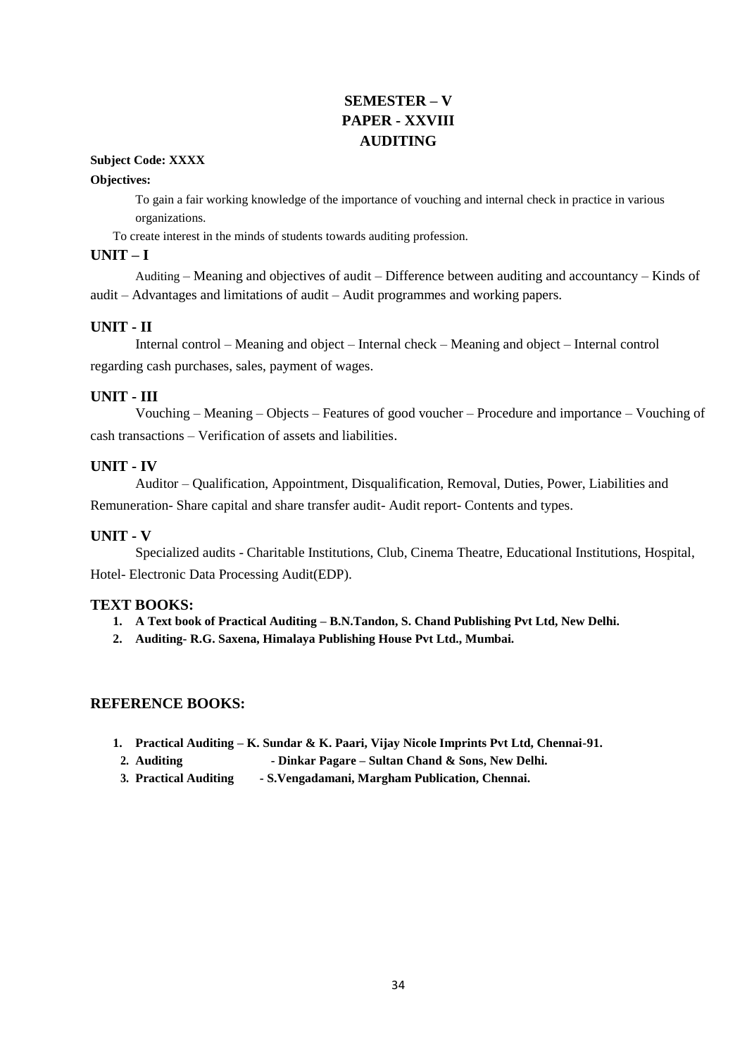# SEMESTER – V
# PAPER - XXVIII
# AUDITING

**Subject Code: XXXX**

**Objectives:**

To gain a fair working knowledge of the importance of vouching and internal check in practice in various organizations.

To create interest in the minds of students towards auditing profession.

## UNIT – I

Auditing – Meaning and objectives of audit – Difference between auditing and accountancy – Kinds of audit – Advantages and limitations of audit – Audit programmes and working papers.

## UNIT - II

Internal control – Meaning and object – Internal check – Meaning and object – Internal control regarding cash purchases, sales, payment of wages.

## UNIT - III

Vouching – Meaning – Objects – Features of good voucher – Procedure and importance – Vouching of cash transactions – Verification of assets and liabilities.

## UNIT - IV

Auditor – Qualification, Appointment, Disqualification, Removal, Duties, Power, Liabilities and Remuneration- Share capital and share transfer audit- Audit report- Contents and types.

## UNIT - V

Specialized audits - Charitable Institutions, Club, Cinema Theatre, Educational Institutions, Hospital, Hotel- Electronic Data Processing Audit(EDP).

## TEXT BOOKS:

1. **A Text book of Practical Auditing – B.N.Tandon, S. Chand Publishing Pvt Ltd, New Delhi.**
2. **Auditing- R.G. Saxena, Himalaya Publishing House Pvt Ltd., Mumbai.**

## REFERENCE BOOKS:

1. **Practical Auditing – K. Sundar & K. Paari, Vijay Nicole Imprints Pvt Ltd, Chennai-91.**
2. **Auditing - Dinkar Pagare – Sultan Chand & Sons, New Delhi.**
3. **Practical Auditing - S.Vengadamani, Margham Publication, Chennai.**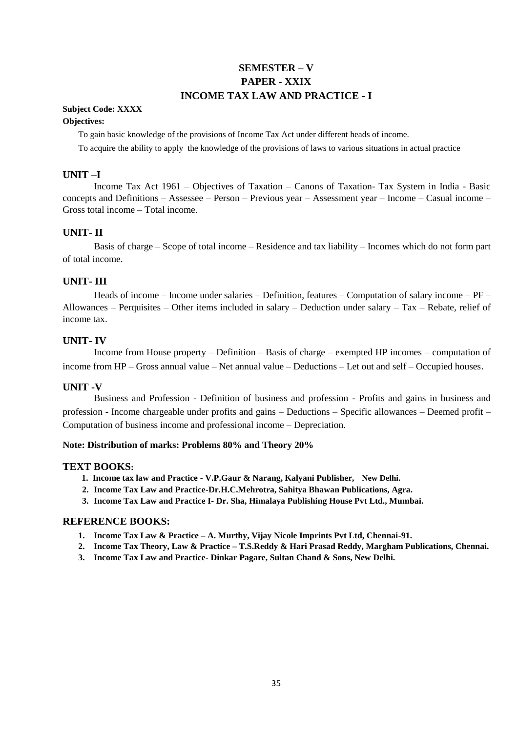# SEMESTER – V
## PAPER - XXIX
## INCOME TAX LAW AND PRACTICE - I

**Subject Code: XXXX**

**Objectives:**

To gain basic knowledge of the provisions of Income Tax Act under different heads of income.

To acquire the ability to apply the knowledge of the provisions of laws to various situations in actual practice

### UNIT –I

Income Tax Act 1961 – Objectives of Taxation – Canons of Taxation- Tax System in India - Basic concepts and Definitions – Assessee – Person – Previous year – Assessment year – Income – Casual income – Gross total income – Total income.

### UNIT- II

Basis of charge – Scope of total income – Residence and tax liability – Incomes which do not form part of total income.

### UNIT- III

Heads of income – Income under salaries – Definition, features – Computation of salary income – PF – Allowances – Perquisites – Other items included in salary – Deduction under salary – Tax – Rebate, relief of income tax.

### UNIT- IV

Income from House property – Definition – Basis of charge – exempted HP incomes – computation of income from HP – Gross annual value – Net annual value – Deductions – Let out and self – Occupied houses.

### UNIT -V

Business and Profession - Definition of business and profession - Profits and gains in business and profession - Income chargeable under profits and gains – Deductions – Specific allowances – Deemed profit – Computation of business income and professional income – Depreciation.

**Note: Distribution of marks: Problems 80% and Theory 20%**

### TEXT BOOKS:

1. **Income tax law and Practice - V.P.Gaur & Narang, Kalyani Publisher, New Delhi.**
2. **Income Tax Law and Practice-Dr.H.C.Mehrotra, Sahitya Bhawan Publications, Agra.**
3. **Income Tax Law and Practice I- Dr. Sha, Himalaya Publishing House Pvt Ltd., Mumbai.**

### REFERENCE BOOKS:

1. **Income Tax Law & Practice – A. Murthy, Vijay Nicole Imprints Pvt Ltd, Chennai-91.**
2. **Income Tax Theory, Law & Practice – T.S.Reddy & Hari Prasad Reddy, Margham Publications, Chennai.**
3. **Income Tax Law and Practice- Dinkar Pagare, Sultan Chand & Sons, New Delhi.**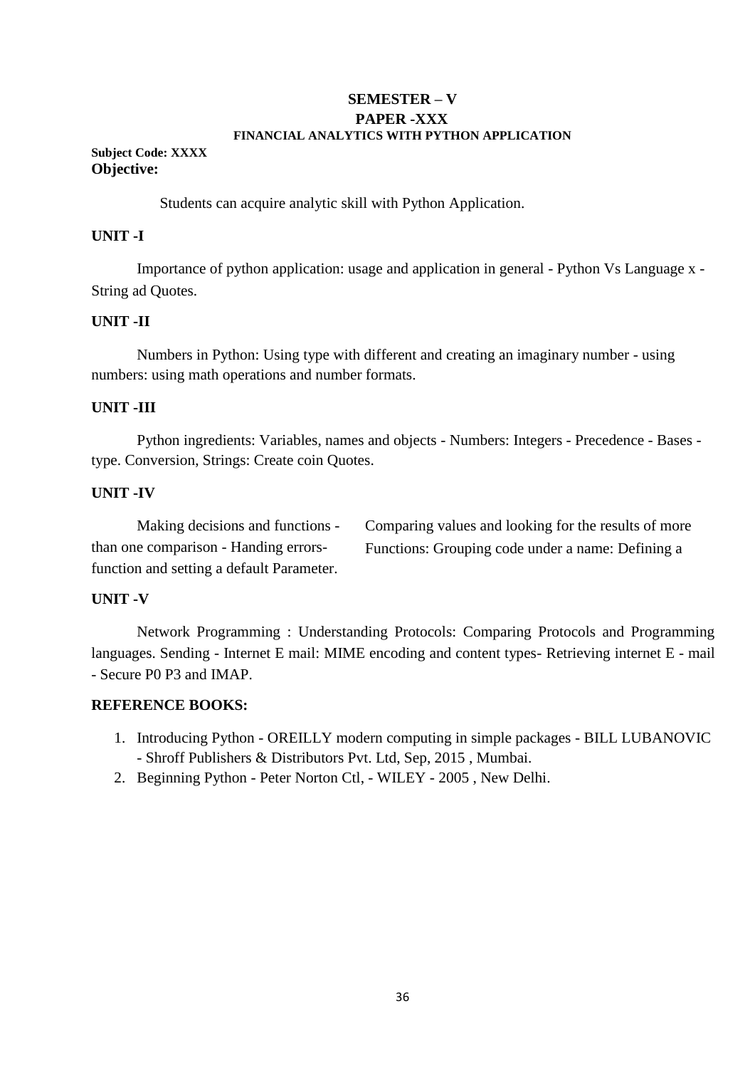# SEMESTER – V

## PAPER -XXX

### FINANCIAL ANALYTICS WITH PYTHON APPLICATION

**Subject Code: XXXX**

**Objective:**

Students can acquire analytic skill with Python Application.

**UNIT -I**

Importance of python application: usage and application in general - Python Vs Language x - String ad Quotes.

**UNIT -II**

Numbers in Python: Using type with different and creating an imaginary number - using numbers: using math operations and number formats.

**UNIT -III**

Python ingredients: Variables, names and objects - Numbers: Integers - Precedence - Bases - type. Conversion, Strings: Create coin Quotes.

**UNIT -IV**

Making decisions and functions - Comparing values and looking for the results of more than one comparison - Handing errors- Functions: Grouping code under a name: Defining a function and setting a default Parameter.

**UNIT -V**

Network Programming : Understanding Protocols: Comparing Protocols and Programming languages. Sending - Internet E mail: MIME encoding and content types- Retrieving internet E - mail - Secure P0 P3 and IMAP.

**REFERENCE BOOKS:**

1. Introducing Python - OREILLY modern computing in simple packages - BILL LUBANOVIC - Shroff Publishers & Distributors Pvt. Ltd, Sep, 2015 , Mumbai.
2. Beginning Python - Peter Norton Ctl, - WILEY - 2005 , New Delhi.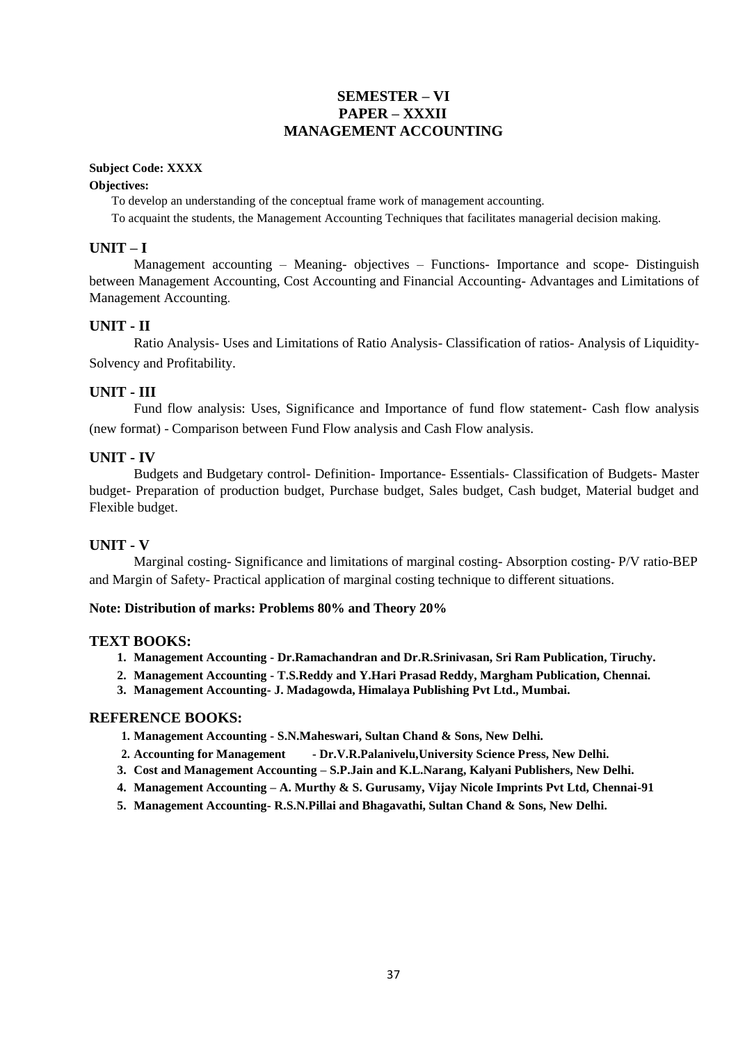# SEMESTER – VI
# PAPER – XXXII
# MANAGEMENT ACCOUNTING

**Subject Code: XXXX**

**Objectives:**

To develop an understanding of the conceptual frame work of management accounting.

To acquaint the students, the Management Accounting Techniques that facilitates managerial decision making.

## UNIT – I

Management accounting – Meaning- objectives – Functions- Importance and scope- Distinguish between Management Accounting, Cost Accounting and Financial Accounting- Advantages and Limitations of Management Accounting.

## UNIT - II

Ratio Analysis- Uses and Limitations of Ratio Analysis- Classification of ratios- Analysis of Liquidity- Solvency and Profitability.

## UNIT - III

Fund flow analysis: Uses, Significance and Importance of fund flow statement- Cash flow analysis (new format) - Comparison between Fund Flow analysis and Cash Flow analysis.

## UNIT - IV

Budgets and Budgetary control- Definition- Importance- Essentials- Classification of Budgets- Master budget- Preparation of production budget, Purchase budget, Sales budget, Cash budget, Material budget and Flexible budget.

## UNIT - V

Marginal costing- Significance and limitations of marginal costing- Absorption costing- P/V ratio-BEP and Margin of Safety- Practical application of marginal costing technique to different situations.

**Note: Distribution of marks: Problems 80% and Theory 20%**

## TEXT BOOKS:

1. **Management Accounting - Dr.Ramachandran and Dr.R.Srinivasan, Sri Ram Publication, Tiruchy.**
2. **Management Accounting - T.S.Reddy and Y.Hari Prasad Reddy, Margham Publication, Chennai.**
3. **Management Accounting- J. Madagowda, Himalaya Publishing Pvt Ltd., Mumbai.**

## REFERENCE BOOKS:

1. **Management Accounting - S.N.Maheswari, Sultan Chand & Sons, New Delhi.**
2. **Accounting for Management - Dr.V.R.Palanivelu,University Science Press, New Delhi.**
3. **Cost and Management Accounting – S.P.Jain and K.L.Narang, Kalyani Publishers, New Delhi.**
4. **Management Accounting – A. Murthy & S. Gurusamy, Vijay Nicole Imprints Pvt Ltd, Chennai-91**
5. **Management Accounting- R.S.N.Pillai and Bhagavathi, Sultan Chand & Sons, New Delhi.**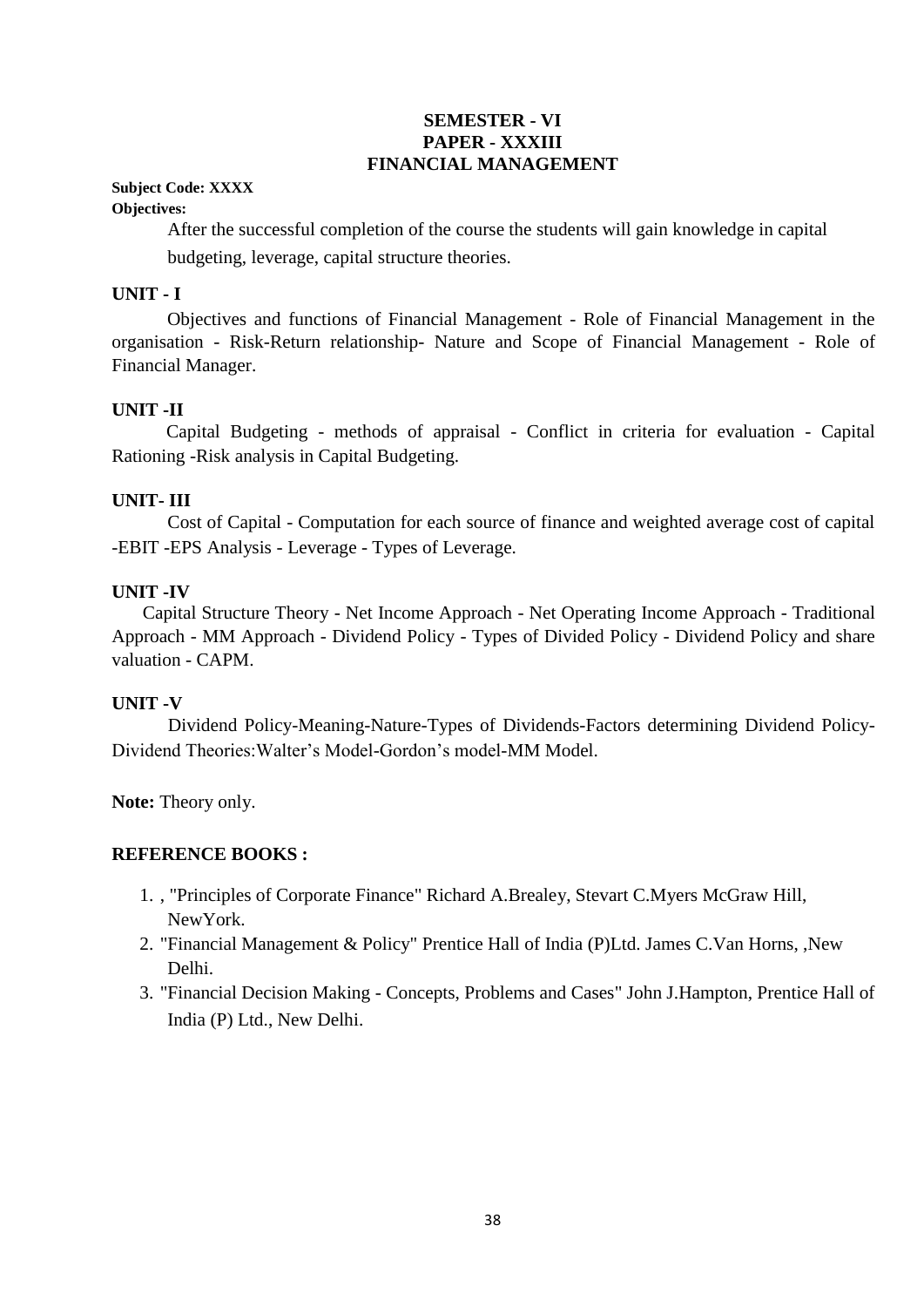# SEMESTER - VI
## PAPER - XXXIII
## FINANCIAL MANAGEMENT

**Subject Code: XXXX**

**Objectives:**

After the successful completion of the course the students will gain knowledge in capital budgeting, leverage, capital structure theories.

**UNIT - I**

Objectives and functions of Financial Management - Role of Financial Management in the organisation - Risk-Return relationship- Nature and Scope of Financial Management - Role of Financial Manager.

**UNIT -II**

Capital Budgeting - methods of appraisal - Conflict in criteria for evaluation - Capital Rationing -Risk analysis in Capital Budgeting.

**UNIT- III**

Cost of Capital - Computation for each source of finance and weighted average cost of capital -EBIT -EPS Analysis - Leverage - Types of Leverage.

**UNIT -IV**

Capital Structure Theory - Net Income Approach - Net Operating Income Approach - Traditional Approach - MM Approach - Dividend Policy - Types of Divided Policy - Dividend Policy and share valuation - CAPM.

**UNIT -V**

Dividend Policy-Meaning-Nature-Types of Dividends-Factors determining Dividend Policy-Dividend Theories:Walter's Model-Gordon's model-MM Model.

**Note:** Theory only.

**REFERENCE BOOKS :**

1. , "Principles of Corporate Finance" Richard A.Brealey, Stevart C.Myers McGraw Hill, NewYork.
2. "Financial Management & Policy" Prentice Hall of India (P)Ltd. James C.Van Horns, ,New Delhi.
3. "Financial Decision Making - Concepts, Problems and Cases" John J.Hampton, Prentice Hall of India (P) Ltd., New Delhi.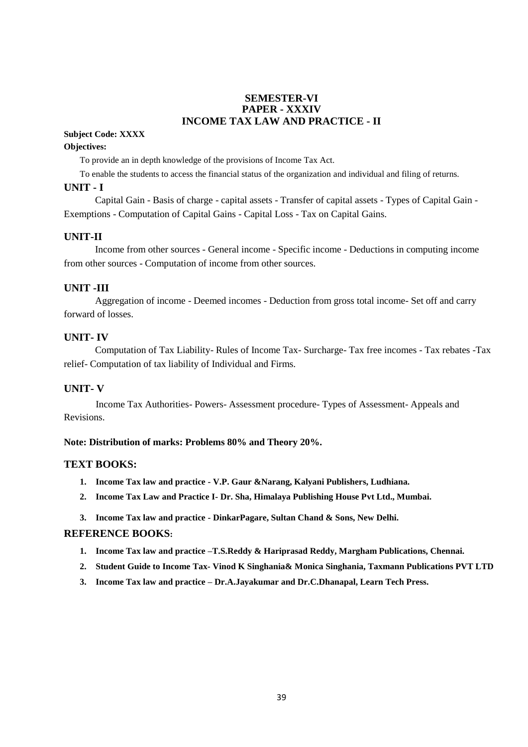# SEMESTER-VI
# PAPER - XXXIV
# INCOME TAX LAW AND PRACTICE - II

**Subject Code: XXXX**

**Objectives:**

To provide an in depth knowledge of the provisions of Income Tax Act.

To enable the students to access the financial status of the organization and individual and filing of returns.

## UNIT - I

Capital Gain - Basis of charge - capital assets - Transfer of capital assets - Types of Capital Gain - Exemptions - Computation of Capital Gains - Capital Loss - Tax on Capital Gains.

## UNIT-II

Income from other sources - General income - Specific income - Deductions in computing income from other sources - Computation of income from other sources.

## UNIT -III

Aggregation of income - Deemed incomes - Deduction from gross total income- Set off and carry forward of losses.

## UNIT- IV

Computation of Tax Liability- Rules of Income Tax- Surcharge- Tax free incomes - Tax rebates -Tax relief- Computation of tax liability of Individual and Firms.

## UNIT- V

Income Tax Authorities- Powers- Assessment procedure- Types of Assessment- Appeals and Revisions.

**Note: Distribution of marks: Problems 80% and Theory 20%.**

## TEXT BOOKS:

1. **Income Tax law and practice - V.P. Gaur &Narang, Kalyani Publishers, Ludhiana.**
2. **Income Tax Law and Practice I- Dr. Sha, Himalaya Publishing House Pvt Ltd., Mumbai.**
3. **Income Tax law and practice - DinkarPagare, Sultan Chand & Sons, New Delhi.**

## REFERENCE BOOKS:

1. **Income Tax law and practice –T.S.Reddy & Hariprasad Reddy, Margham Publications, Chennai.**
2. **Student Guide to Income Tax- Vinod K Singhania& Monica Singhania, Taxmann Publications PVT LTD**
3. **Income Tax law and practice – Dr.A.Jayakumar and Dr.C.Dhanapal, Learn Tech Press.**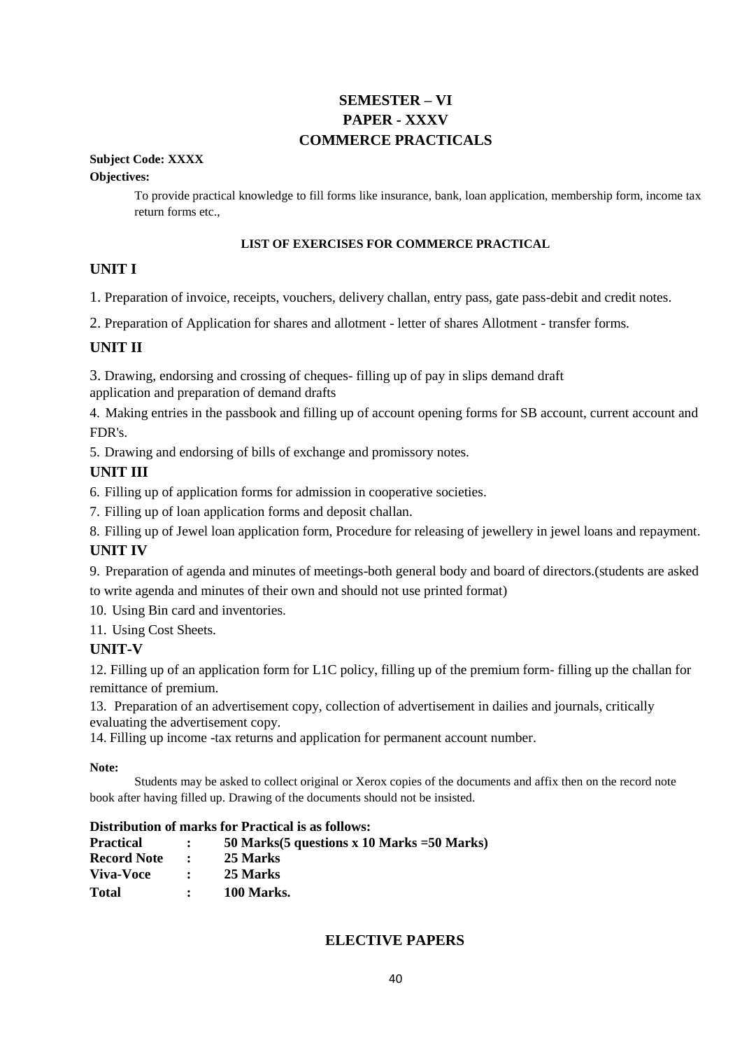# SEMESTER – VI
# PAPER - XXXV
# COMMERCE PRACTICALS

**Subject Code: XXXX**

**Objectives:**

To provide practical knowledge to fill forms like insurance, bank, loan application, membership form, income tax return forms etc.,

**LIST OF EXERCISES FOR COMMERCE PRACTICAL**

## UNIT I

1. Preparation of invoice, receipts, vouchers, delivery challan, entry pass, gate pass-debit and credit notes.
2. Preparation of Application for shares and allotment - letter of shares Allotment - transfer forms.

## UNIT II

3. Drawing, endorsing and crossing of cheques- filling up of pay in slips demand draft application and preparation of demand drafts
4. Making entries in the passbook and filling up of account opening forms for SB account, current account and FDR's.
5. Drawing and endorsing of bills of exchange and promissory notes.

## UNIT III

6. Filling up of application forms for admission in cooperative societies.
7. Filling up of loan application forms and deposit challan.
8. Filling up of Jewel loan application form, Procedure for releasing of jewellery in jewel loans and repayment.

## UNIT IV

9. Preparation of agenda and minutes of meetings-both general body and board of directors.(students are asked to write agenda and minutes of their own and should not use printed format)
10. Using Bin card and inventories.
11. Using Cost Sheets.

## UNIT-V

12. Filling up of an application form for L1C policy, filling up of the premium form- filling up the challan for remittance of premium.
13. Preparation of an advertisement copy, collection of advertisement in dailies and journals, critically evaluating the advertisement copy.
14. Filling up income -tax returns and application for permanent account number.

**Note:**

Students may be asked to collect original or Xerox copies of the documents and affix then on the record note book after having filled up. Drawing of the documents should not be insisted.

**Distribution of marks for Practical is as follows:**

| | | |
|---|---|---|
| **Practical** | **:** | **50 Marks(5 questions x 10 Marks =50 Marks)** |
| **Record Note** | **:** | **25 Marks** |
| **Viva-Voce** | **:** | **25 Marks** |
| **Total** | **:** | **100 Marks.** |

## ELECTIVE PAPERS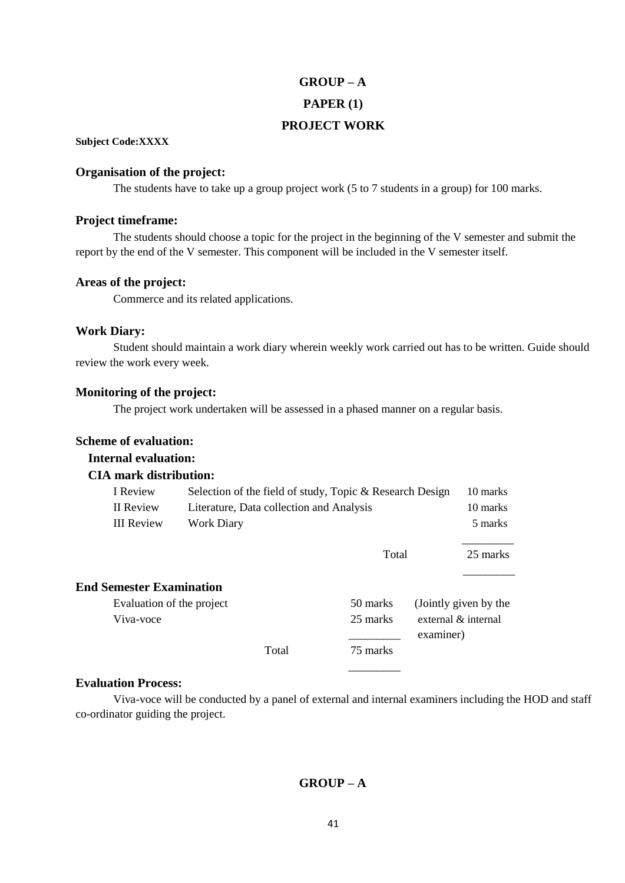# GROUP – A

## PAPER (1)

## PROJECT WORK

**Subject Code:XXXX**

### Organisation of the project:

The students have to take up a group project work (5 to 7 students in a group) for 100 marks.

### Project timeframe:

The students should choose a topic for the project in the beginning of the V semester and submit the report by the end of the V semester. This component will be included in the V semester itself.

### Areas of the project:

Commerce and its related applications.

### Work Diary:

Student should maintain a work diary wherein weekly work carried out has to be written. Guide should review the work every week.

### Monitoring of the project:

The project work undertaken will be assessed in a phased manner on a regular basis.

### Scheme of evaluation:

**Internal evaluation:**

**CIA mark distribution:**

| | | |
|---|---|---|
| I Review | Selection of the field of study, Topic & Research Design | 10 marks |
| II Review | Literature, Data collection and Analysis | 10 marks |
| III Review | Work Diary | 5 marks |
| | Total | 25 marks |

### End Semester Examination

| | | |
|---|---|---|
| Evaluation of the project | 50 marks | (Jointly given by the external & internal examiner) |
| Viva-voce | 25 marks | |
| Total | 75 marks | |

### Evaluation Process:

Viva-voce will be conducted by a panel of external and internal examiners including the HOD and staff co-ordinator guiding the project.

# GROUP – A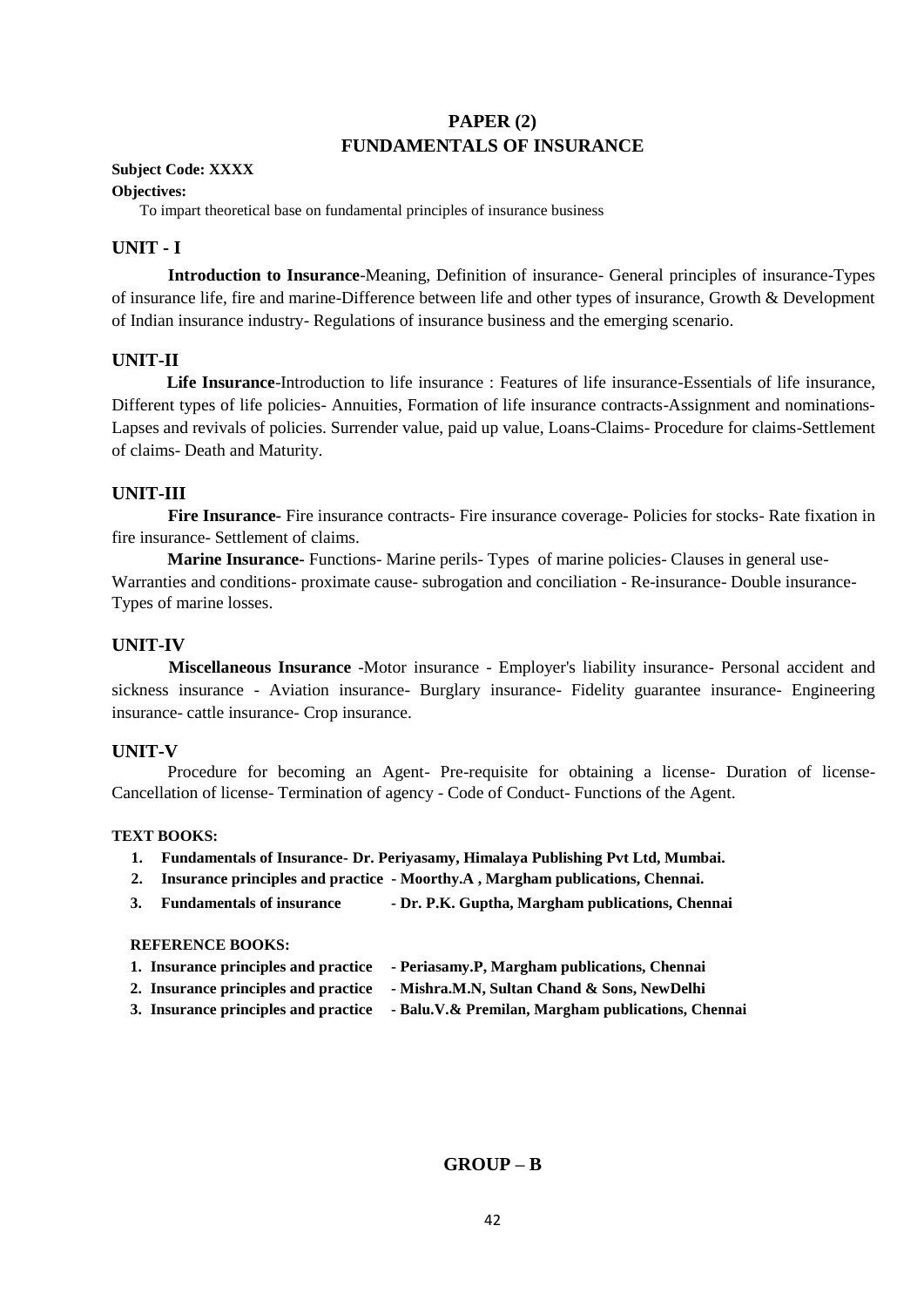# PAPER (2)
# FUNDAMENTALS OF INSURANCE

**Subject Code: XXXX**

**Objectives:**

To impart theoretical base on fundamental principles of insurance business

## UNIT - I

**Introduction to Insurance**-Meaning, Definition of insurance- General principles of insurance-Types of insurance life, fire and marine-Difference between life and other types of insurance, Growth & Development of Indian insurance industry- Regulations of insurance business and the emerging scenario.

## UNIT-II

**Life Insurance**-Introduction to life insurance : Features of life insurance-Essentials of life insurance, Different types of life policies- Annuities, Formation of life insurance contracts-Assignment and nominations-Lapses and revivals of policies. Surrender value, paid up value, Loans-Claims- Procedure for claims-Settlement of claims- Death and Maturity.

## UNIT-III

**Fire Insurance-** Fire insurance contracts- Fire insurance coverage- Policies for stocks- Rate fixation in fire insurance- Settlement of claims.

**Marine Insurance-** Functions- Marine perils- Types of marine policies- Clauses in general use- Warranties and conditions- proximate cause- subrogation and conciliation - Re-insurance- Double insurance- Types of marine losses.

## UNIT-IV

**Miscellaneous Insurance** -Motor insurance - Employer's liability insurance- Personal accident and sickness insurance - Aviation insurance- Burglary insurance- Fidelity guarantee insurance- Engineering insurance- cattle insurance- Crop insurance.

## UNIT-V

Procedure for becoming an Agent- Pre-requisite for obtaining a license- Duration of license- Cancellation of license- Termination of agency - Code of Conduct- Functions of the Agent.

**TEXT BOOKS:**

1. **Fundamentals of Insurance- Dr. Periyasamy, Himalaya Publishing Pvt Ltd, Mumbai.**
2. **Insurance principles and practice - Moorthy.A , Margham publications, Chennai.**
3. **Fundamentals of insurance - Dr. P.K. Guptha, Margham publications, Chennai**

**REFERENCE BOOKS:**

1. **Insurance principles and practice - Periasamy.P, Margham publications, Chennai**
2. **Insurance principles and practice - Mishra.M.N, Sultan Chand & Sons, NewDelhi**
3. **Insurance principles and practice - Balu.V.& Premilan, Margham publications, Chennai**

## GROUP – B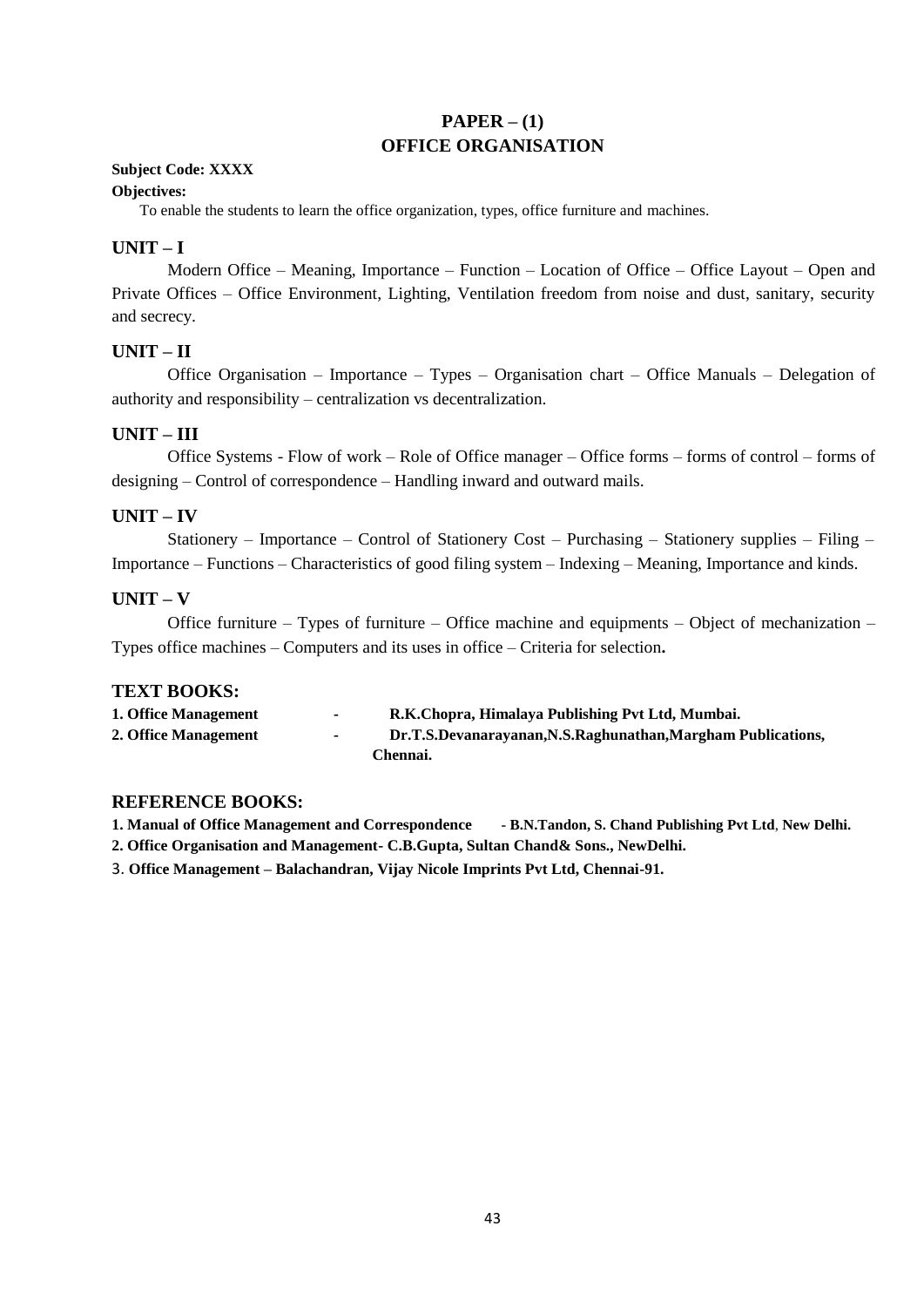# PAPER – (1)
# OFFICE ORGANISATION

**Subject Code: XXXX**

**Objectives:**

To enable the students to learn the office organization, types, office furniture and machines.

## UNIT – I

Modern Office – Meaning, Importance – Function – Location of Office – Office Layout – Open and Private Offices – Office Environment, Lighting, Ventilation freedom from noise and dust, sanitary, security and secrecy.

## UNIT – II

Office Organisation – Importance – Types – Organisation chart – Office Manuals – Delegation of authority and responsibility – centralization vs decentralization.

## UNIT – III

Office Systems - Flow of work – Role of Office manager – Office forms – forms of control – forms of designing – Control of correspondence – Handling inward and outward mails.

## UNIT – IV

Stationery – Importance – Control of Stationery Cost – Purchasing – Stationery supplies – Filing – Importance – Functions – Characteristics of good filing system – Indexing – Meaning, Importance and kinds.

## UNIT – V

Office furniture – Types of furniture – Office machine and equipments – Object of mechanization – Types office machines – Computers and its uses in office – Criteria for selection**.**

## TEXT BOOKS:

**1. Office Management - R.K.Chopra, Himalaya Publishing Pvt Ltd, Mumbai.**

**2. Office Management - Dr.T.S.Devanarayanan,N.S.Raghunathan,Margham Publications, Chennai.**

## REFERENCE BOOKS:

**1. Manual of Office Management and Correspondence - B.N.Tandon, S. Chand Publishing Pvt Ltd, New Delhi.**

**2. Office Organisation and Management- C.B.Gupta, Sultan Chand& Sons., NewDelhi.**

**3. Office Management – Balachandran, Vijay Nicole Imprints Pvt Ltd, Chennai-91.**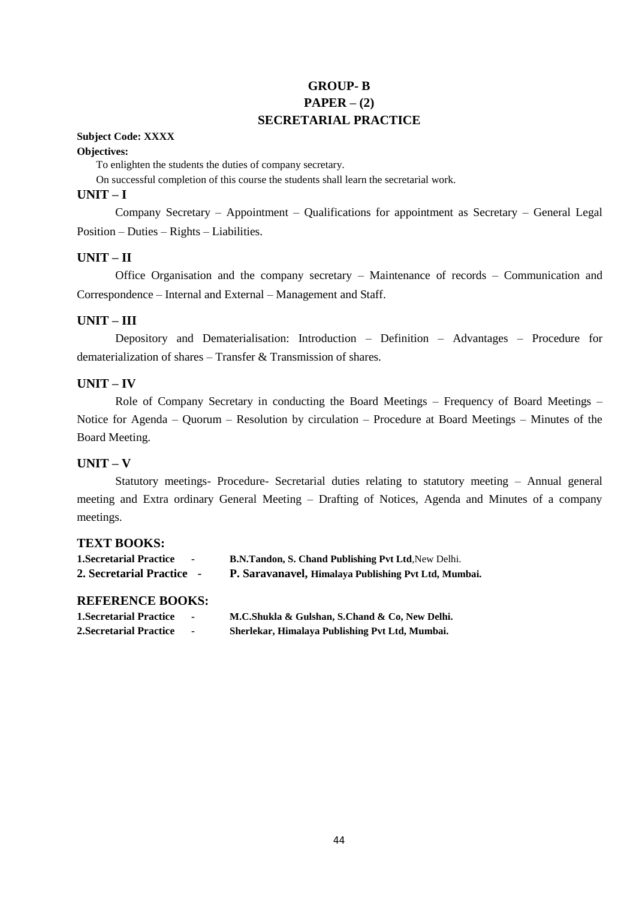# GROUP- B
## PAPER – (2)
## SECRETARIAL PRACTICE

**Subject Code: XXXX**

**Objectives:**

To enlighten the students the duties of company secretary.

On successful completion of this course the students shall learn the secretarial work.

### UNIT – I

Company Secretary – Appointment – Qualifications for appointment as Secretary – General Legal Position – Duties – Rights – Liabilities.

### UNIT – II

Office Organisation and the company secretary – Maintenance of records – Communication and Correspondence – Internal and External – Management and Staff.

### UNIT – III

Depository and Dematerialisation: Introduction – Definition – Advantages – Procedure for dematerialization of shares – Transfer & Transmission of shares.

### UNIT – IV

Role of Company Secretary in conducting the Board Meetings – Frequency of Board Meetings – Notice for Agenda – Quorum – Resolution by circulation – Procedure at Board Meetings – Minutes of the Board Meeting.

### UNIT – V

Statutory meetings- Procedure- Secretarial duties relating to statutory meeting – Annual general meeting and Extra ordinary General Meeting – Drafting of Notices, Agenda and Minutes of a company meetings.

### TEXT BOOKS:

**1.Secretarial Practice -** **B.N.Tandon, S. Chand Publishing Pvt Ltd**,New Delhi.

**2. Secretarial Practice -** **P. Saravanavel, Himalaya Publishing Pvt Ltd, Mumbai.**

### REFERENCE BOOKS:

**1.Secretarial Practice -** **M.C.Shukla & Gulshan, S.Chand & Co, New Delhi.**

**2.Secretarial Practice -** **Sherlekar, Himalaya Publishing Pvt Ltd, Mumbai.**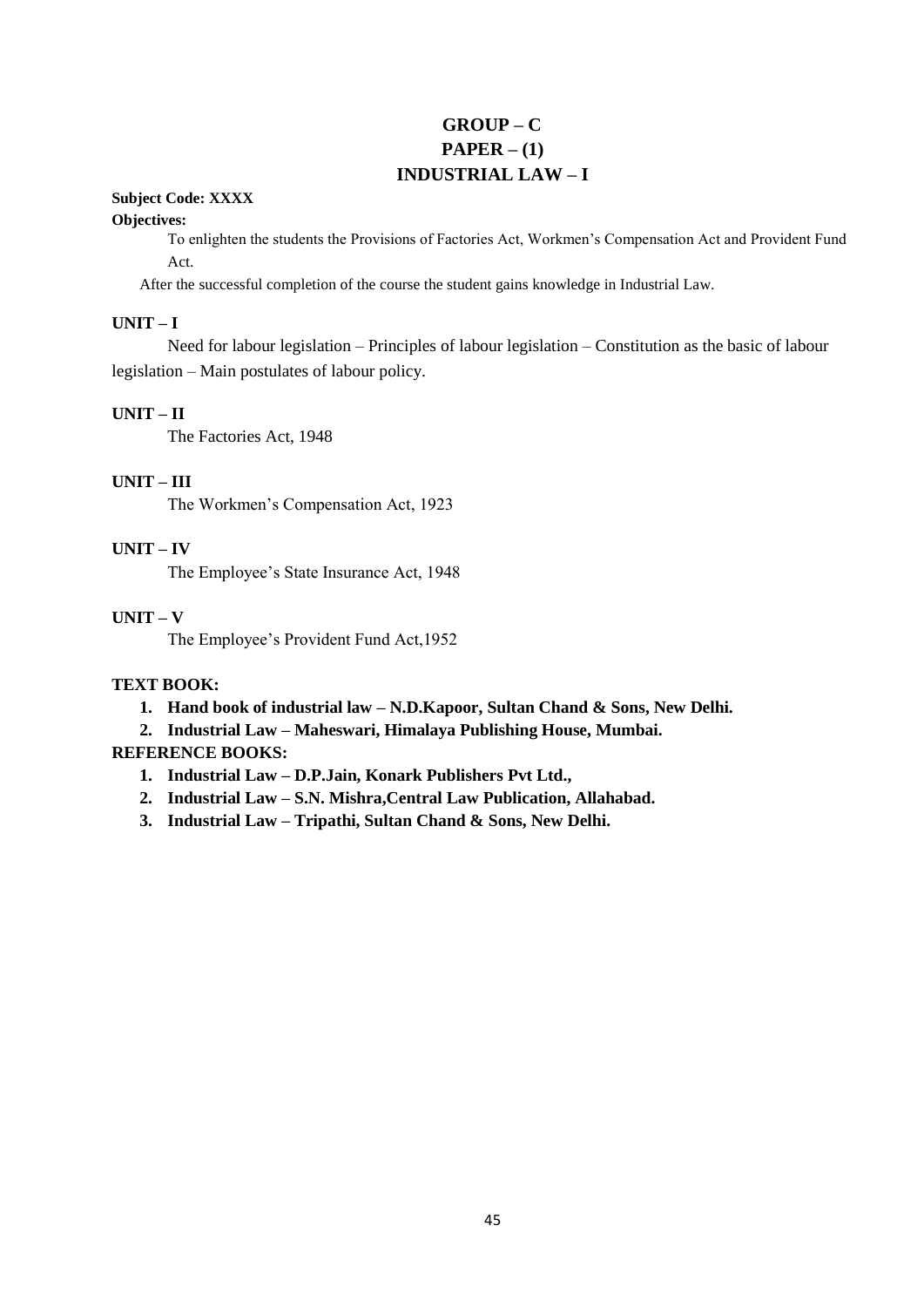# GROUP – C
## PAPER – (1)
## INDUSTRIAL LAW – I

**Subject Code: XXXX**

**Objectives:**

To enlighten the students the Provisions of Factories Act, Workmen's Compensation Act and Provident Fund Act.

After the successful completion of the course the student gains knowledge in Industrial Law.

**UNIT – I**

Need for labour legislation – Principles of labour legislation – Constitution as the basic of labour legislation – Main postulates of labour policy.

**UNIT – II**

The Factories Act, 1948

**UNIT – III**

The Workmen's Compensation Act, 1923

**UNIT – IV**

The Employee's State Insurance Act, 1948

**UNIT – V**

The Employee's Provident Fund Act,1952

**TEXT BOOK:**

1. **Hand book of industrial law – N.D.Kapoor, Sultan Chand & Sons, New Delhi.**
2. **Industrial Law – Maheswari, Himalaya Publishing House, Mumbai.**

**REFERENCE BOOKS:**

1. **Industrial Law – D.P.Jain, Konark Publishers Pvt Ltd.,**
2. **Industrial Law – S.N. Mishra,Central Law Publication, Allahabad.**
3. **Industrial Law – Tripathi, Sultan Chand & Sons, New Delhi.**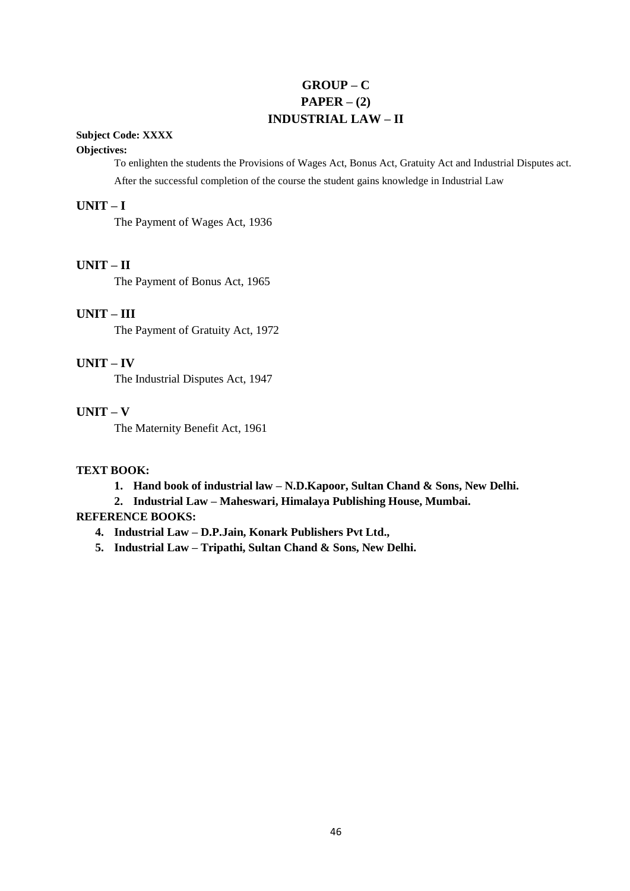# GROUP – C
# PAPER – (2)
# INDUSTRIAL LAW – II

**Subject Code: XXXX**

**Objectives:**

To enlighten the students the Provisions of Wages Act, Bonus Act, Gratuity Act and Industrial Disputes act.

After the successful completion of the course the student gains knowledge in Industrial Law

## UNIT – I

The Payment of Wages Act, 1936

## UNIT – II

The Payment of Bonus Act, 1965

## UNIT – III

The Payment of Gratuity Act, 1972

## UNIT – IV

The Industrial Disputes Act, 1947

## UNIT – V

The Maternity Benefit Act, 1961

**TEXT BOOK:**

1. **Hand book of industrial law – N.D.Kapoor, Sultan Chand & Sons, New Delhi.**
2. **Industrial Law – Maheswari, Himalaya Publishing House, Mumbai.**

**REFERENCE BOOKS:**

4. **Industrial Law – D.P.Jain, Konark Publishers Pvt Ltd.,**
5. **Industrial Law – Tripathi, Sultan Chand & Sons, New Delhi.**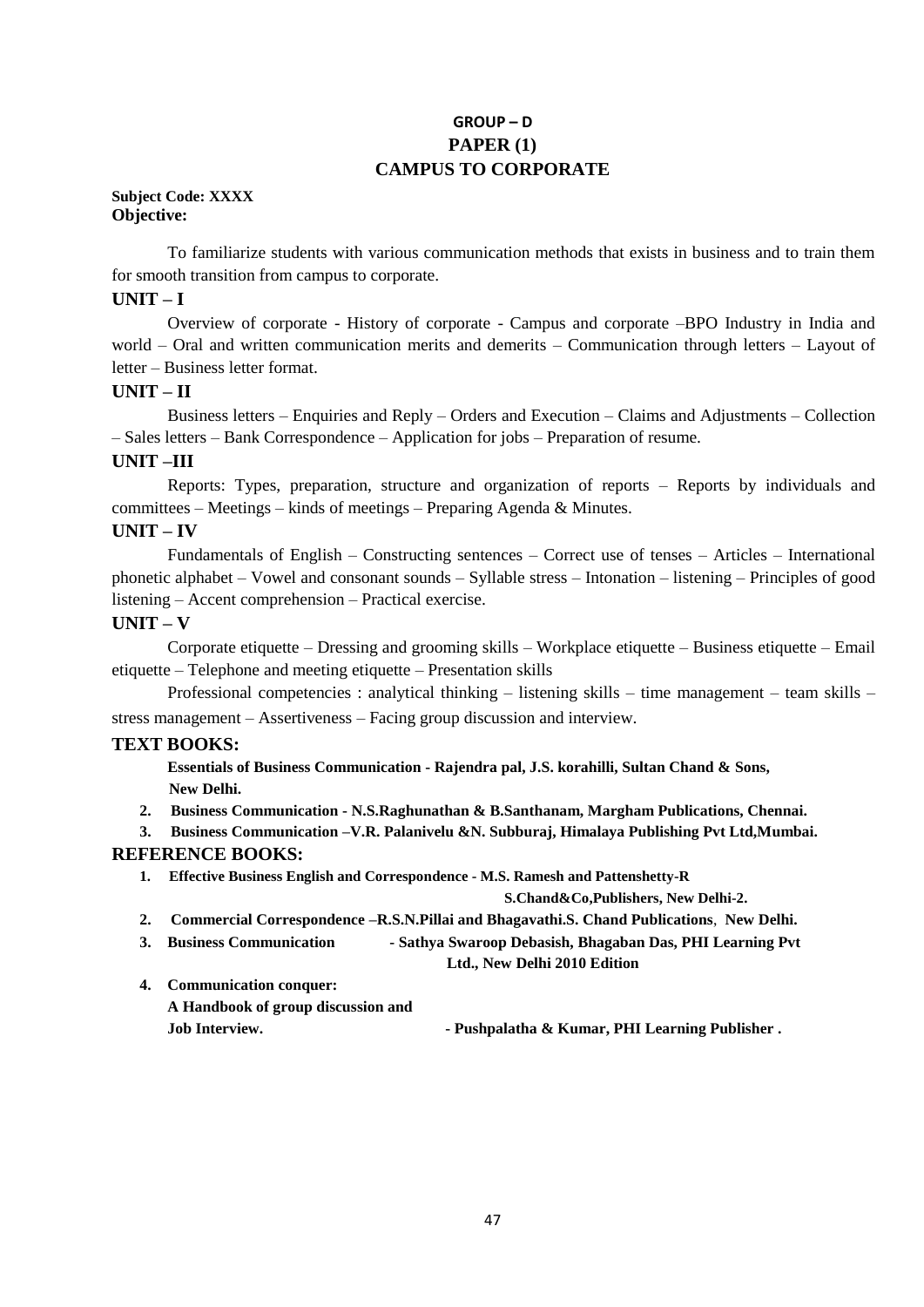## GROUP – D

## PAPER (1)

## CAMPUS TO CORPORATE

**Subject Code: XXXX**
**Objective:**

To familiarize students with various communication methods that exists in business and to train them for smooth transition from campus to corporate.

### UNIT – I

Overview of corporate - History of corporate - Campus and corporate –BPO Industry in India and world – Oral and written communication merits and demerits – Communication through letters – Layout of letter – Business letter format.

### UNIT – II

Business letters – Enquiries and Reply – Orders and Execution – Claims and Adjustments – Collection – Sales letters – Bank Correspondence – Application for jobs – Preparation of resume.

### UNIT –III

Reports: Types, preparation, structure and organization of reports – Reports by individuals and committees – Meetings – kinds of meetings – Preparing Agenda & Minutes.

### UNIT – IV

Fundamentals of English – Constructing sentences – Correct use of tenses – Articles – International phonetic alphabet – Vowel and consonant sounds – Syllable stress – Intonation – listening – Principles of good listening – Accent comprehension – Practical exercise.

### UNIT – V

Corporate etiquette – Dressing and grooming skills – Workplace etiquette – Business etiquette – Email etiquette – Telephone and meeting etiquette – Presentation skills

Professional competencies : analytical thinking – listening skills – time management – team skills – stress management – Assertiveness – Facing group discussion and interview.

### TEXT BOOKS:

1. **Essentials of Business Communication - Rajendra pal, J.S. korahilli, Sultan Chand & Sons, New Delhi.**
2. **Business Communication - N.S.Raghunathan & B.Santhanam, Margham Publications, Chennai.**
3. **Business Communication –V.R. Palanivelu &N. Subburaj, Himalaya Publishing Pvt Ltd,Mumbai.**

### REFERENCE BOOKS:

1. **Effective Business English and Correspondence - M.S. Ramesh and Pattenshetty-R S.Chand&Co,Publishers, New Delhi-2.**
2. **Commercial Correspondence –R.S.N.Pillai and Bhagavathi.S. Chand Publications, New Delhi.**
3. **Business Communication - Sathya Swaroop Debasish, Bhagaban Das, PHI Learning Pvt Ltd., New Delhi 2010 Edition**
4. **Communication conquer: A Handbook of group discussion and Job Interview. - Pushpalatha & Kumar, PHI Learning Publisher .**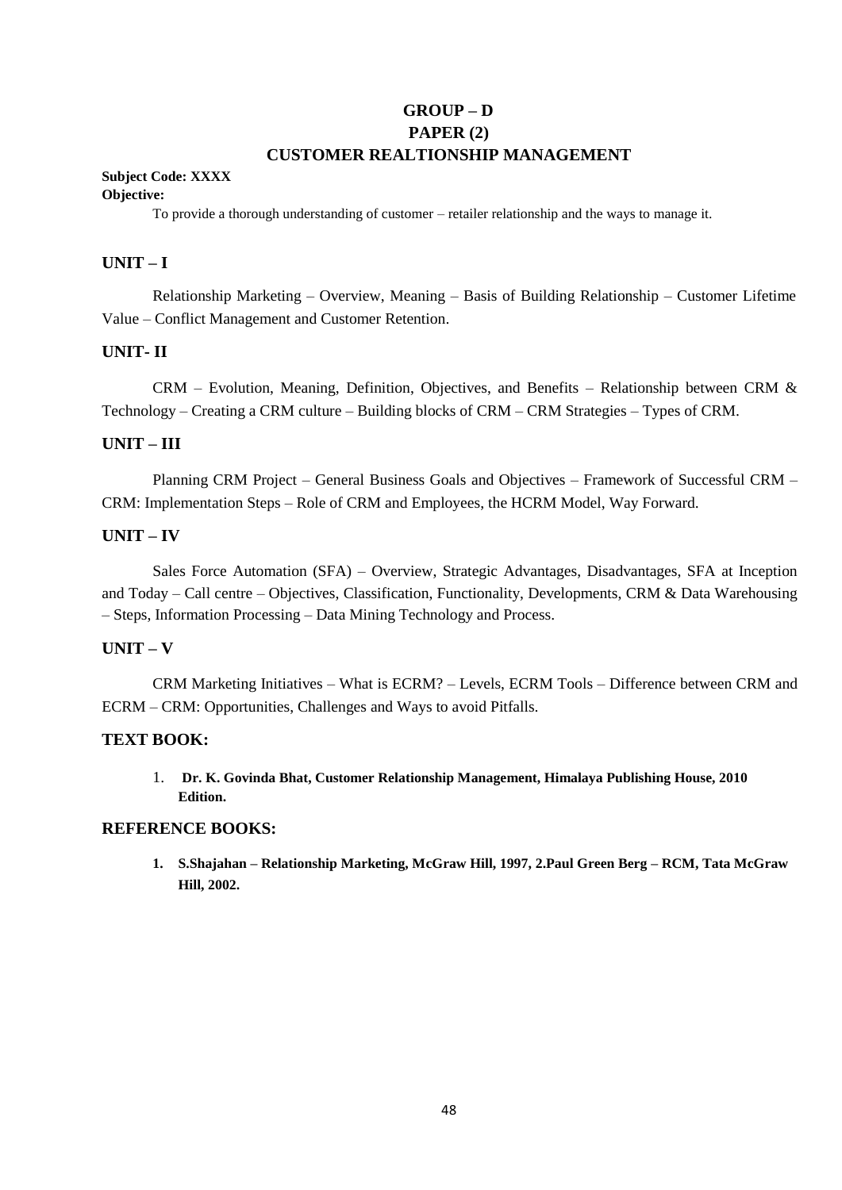# GROUP – D

## PAPER (2)

## CUSTOMER REALTIONSHIP MANAGEMENT

**Subject Code: XXXX**

**Objective:**

To provide a thorough understanding of customer – retailer relationship and the ways to manage it.

### UNIT – I

Relationship Marketing – Overview, Meaning – Basis of Building Relationship – Customer Lifetime Value – Conflict Management and Customer Retention.

### UNIT- II

CRM – Evolution, Meaning, Definition, Objectives, and Benefits – Relationship between CRM & Technology – Creating a CRM culture – Building blocks of CRM – CRM Strategies – Types of CRM.

### UNIT – III

Planning CRM Project – General Business Goals and Objectives – Framework of Successful CRM – CRM: Implementation Steps – Role of CRM and Employees, the HCRM Model, Way Forward.

### UNIT – IV

Sales Force Automation (SFA) – Overview, Strategic Advantages, Disadvantages, SFA at Inception and Today – Call centre – Objectives, Classification, Functionality, Developments, CRM & Data Warehousing – Steps, Information Processing – Data Mining Technology and Process.

### UNIT – V

CRM Marketing Initiatives – What is ECRM? – Levels, ECRM Tools – Difference between CRM and ECRM – CRM: Opportunities, Challenges and Ways to avoid Pitfalls.

### TEXT BOOK:

1. **Dr. K. Govinda Bhat, Customer Relationship Management, Himalaya Publishing House, 2010 Edition.**

### REFERENCE BOOKS:

1. **S.Shajahan – Relationship Marketing, McGraw Hill, 1997, 2.Paul Green Berg – RCM, Tata McGraw Hill, 2002.**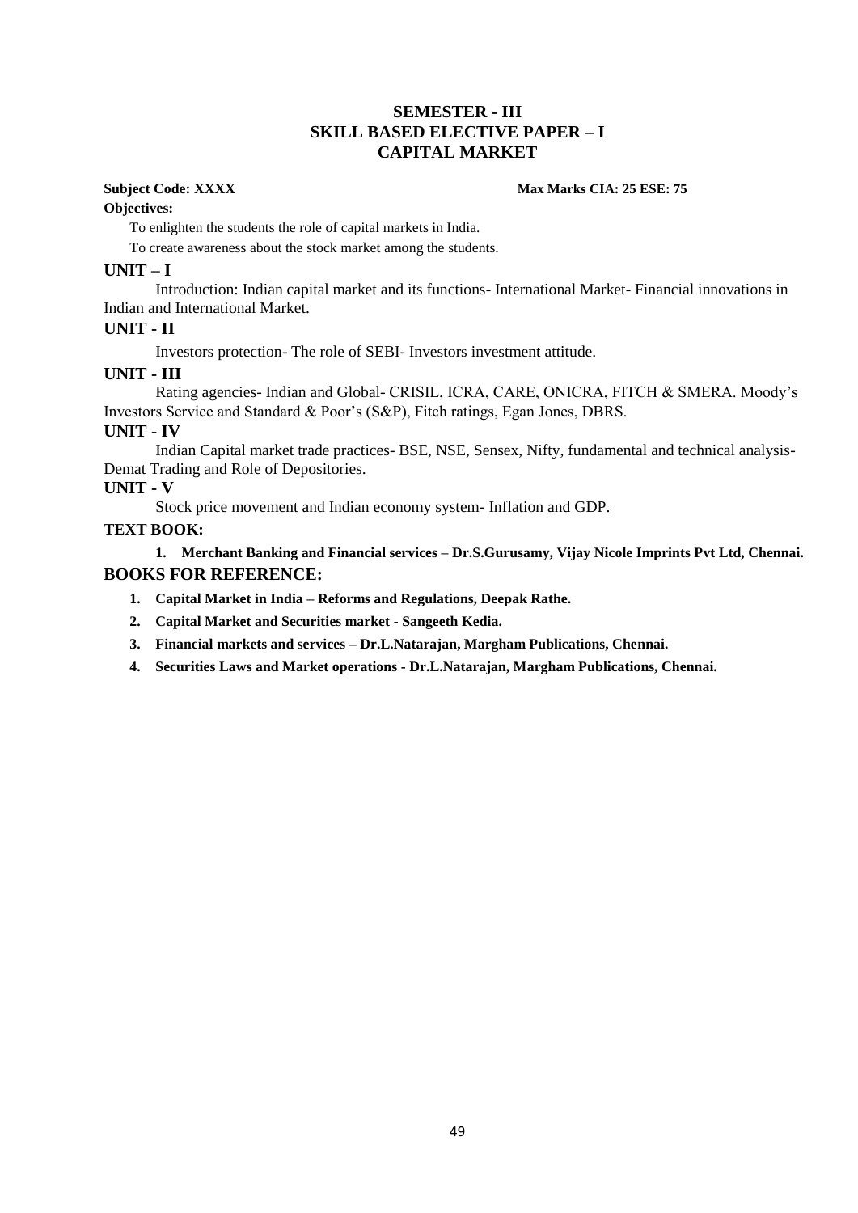# SEMESTER - III
## SKILL BASED ELECTIVE PAPER – I
## CAPITAL MARKET

**Subject Code: XXXX** **Max Marks CIA: 25 ESE: 75**

**Objectives:**

To enlighten the students the role of capital markets in India.

To create awareness about the stock market among the students.

### UNIT – I

Introduction: Indian capital market and its functions- International Market- Financial innovations in Indian and International Market.

### UNIT - II

Investors protection- The role of SEBI- Investors investment attitude.

### UNIT - III

Rating agencies- Indian and Global- CRISIL, ICRA, CARE, ONICRA, FITCH & SMERA. Moody's Investors Service and Standard & Poor's (S&P), Fitch ratings, Egan Jones, DBRS.

### UNIT - IV

Indian Capital market trade practices- BSE, NSE, Sensex, Nifty, fundamental and technical analysis- Demat Trading and Role of Depositories.

### UNIT - V

Stock price movement and Indian economy system- Inflation and GDP.

### TEXT BOOK:

1. **Merchant Banking and Financial services – Dr.S.Gurusamy, Vijay Nicole Imprints Pvt Ltd, Chennai.**

### BOOKS FOR REFERENCE:

1. **Capital Market in India – Reforms and Regulations, Deepak Rathe.**
2. **Capital Market and Securities market - Sangeeth Kedia.**
3. **Financial markets and services – Dr.L.Natarajan, Margham Publications, Chennai.**
4. **Securities Laws and Market operations - Dr.L.Natarajan, Margham Publications, Chennai.**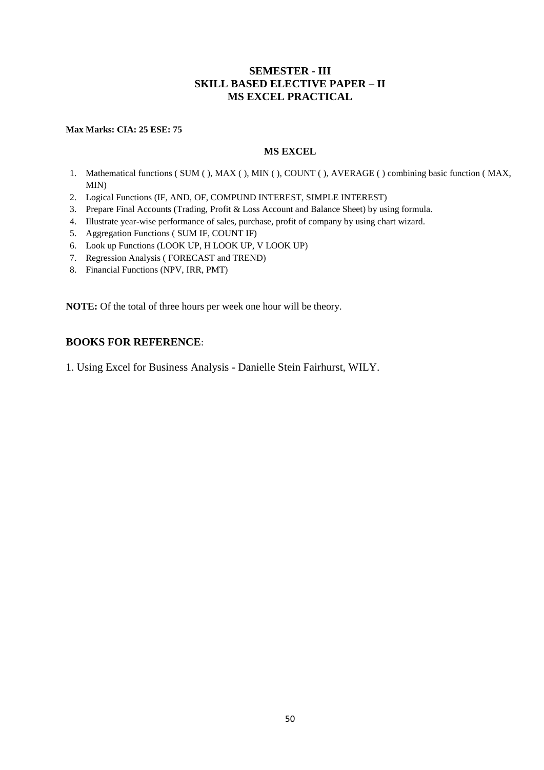# SEMESTER - III
## SKILL BASED ELECTIVE PAPER – II
## MS EXCEL PRACTICAL

**Max Marks: CIA: 25 ESE: 75**

### MS EXCEL

1. Mathematical functions ( SUM ( ), MAX ( ), MIN ( ), COUNT ( ), AVERAGE ( ) combining basic function ( MAX, MIN)
2. Logical Functions (IF, AND, OF, COMPUND INTEREST, SIMPLE INTEREST)
3. Prepare Final Accounts (Trading, Profit & Loss Account and Balance Sheet) by using formula.
4. Illustrate year-wise performance of sales, purchase, profit of company by using chart wizard.
5. Aggregation Functions ( SUM IF, COUNT IF)
6. Look up Functions (LOOK UP, H LOOK UP, V LOOK UP)
7. Regression Analysis ( FORECAST and TREND)
8. Financial Functions (NPV, IRR, PMT)

**NOTE:** Of the total of three hours per week one hour will be theory.

### BOOKS FOR REFERENCE:

1. Using Excel for Business Analysis - Danielle Stein Fairhurst, WILY.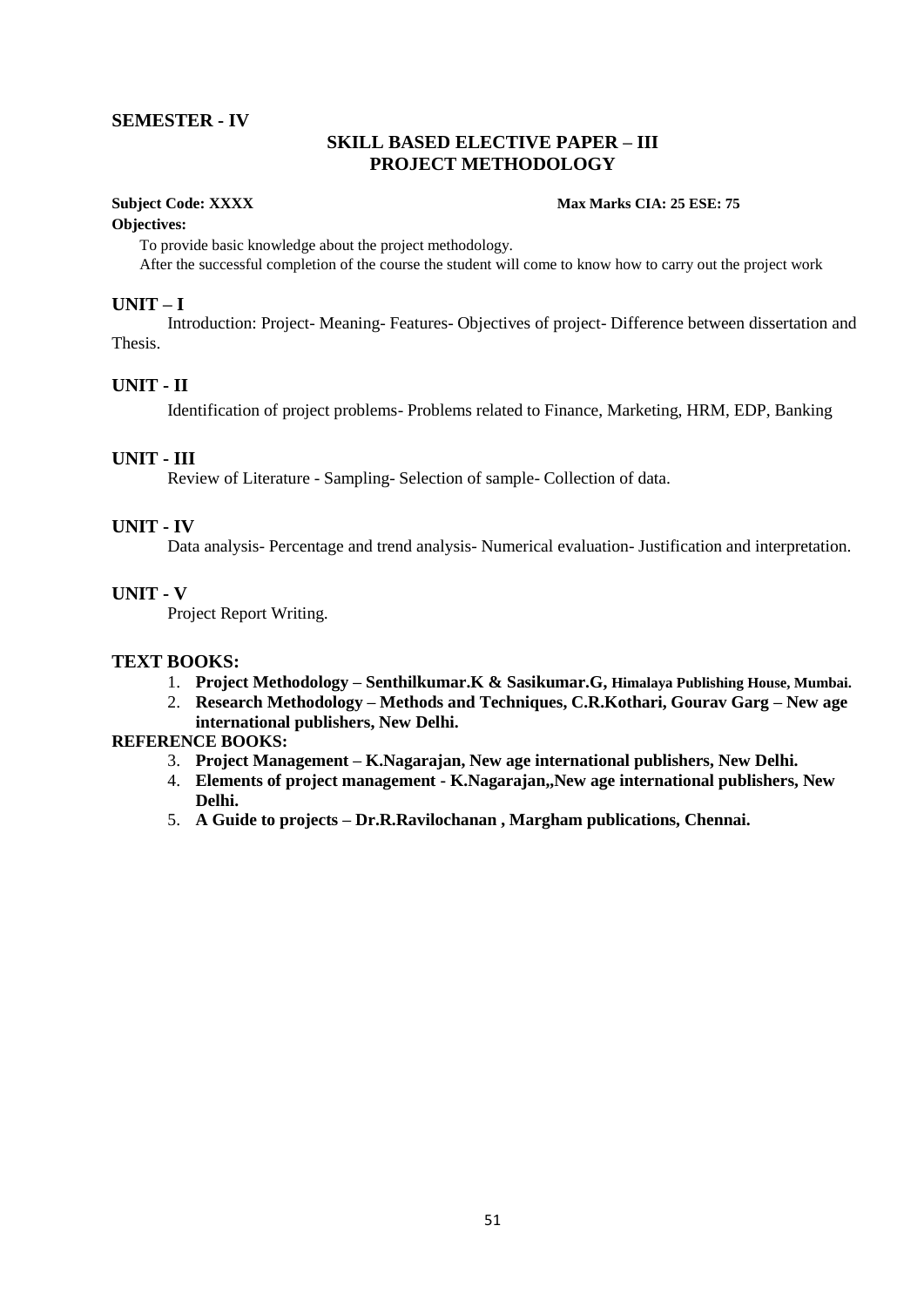**SEMESTER - IV**

## SKILL BASED ELECTIVE PAPER – III
## PROJECT METHODOLOGY

**Subject Code: XXXX** **Max Marks CIA: 25 ESE: 75**

**Objectives:**

To provide basic knowledge about the project methodology.
After the successful completion of the course the student will come to know how to carry out the project work

### UNIT – I

Introduction: Project- Meaning- Features- Objectives of project- Difference between dissertation and Thesis.

### UNIT - II

Identification of project problems- Problems related to Finance, Marketing, HRM, EDP, Banking

### UNIT - III

Review of Literature - Sampling- Selection of sample- Collection of data.

### UNIT - IV

Data analysis- Percentage and trend analysis- Numerical evaluation- Justification and interpretation.

### UNIT - V

Project Report Writing.

### TEXT BOOKS:

1. **Project Methodology – Senthilkumar.K & Sasikumar.G, Himalaya Publishing House, Mumbai.**
2. **Research Methodology – Methods and Techniques, C.R.Kothari, Gourav Garg – New age international publishers, New Delhi.**

**REFERENCE BOOKS:**

3. **Project Management – K.Nagarajan, New age international publishers, New Delhi.**
4. **Elements of project management - K.Nagarajan,,New age international publishers, New Delhi.**
5. **A Guide to projects – Dr.R.Ravilochanan , Margham publications, Chennai.**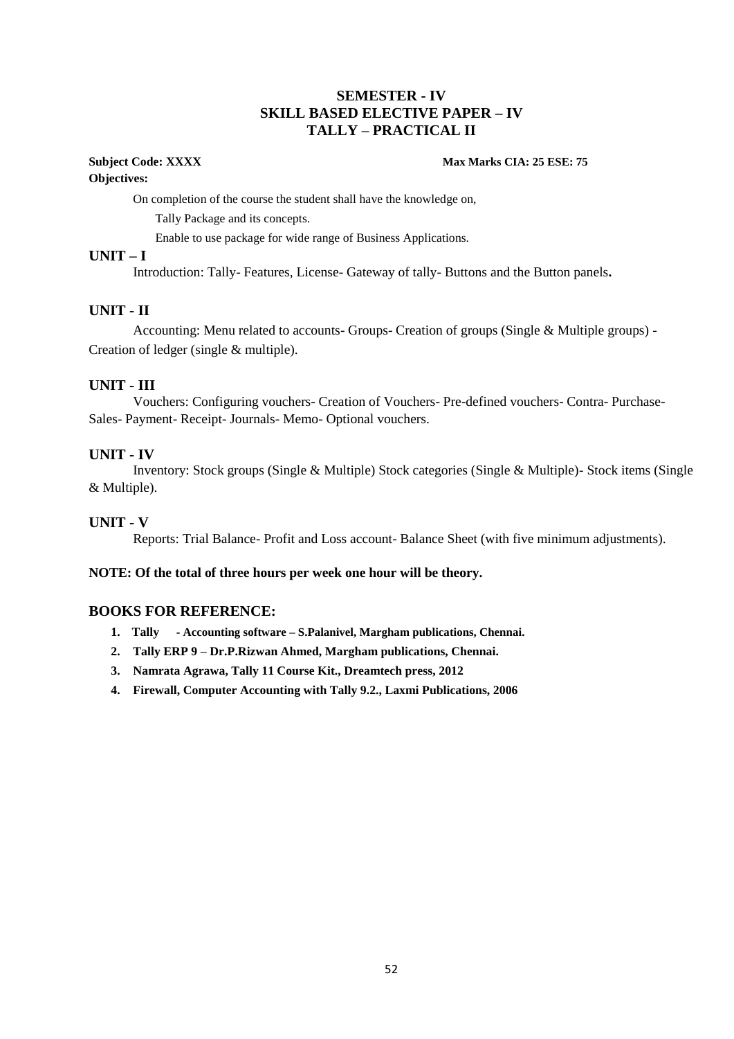# SEMESTER - IV
## SKILL BASED ELECTIVE PAPER – IV
## TALLY – PRACTICAL II

**Subject Code: XXXX** **Max Marks CIA: 25 ESE: 75**

**Objectives:**

On completion of the course the student shall have the knowledge on,

- Tally Package and its concepts.
- Enable to use package for wide range of Business Applications.

### UNIT – I

Introduction: Tally- Features, License- Gateway of tally- Buttons and the Button panels**.**

### UNIT - II

Accounting: Menu related to accounts- Groups- Creation of groups (Single & Multiple groups) - Creation of ledger (single & multiple).

### UNIT - III

Vouchers: Configuring vouchers- Creation of Vouchers- Pre-defined vouchers- Contra- Purchase- Sales- Payment- Receipt- Journals- Memo- Optional vouchers.

### UNIT - IV

Inventory: Stock groups (Single & Multiple) Stock categories (Single & Multiple)- Stock items (Single & Multiple).

### UNIT - V

Reports: Trial Balance- Profit and Loss account- Balance Sheet (with five minimum adjustments).

**NOTE: Of the total of three hours per week one hour will be theory.**

### BOOKS FOR REFERENCE:

1. **Tally - Accounting software – S.Palanivel, Margham publications, Chennai.**
2. **Tally ERP 9 – Dr.P.Rizwan Ahmed, Margham publications, Chennai.**
3. **Namrata Agrawa, Tally 11 Course Kit., Dreamtech press, 2012**
4. **Firewall, Computer Accounting with Tally 9.2., Laxmi Publications, 2006**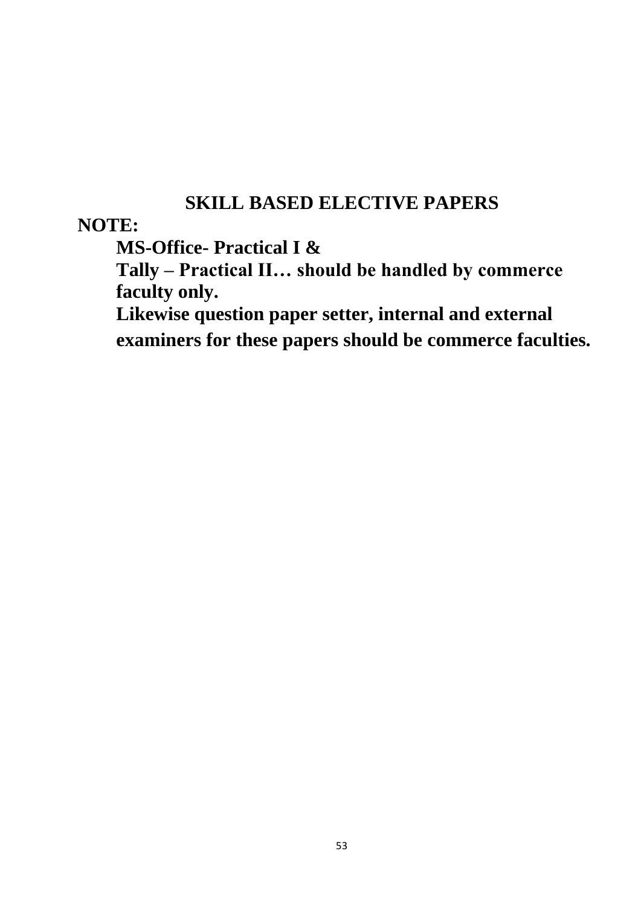## SKILL BASED ELECTIVE PAPERS

**NOTE:**

**MS-Office- Practical I &**
**Tally – Practical II… should be handled by commerce faculty only.**
**Likewise question paper setter, internal and external examiners for these papers should be commerce faculties.**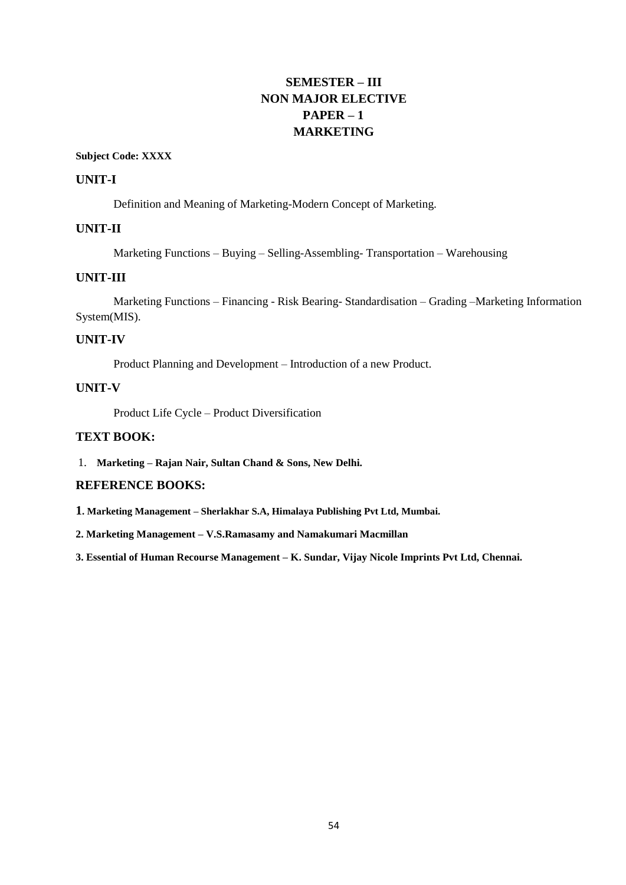# SEMESTER – III
# NON MAJOR ELECTIVE
# PAPER – 1
# MARKETING

**Subject Code: XXXX**

## UNIT-I

Definition and Meaning of Marketing-Modern Concept of Marketing.

## UNIT-II

Marketing Functions – Buying – Selling-Assembling- Transportation – Warehousing

## UNIT-III

Marketing Functions – Financing - Risk Bearing- Standardisation – Grading –Marketing Information System(MIS).

## UNIT-IV

Product Planning and Development – Introduction of a new Product.

## UNIT-V

Product Life Cycle – Product Diversification

## TEXT BOOK:

1. **Marketing – Rajan Nair, Sultan Chand & Sons, New Delhi.**

## REFERENCE BOOKS:

**1. Marketing Management – Sherlakhar S.A, Himalaya Publishing Pvt Ltd, Mumbai.**

**2. Marketing Management – V.S.Ramasamy and Namakumari Macmillan**

**3. Essential of Human Recourse Management – K. Sundar, Vijay Nicole Imprints Pvt Ltd, Chennai.**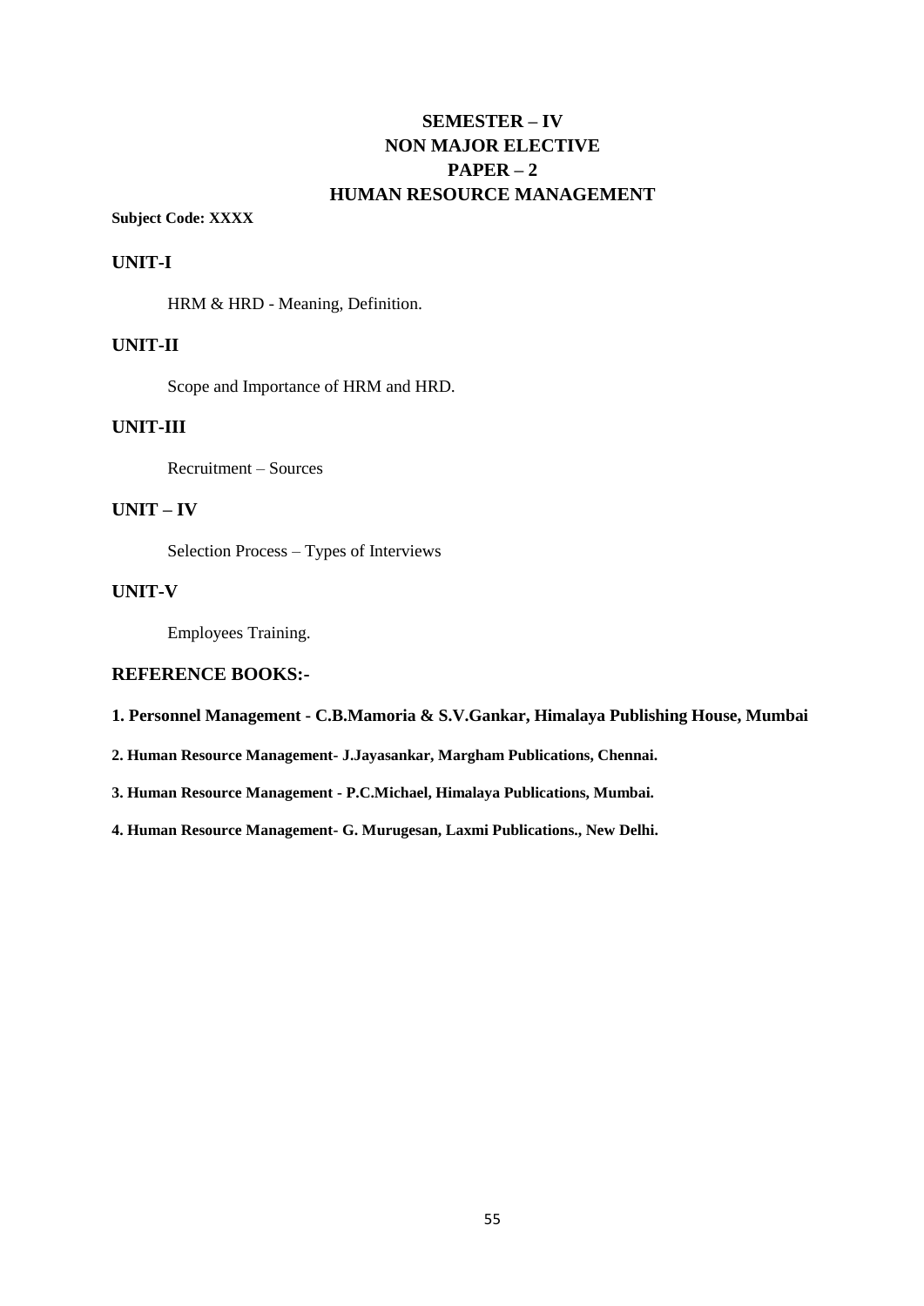# SEMESTER – IV
# NON MAJOR ELECTIVE
# PAPER – 2
# HUMAN RESOURCE MANAGEMENT

**Subject Code: XXXX**

## UNIT-I

HRM & HRD - Meaning, Definition.

## UNIT-II

Scope and Importance of HRM and HRD.

## UNIT-III

Recruitment – Sources

## UNIT – IV

Selection Process – Types of Interviews

## UNIT-V

Employees Training.

## REFERENCE BOOKS:-

**1. Personnel Management - C.B.Mamoria & S.V.Gankar, Himalaya Publishing House, Mumbai**

**2. Human Resource Management- J.Jayasankar, Margham Publications, Chennai.**

**3. Human Resource Management - P.C.Michael, Himalaya Publications, Mumbai.**

**4. Human Resource Management- G. Murugesan, Laxmi Publications., New Delhi.**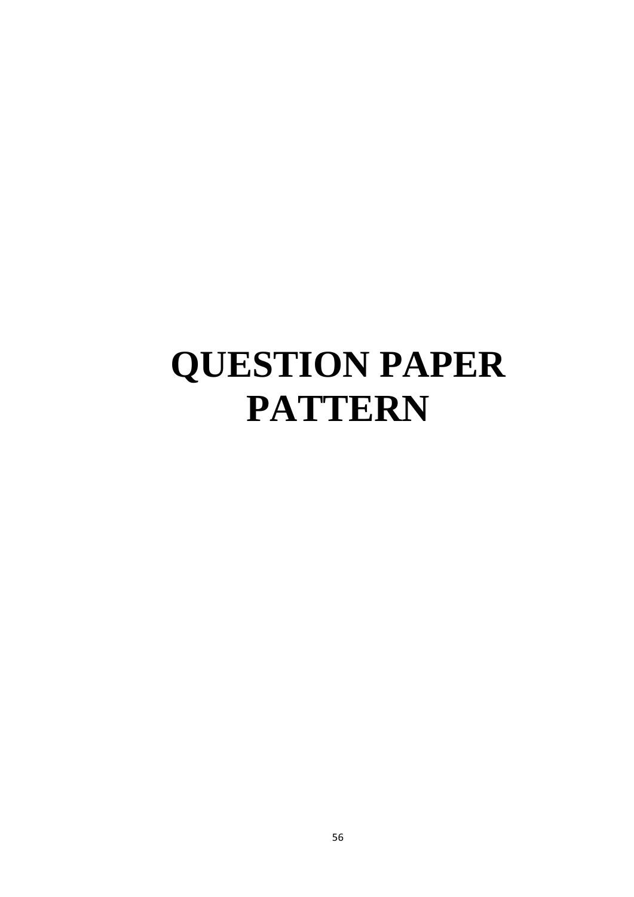# QUESTION PAPER PATTERN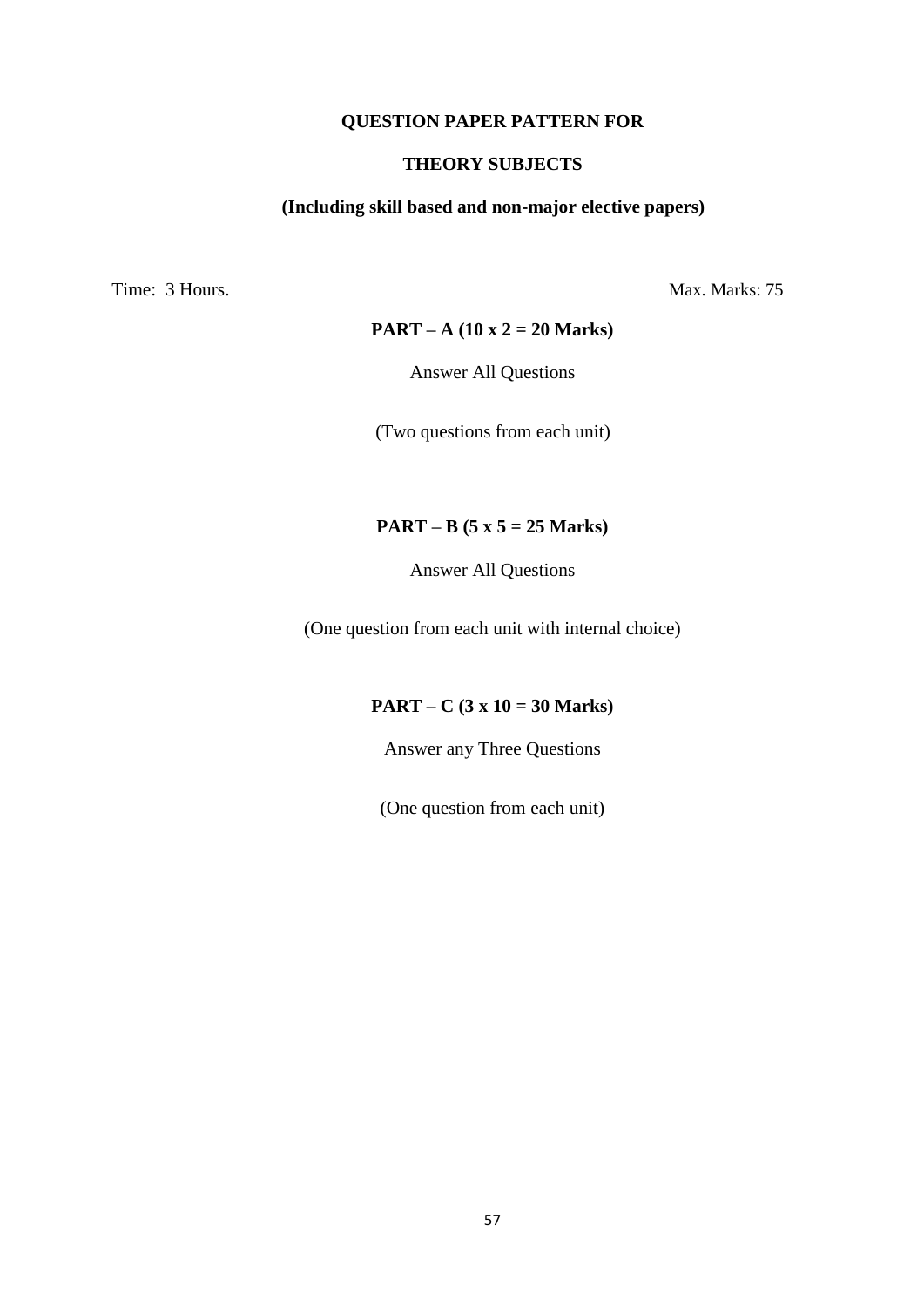**QUESTION PAPER PATTERN FOR**

**THEORY SUBJECTS**

**(Including skill based and non-major elective papers)**

Time: 3 Hours. Max. Marks: 75

**PART – A (10 x 2 = 20 Marks)**

Answer All Questions

(Two questions from each unit)

**PART – B (5 x 5 = 25 Marks)**

Answer All Questions

(One question from each unit with internal choice)

**PART – C (3 x 10 = 30 Marks)**

Answer any Three Questions

(One question from each unit)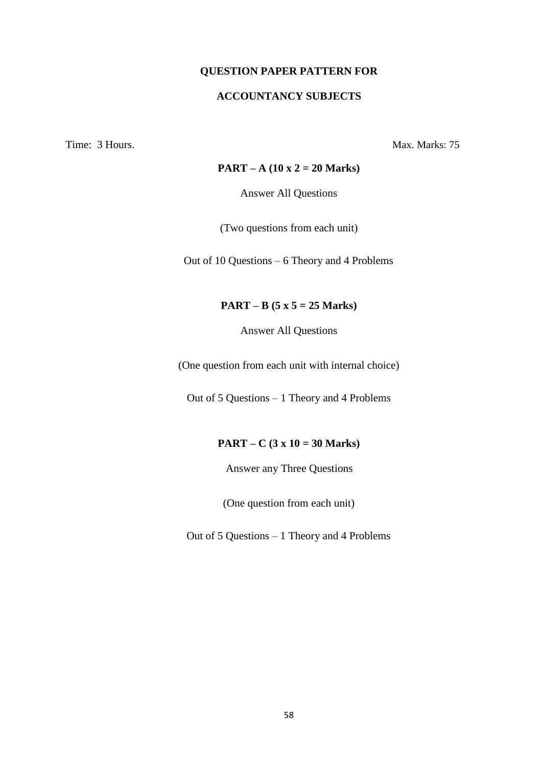## QUESTION PAPER PATTERN FOR

## ACCOUNTANCY SUBJECTS

Time: 3 Hours. Max. Marks: 75

**PART – A (10 x 2 = 20 Marks)**

Answer All Questions

(Two questions from each unit)

Out of 10 Questions – 6 Theory and 4 Problems

**PART – B (5 x 5 = 25 Marks)**

Answer All Questions

(One question from each unit with internal choice)

Out of 5 Questions – 1 Theory and 4 Problems

**PART – C (3 x 10 = 30 Marks)**

Answer any Three Questions

(One question from each unit)

Out of 5 Questions – 1 Theory and 4 Problems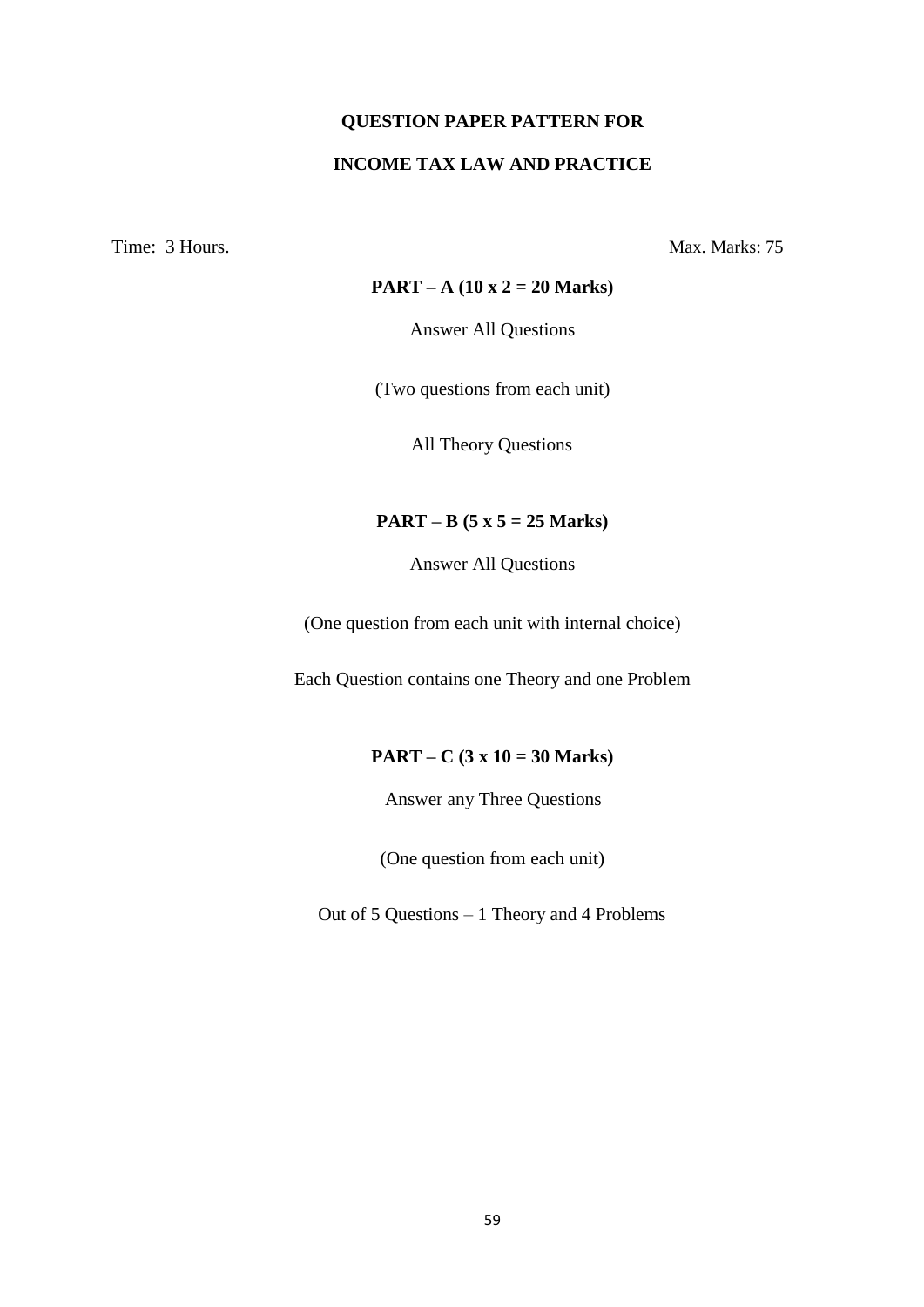# QUESTION PAPER PATTERN FOR

# INCOME TAX LAW AND PRACTICE

Time: 3 Hours. Max. Marks: 75

**PART – A (10 x 2 = 20 Marks)**

Answer All Questions

(Two questions from each unit)

All Theory Questions

**PART – B (5 x 5 = 25 Marks)**

Answer All Questions

(One question from each unit with internal choice)

Each Question contains one Theory and one Problem

**PART – C (3 x 10 = 30 Marks)**

Answer any Three Questions

(One question from each unit)

Out of 5 Questions – 1 Theory and 4 Problems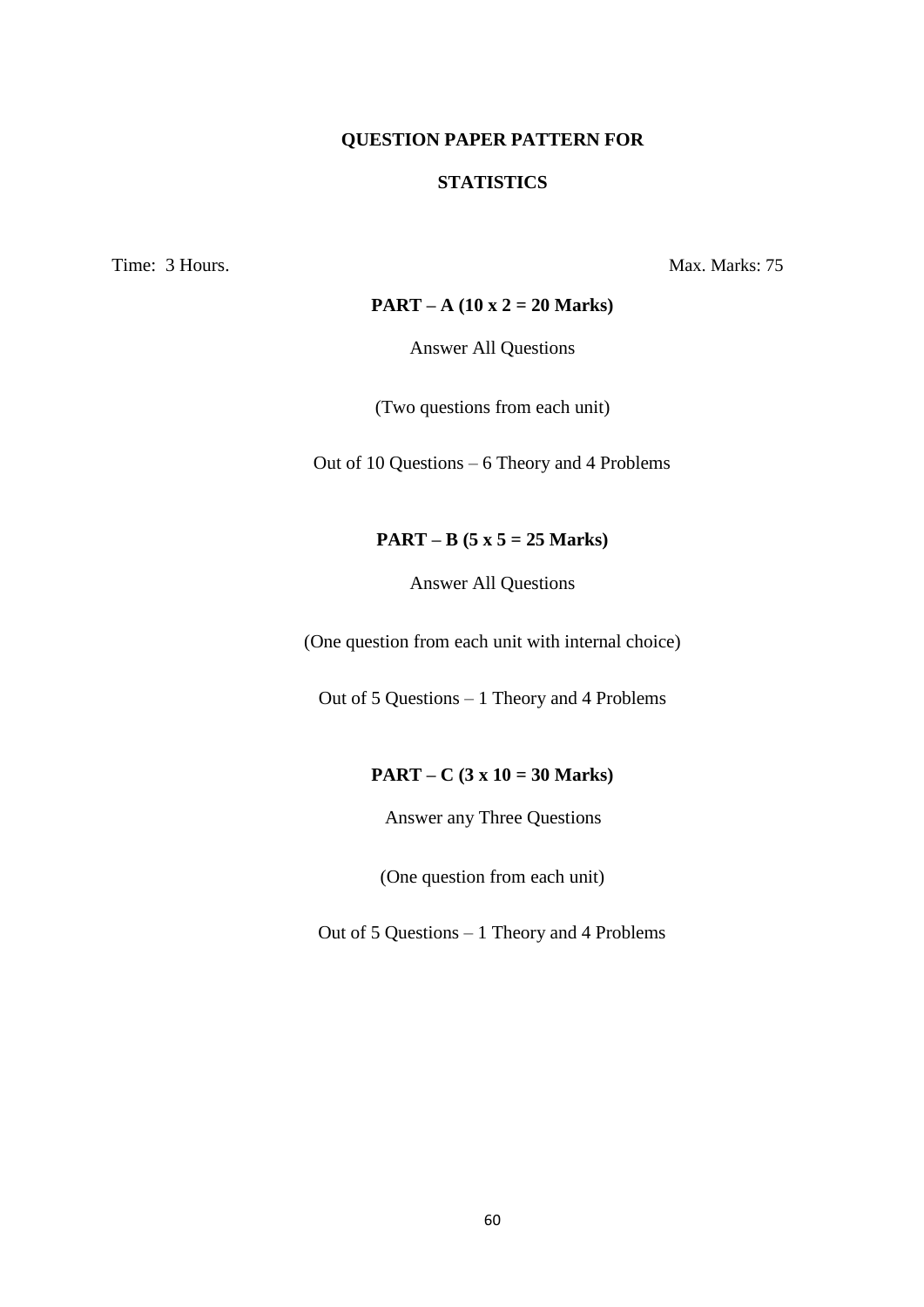# QUESTION PAPER PATTERN FOR

# STATISTICS

Time: 3 Hours. Max. Marks: 75

## PART – A (10 x 2 = 20 Marks)

Answer All Questions

(Two questions from each unit)

Out of 10 Questions – 6 Theory and 4 Problems

## PART – B (5 x 5 = 25 Marks)

Answer All Questions

(One question from each unit with internal choice)

Out of 5 Questions – 1 Theory and 4 Problems

## PART – C (3 x 10 = 30 Marks)

Answer any Three Questions

(One question from each unit)

Out of 5 Questions – 1 Theory and 4 Problems